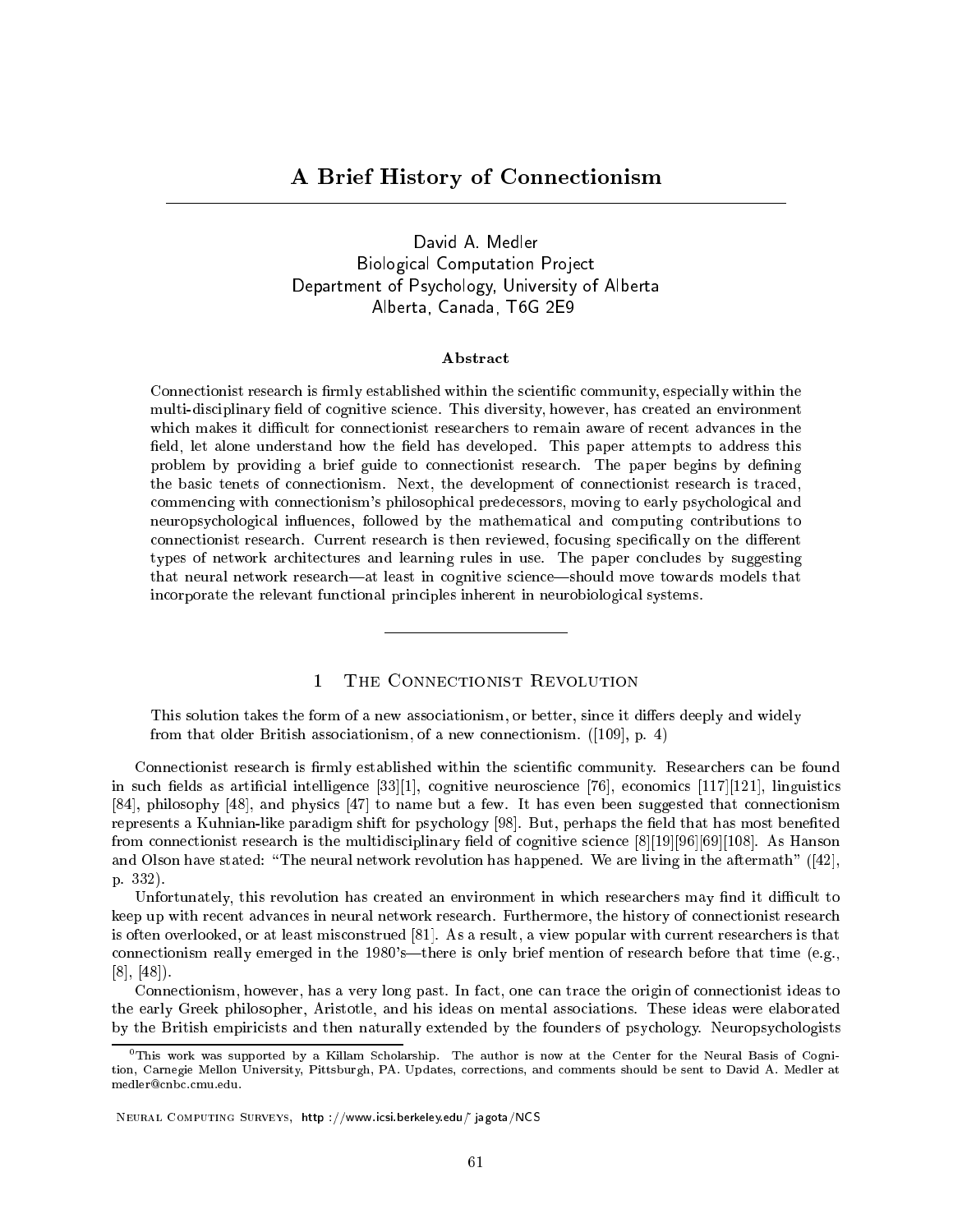# A Brief History of Connectionism

David A. Medler
Biological Computation Project
Department of Psychology, University of Alberta
Alberta, Canada, T6G 2E9

### Abstract

Connectionist research is firmly established within the scientific community, especially within the multi-disciplinary field of cognitive science. This diversity, however, has created an environment which makes it difficult for connectionist researchers to remain aware of recent advances in the field, let alone understand how the field has developed. This paper attempts to address this problem by providing a brief guide to connectionist research. The paper begins by defining the basic tenets of connectionism. Next, the development of connectionist research is traced, commencing with connectionism's philosophical predecessors, moving to early psychological and neuropsychological influences, followed by the mathematical and computing contributions to connectionist research. Current research is then reviewed, focusing specifically on the different types of network architectures and learning rules in use. The paper concludes by suggesting that neural network research—at least in cognitive science—should move towards models that incorporate the relevant functional principles inherent in neurobiological systems.

## 1 The Connectionist Revolution

> This solution takes the form of a new associationism, or better, since it differs deeply and widely from that older British associationism, of a new connectionism. ([109], p. 4)

Connectionist research is firmly established within the scientific community. Researchers can be found in such fields as artificial intelligence [33][1], cognitive neuroscience [76], economics [117][121], linguistics [84], philosophy [48], and physics [47] to name but a few. It has even been suggested that connectionism represents a Kuhnian-like paradigm shift for psychology [98]. But, perhaps the field that has most benefited from connectionist research is the multidisciplinary field of cognitive science [8][19][96][69][108]. As Hanson and Olson have stated: "The neural network revolution has happened. We are living in the aftermath" ([42], p. 332).

Unfortunately, this revolution has created an environment in which researchers may find it difficult to keep up with recent advances in neural network research. Furthermore, the history of connectionist research is often overlooked, or at least misconstrued [81]. As a result, a view popular with current researchers is that connectionism really emerged in the 1980's—there is only brief mention of research before that time (e.g., [8], [48]).

Connectionism, however, has a very long past. In fact, one can trace the origin of connectionist ideas to the early Greek philosopher, Aristotle, and his ideas on mental associations. These ideas were elaborated by the British empiricists and then naturally extended by the founders of psychology. Neuropsychologists

[0] This work was supported by a Killam Scholarship. The author is now at the Center for the Neural Basis of Cognition, Carnegie Mellon University, Pittsburgh, PA. Updates, corrections, and comments should be sent to David A. Medler at medler@cnbc.cmu.edu.

Neural Computing Surveys, http://www.icsi.berkeley.edu/~jagota/NCS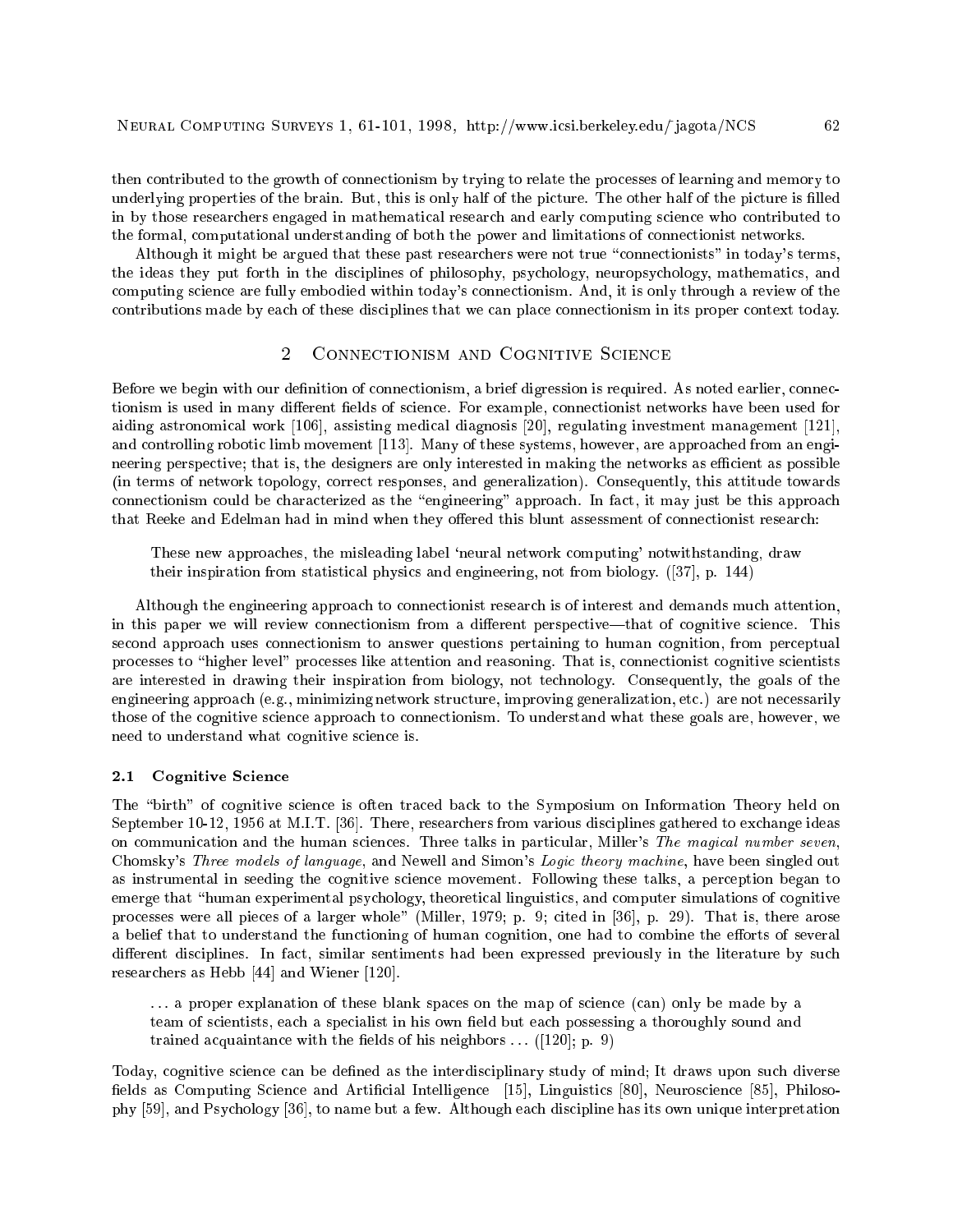then contributed to the growth of connectionism by trying to relate the processes of learning and memory to underlying properties of the brain. But, this is only half of the picture. The other half of the picture is filled in by those researchers engaged in mathematical research and early computing science who contributed to the formal, computational understanding of both the power and limitations of connectionist networks.

Although it might be argued that these past researchers were not true "connectionists" in today's terms, the ideas they put forth in the disciplines of philosophy, psychology, neuropsychology, mathematics, and computing science are fully embodied within today's connectionism. And, it is only through a review of the contributions made by each of these disciplines that we can place connectionism in its proper context today.

## 2 Connectionism and Cognitive Science

Before we begin with our definition of connectionism, a brief digression is required. As noted earlier, connectionism is used in many different fields of science. For example, connectionist networks have been used for aiding astronomical work [106], assisting medical diagnosis [20], regulating investment management [121], and controlling robotic limb movement [113]. Many of these systems, however, are approached from an engineering perspective; that is, the designers are only interested in making the networks as efficient as possible (in terms of network topology, correct responses, and generalization). Consequently, this attitude towards connectionism could be characterized as the "engineering" approach. In fact, it may just be this approach that Reeke and Edelman had in mind when they offered this blunt assessment of connectionist research:

> These new approaches, the misleading label 'neural network computing' notwithstanding, draw their inspiration from statistical physics and engineering, not from biology. ([37], p. 144)

Although the engineering approach to connectionist research is of interest and demands much attention, in this paper we will review connectionism from a different perspective—that of cognitive science. This second approach uses connectionism to answer questions pertaining to human cognition, from perceptual processes to "higher level" processes like attention and reasoning. That is, connectionist cognitive scientists are interested in drawing their inspiration from biology, not technology. Consequently, the goals of the engineering approach (e.g., minimizing network structure, improving generalization, etc.) are not necessarily those of the cognitive science approach to connectionism. To understand what these goals are, however, we need to understand what cognitive science is.

### 2.1 Cognitive Science

The "birth" of cognitive science is often traced back to the Symposium on Information Theory held on September 10-12, 1956 at M.I.T. [36]. There, researchers from various disciplines gathered to exchange ideas on communication and the human sciences. Three talks in particular, Miller's *The magical number seven*, Chomsky's *Three models of language*, and Newell and Simon's *Logic theory machine*, have been singled out as instrumental in seeding the cognitive science movement. Following these talks, a perception began to emerge that "human experimental psychology, theoretical linguistics, and computer simulations of cognitive processes were all pieces of a larger whole" (Miller, 1979; p. 9; cited in [36], p. 29). That is, there arose a belief that to understand the functioning of human cognition, one had to combine the efforts of several different disciplines. In fact, similar sentiments had been expressed previously in the literature by such researchers as Hebb [44] and Wiener [120].

> ... a proper explanation of these blank spaces on the map of science (can) only be made by a team of scientists, each a specialist in his own field but each possessing a thoroughly sound and trained acquaintance with the fields of his neighbors ... ([120]; p. 9)

Today, cognitive science can be defined as the interdisciplinary study of mind; It draws upon such diverse fields as Computing Science and Artificial Intelligence [15], Linguistics [80], Neuroscience [85], Philosophy [59], and Psychology [36], to name but a few. Although each discipline has its own unique interpretation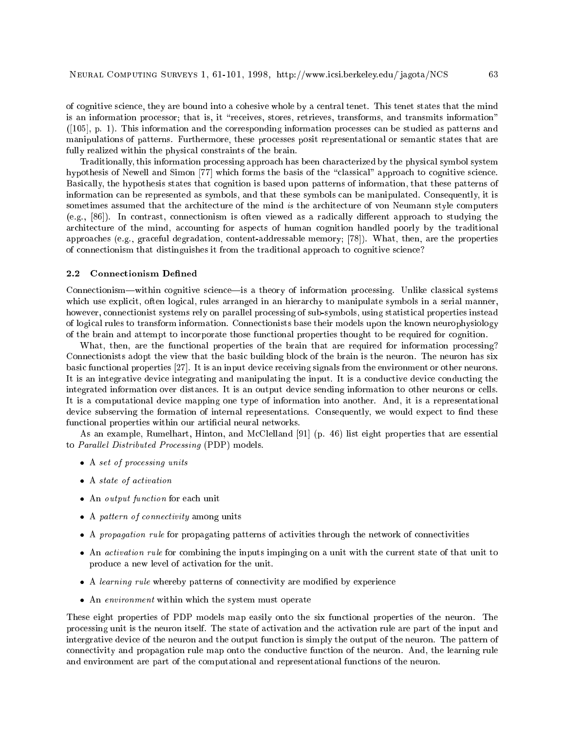of cognitive science, they are bound into a cohesive whole by a central tenet. This tenet states that the mind is an information processor; that is, it "receives, stores, retrieves, transforms, and transmits information" ([105], p. 1). This information and the corresponding information processes can be studied as patterns and manipulations of patterns. Furthermore, these processes posit representational or semantic states that are fully realized within the physical constraints of the brain.

Traditionally, this information processing approach has been characterized by the physical symbol system hypothesis of Newell and Simon [77] which forms the basis of the "classical" approach to cognitive science. Basically, the hypothesis states that cognition is based upon patterns of information, that these patterns of information can be represented as symbols, and that these symbols can be manipulated. Consequently, it is sometimes assumed that the architecture of the mind *is* the architecture of von Neumann style computers (e.g., [86]). In contrast, connectionism is often viewed as a radically different approach to studying the architecture of the mind, accounting for aspects of human cognition handled poorly by the traditional approaches (e.g., graceful degradation, content-addressable memory; [78]). What, then, are the properties of connectionism that distinguishes it from the traditional approach to cognitive science?

### 2.2 Connectionism Defined

Connectionism—within cognitive science—is a theory of information processing. Unlike classical systems which use explicit, often logical, rules arranged in an hierarchy to manipulate symbols in a serial manner, however, connectionist systems rely on parallel processing of sub-symbols, using statistical properties instead of logical rules to transform information. Connectionists base their models upon the known neurophysiology of the brain and attempt to incorporate those functional properties thought to be required for cognition.

What, then, are the functional properties of the brain that are required for information processing? Connectionists adopt the view that the basic building block of the brain is the neuron. The neuron has six basic functional properties [27]. It is an input device receiving signals from the environment or other neurons. It is an integrative device integrating and manipulating the input. It is a conductive device conducting the integrated information over distances. It is an output device sending information to other neurons or cells. It is a computational device mapping one type of information into another. And, it is a representational device subserving the formation of internal representations. Consequently, we would expect to find these functional properties within our artificial neural networks.

As an example, Rumelhart, Hinton, and McClelland [91] (p. 46) list eight properties that are essential to *Parallel Distributed Processing* (PDP) models.

- A *set of processing units*
- A *state of activation*
- An *output function* for each unit
- A *pattern of connectivity* among units
- A *propagation rule* for propagating patterns of activities through the network of connectivities
- An *activation rule* for combining the inputs impinging on a unit with the current state of that unit to produce a new level of activation for the unit.
- A *learning rule* whereby patterns of connectivity are modified by experience
- An *environment* within which the system must operate

These eight properties of PDP models map easily onto the six functional properties of the neuron. The processing unit is the neuron itself. The state of activation and the activation rule are part of the input and intergrative device of the neuron and the output function is simply the output of the neuron. The pattern of connectivity and propagation rule map onto the conductive function of the neuron. And, the learning rule and environment are part of the computational and representational functions of the neuron.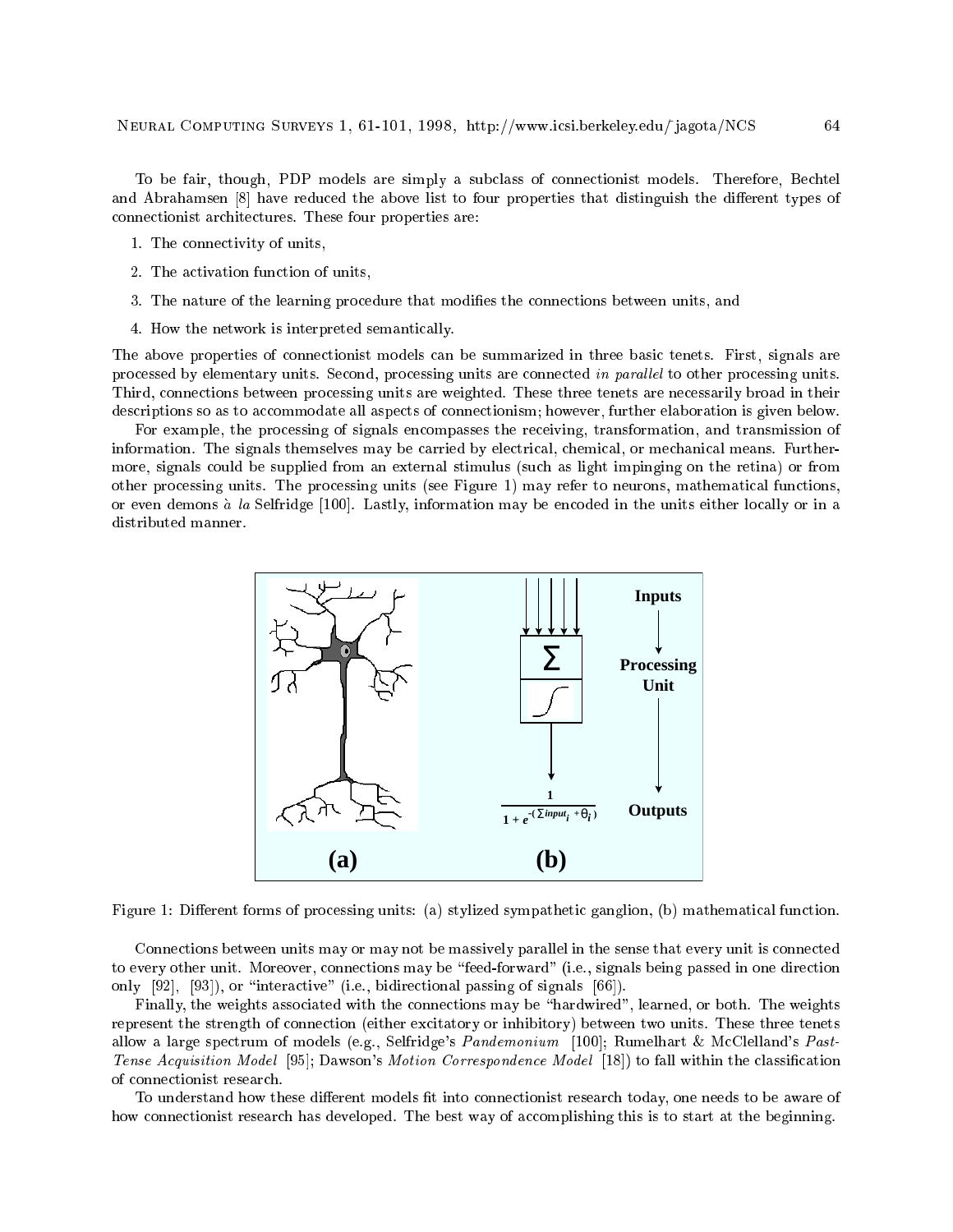To be fair, though, PDP models are simply a subclass of connectionist models. Therefore, Bechtel and Abrahamsen [8] have reduced the above list to four properties that distinguish the different types of connectionist architectures. These four properties are:

1. The connectivity of units,
2. The activation function of units,
3. The nature of the learning procedure that modifies the connections between units, and
4. How the network is interpreted semantically.

The above properties of connectionist models can be summarized in three basic tenets. First, signals are processed by elementary units. Second, processing units are connected *in parallel* to other processing units. Third, connections between processing units are weighted. These three tenets are necessarily broad in their descriptions so as to accommodate all aspects of connectionism; however, further elaboration is given below.

For example, the processing of signals encompasses the receiving, transformation, and transmission of information. The signals themselves may be carried by electrical, chemical, or mechanical means. Furthermore, signals could be supplied from an external stimulus (such as light impinging on the retina) or from other processing units. The processing units (see Figure 1) may refer to neurons, mathematical functions, or even demons *à la* Selfridge [100]. Lastly, information may be encoded in the units either locally or in a distributed manner.

Figure 1: Different forms of processing units: (a) stylized sympathetic ganglion, (b) mathematical function.

Connections between units may or may not be massively parallel in the sense that every unit is connected to every other unit. Moreover, connections may be "feed-forward" (i.e., signals being passed in one direction only [92], [93]), or "interactive" (i.e., bidirectional passing of signals [66]).

Finally, the weights associated with the connections may be "hardwired", learned, or both. The weights represent the strength of connection (either excitatory or inhibitory) between two units. These three tenets allow a large spectrum of models (e.g., Selfridge's *Pandemonium* [100]; Rumelhart & McClelland's *Past-Tense Acquisition Model* [95]; Dawson's *Motion Correspondence Model* [18]) to fall within the classification of connectionist research.

To understand how these different models fit into connectionist research today, one needs to be aware of how connectionist research has developed. The best way of accomplishing this is to start at the beginning.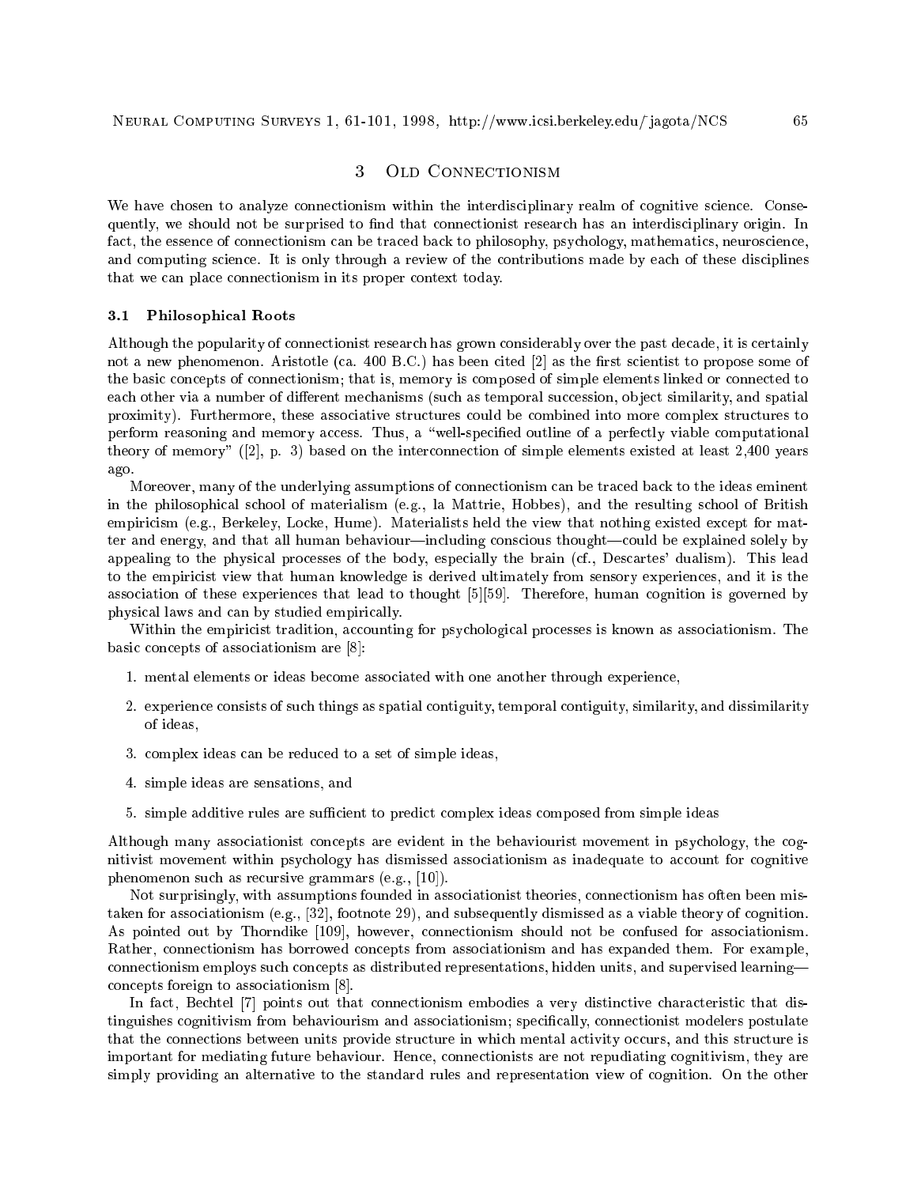## 3 Old Connectionism

We have chosen to analyze connectionism within the interdisciplinary realm of cognitive science. Consequently, we should not be surprised to find that connectionist research has an interdisciplinary origin. In fact, the essence of connectionism can be traced back to philosophy, psychology, mathematics, neuroscience, and computing science. It is only through a review of the contributions made by each of these disciplines that we can place connectionism in its proper context today.

### 3.1 Philosophical Roots

Although the popularity of connectionist research has grown considerably over the past decade, it is certainly not a new phenomenon. Aristotle (ca. 400 B.C.) has been cited [2] as the first scientist to propose some of the basic concepts of connectionism; that is, memory is composed of simple elements linked or connected to each other via a number of different mechanisms (such as temporal succession, object similarity, and spatial proximity). Furthermore, these associative structures could be combined into more complex structures to perform reasoning and memory access. Thus, a "well-specified outline of a perfectly viable computational theory of memory" ([2], p. 3) based on the interconnection of simple elements existed at least 2,400 years ago.

Moreover, many of the underlying assumptions of connectionism can be traced back to the ideas eminent in the philosophical school of materialism (e.g., la Mattrie, Hobbes), and the resulting school of British empiricism (e.g., Berkeley, Locke, Hume). Materialists held the view that nothing existed except for matter and energy, and that all human behaviour—including conscious thought—could be explained solely by appealing to the physical processes of the body, especially the brain (cf., Descartes' dualism). This lead to the empiricist view that human knowledge is derived ultimately from sensory experiences, and it is the association of these experiences that lead to thought [5][59]. Therefore, human cognition is governed by physical laws and can by studied empirically.

Within the empiricist tradition, accounting for psychological processes is known as associationism. The basic concepts of associationism are [8]:

1. mental elements or ideas become associated with one another through experience,
2. experience consists of such things as spatial contiguity, temporal contiguity, similarity, and dissimilarity of ideas,
3. complex ideas can be reduced to a set of simple ideas,
4. simple ideas are sensations, and
5. simple additive rules are sufficient to predict complex ideas composed from simple ideas

Although many associationist concepts are evident in the behaviourist movement in psychology, the cognitivist movement within psychology has dismissed associationism as inadequate to account for cognitive phenomenon such as recursive grammars (e.g., [10]).

Not surprisingly, with assumptions founded in associationist theories, connectionism has often been mistaken for associationism (e.g., [32], footnote 29), and subsequently dismissed as a viable theory of cognition. As pointed out by Thorndike [109], however, connectionism should not be confused for associationism. Rather, connectionism has borrowed concepts from associationism and has expanded them. For example, connectionism employs such concepts as distributed representations, hidden units, and supervised learning—concepts foreign to associationism [8].

In fact, Bechtel [7] points out that connectionism embodies a very distinctive characteristic that distinguishes cognitivism from behaviourism and associationism; specifically, connectionist modelers postulate that the connections between units provide structure in which mental activity occurs, and this structure is important for mediating future behaviour. Hence, connectionists are not repudiating cognitivism, they are simply providing an alternative to the standard rules and representation view of cognition. On the other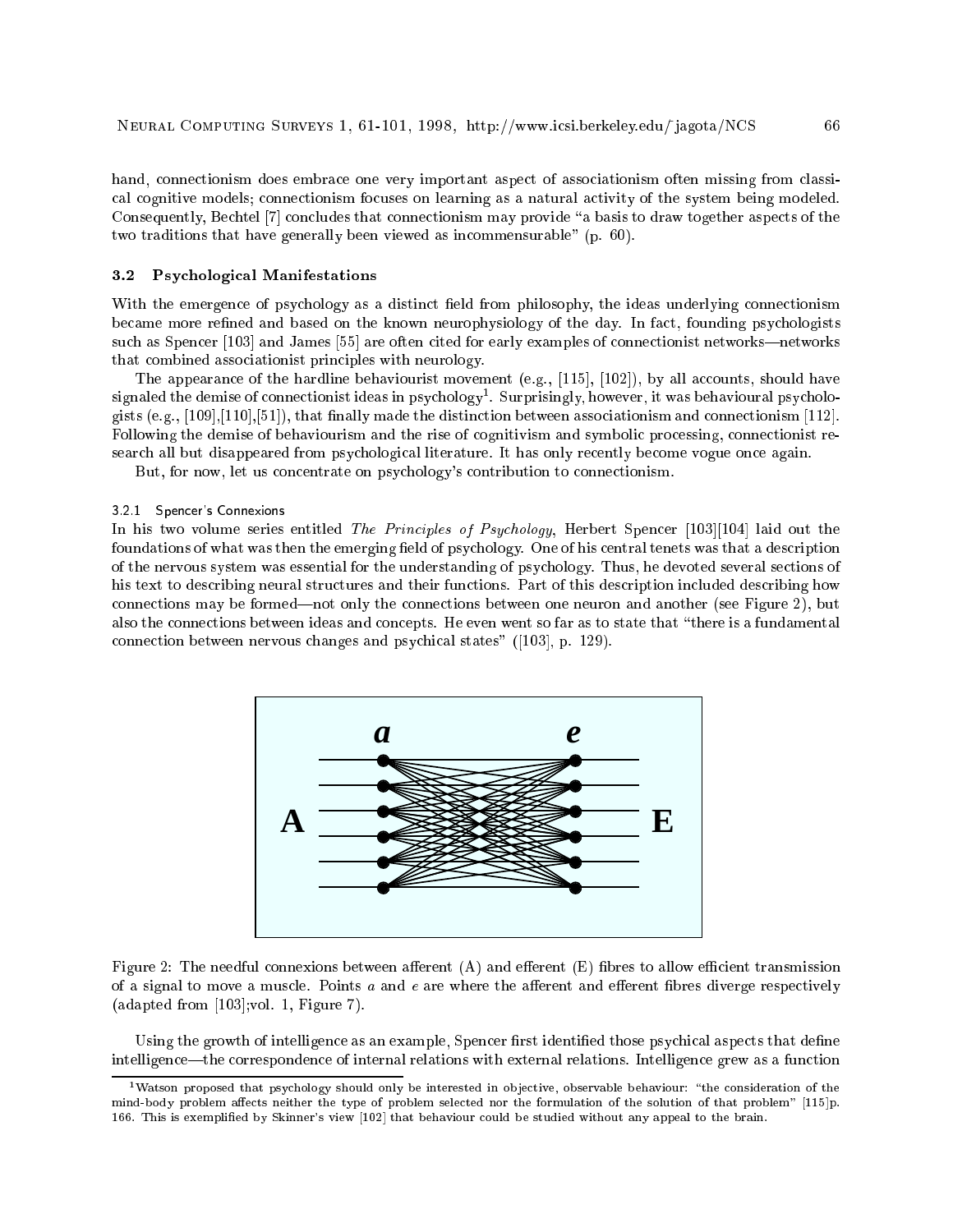hand, connectionism does embrace one very important aspect of associationism often missing from classical cognitive models; connectionism focuses on learning as a natural activity of the system being modeled. Consequently, Bechtel [7] concludes that connectionism may provide "a basis to draw together aspects of the two traditions that have generally been viewed as incommensurable" (p. 60).

### 3.2 Psychological Manifestations

With the emergence of psychology as a distinct field from philosophy, the ideas underlying connectionism became more refined and based on the known neurophysiology of the day. In fact, founding psychologists such as Spencer [103] and James [55] are often cited for early examples of connectionist networks—networks that combined associationist principles with neurology.

The appearance of the hardline behaviourist movement (e.g., [115], [102]), by all accounts, should have signaled the demise of connectionist ideas in psychology[1]. Surprisingly, however, it was behavioural psychologists (e.g., [109],[110],[51]), that finally made the distinction between associationism and connectionism [112]. Following the demise of behaviourism and the rise of cognitivism and symbolic processing, connectionist research all but disappeared from psychological literature. It has only recently become vogue once again.

But, for now, let us concentrate on psychology's contribution to connectionism.

#### 3.2.1 Spencer's Connexions

In his two volume series entitled *The Principles of Psychology*, Herbert Spencer [103][104] laid out the foundations of what was then the emerging field of psychology. One of his central tenets was that a description of the nervous system was essential for the understanding of psychology. Thus, he devoted several sections of his text to describing neural structures and their functions. Part of this description included describing how connections may be formed—not only the connections between one neuron and another (see Figure 2), but also the connections between ideas and concepts. He even went so far as to state that "there is a fundamental connection between nervous changes and psychical states" ([103], p. 129).

Figure 2: The needful connexions between afferent (A) and efferent (E) fibres to allow efficient transmission of a signal to move a muscle. Points *a* and *e* are where the afferent and efferent fibres diverge respectively (adapted from [103];vol. 1, Figure 7).

Using the growth of intelligence as an example, Spencer first identified those psychical aspects that define intelligence—the correspondence of internal relations with external relations. Intelligence grew as a function

[1] Watson proposed that psychology should only be interested in objective, observable behaviour: "the consideration of the mind-body problem affects neither the type of problem selected nor the formulation of the solution of that problem" [115]p. 166. This is exemplified by Skinner's view [102] that behaviour could be studied without any appeal to the brain.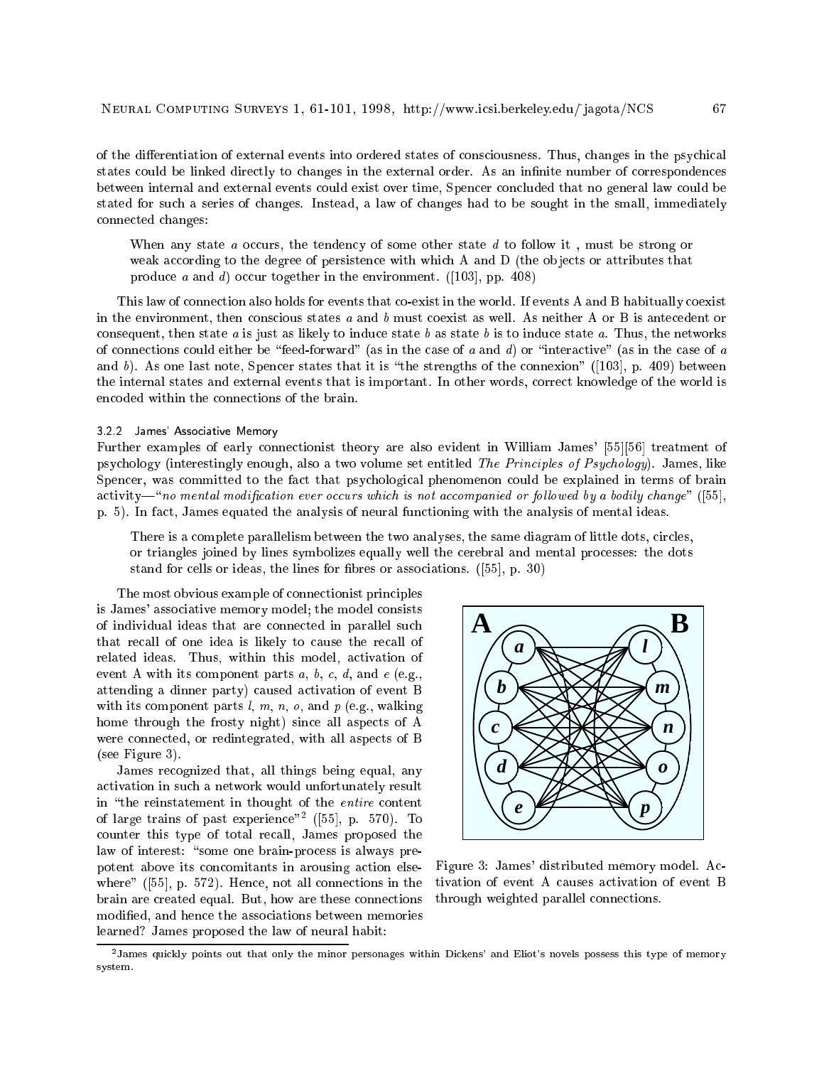of the differentiation of external events into ordered states of consciousness. Thus, changes in the psychical states could be linked directly to changes in the external order. As an infinite number of correspondences between internal and external events could exist over time, Spencer concluded that no general law could be stated for such a series of changes. Instead, a law of changes had to be sought in the small, immediately connected changes:

> When any state *a* occurs, the tendency of some other state *d* to follow it , must be strong or weak according to the degree of persistence with which A and D (the objects or attributes that produce *a* and *d*) occur together in the environment. ([103], pp. 408)

This law of connection also holds for events that co-exist in the world. If events A and B habitually coexist in the environment, then conscious states *a* and *b* must coexist as well. As neither A or B is antecedent or consequent, then state *a* is just as likely to induce state *b* as state *b* is to induce state *a*. Thus, the networks of connections could either be "feed-forward" (as in the case of *a* and *d*) or "interactive" (as in the case of *a* and *b*). As one last note, Spencer states that it is "the strengths of the connexion" ([103], p. 409) between the internal states and external events that is important. In other words, correct knowledge of the world is encoded within the connections of the brain.

#### 3.2.2 James' Associative Memory

Further examples of early connectionist theory are also evident in William James' [55][56] treatment of psychology (interestingly enough, also a two volume set entitled *The Principles of Psychology*). James, like Spencer, was committed to the fact that psychological phenomenon could be explained in terms of brain activity—"*no mental modification ever occurs which is not accompanied or followed by a bodily change*" ([55], p. 5). In fact, James equated the analysis of neural functioning with the analysis of mental ideas.

> There is a complete parallelism between the two analyses, the same diagram of little dots, circles, or triangles joined by lines symbolizes equally well the cerebral and mental processes: the dots stand for cells or ideas, the lines for fibres or associations. ([55], p. 30)

The most obvious example of connectionist principles is James' associative memory model; the model consists of individual ideas that are connected in parallel such that recall of one idea is likely to cause the recall of related ideas. Thus, within this model, activation of event A with its component parts *a*, *b*, *c*, *d*, and *e* (e.g., attending a dinner party) caused activation of event B with its component parts *l*, *m*, *n*, *o*, and *p* (e.g., walking home through the frosty night) since all aspects of A were connected, or redintegrated, with all aspects of B (see Figure 3).

Figure 3: James' distributed memory model. Activation of event A causes activation of event B through weighted parallel connections.

James recognized that, all things being equal, any activation in such a network would unfortunately result in "the reinstatement in thought of the *entire* content of large trains of past experience"[2] ([55], p. 570). To counter this type of total recall, James proposed the law of interest: "some one brain-process is always prepotent above its concomitants in arousing action elsewhere" ([55], p. 572). Hence, not all connections in the brain are created equal. But, how are these connections modified, and hence the associations between memories learned? James proposed the law of neural habit:

[2] James quickly points out that only the minor personages within Dickens' and Eliot's novels possess this type of memory system.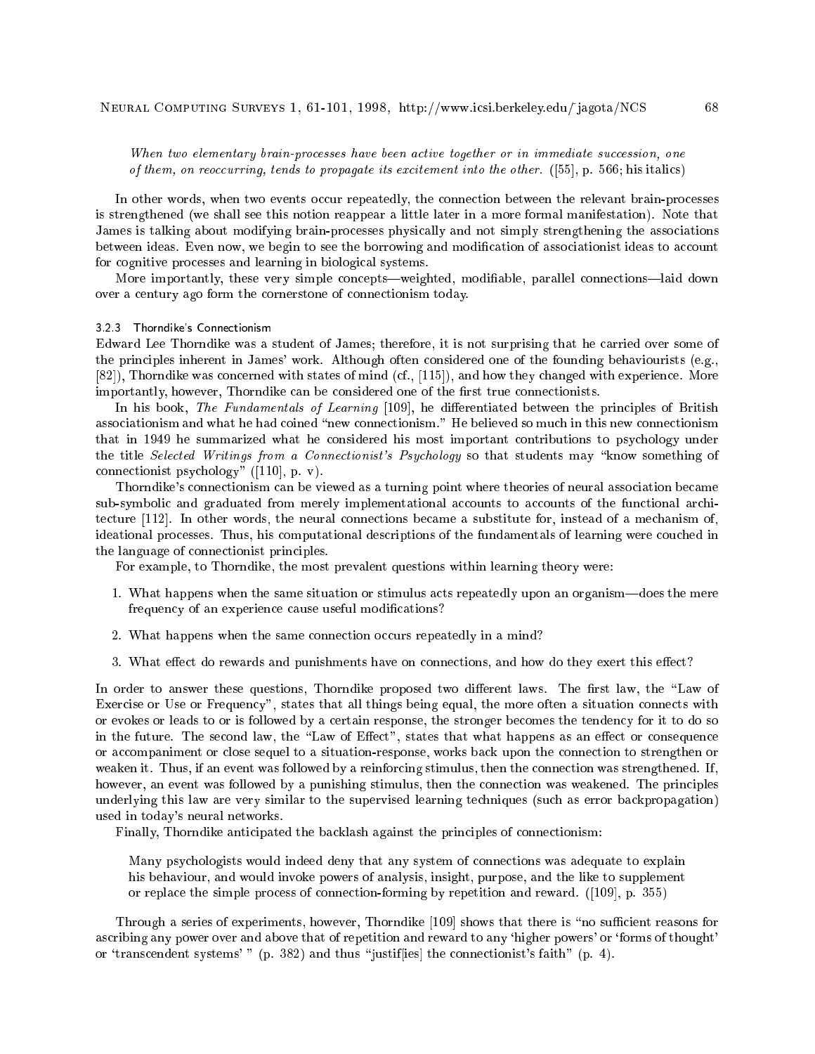*When two elementary brain-processes have been active together or in immediate succession, one of them, on reoccurring, tends to propagate its excitement into the other.* ([55], p. 566; his italics)

In other words, when two events occur repeatedly, the connection between the relevant brain-processes is strengthened (we shall see this notion reappear a little later in a more formal manifestation). Note that James is talking about modifying brain-processes physically and not simply strengthening the associations between ideas. Even now, we begin to see the borrowing and modification of associationist ideas to account for cognitive processes and learning in biological systems.

More importantly, these very simple concepts—weighted, modifiable, parallel connections—laid down over a century ago form the cornerstone of connectionism today.

#### 3.2.3 Thorndike's Connectionism

Edward Lee Thorndike was a student of James; therefore, it is not surprising that he carried over some of the principles inherent in James' work. Although often considered one of the founding behaviourists (e.g., [82]), Thorndike was concerned with states of mind (cf., [115]), and how they changed with experience. More importantly, however, Thorndike can be considered one of the first true connectionists.

In his book, *The Fundamentals of Learning* [109], he differentiated between the principles of British associationism and what he had coined "new connectionism." He believed so much in this new connectionism that in 1949 he summarized what he considered his most important contributions to psychology under the title *Selected Writings from a Connectionist's Psychology* so that students may "know something of connectionist psychology" ([110], p. v).

Thorndike's connectionism can be viewed as a turning point where theories of neural association became sub-symbolic and graduated from merely implementational accounts to accounts of the functional architecture [112]. In other words, the neural connections became a substitute for, instead of a mechanism of, ideational processes. Thus, his computational descriptions of the fundamentals of learning were couched in the language of connectionist principles.

For example, to Thorndike, the most prevalent questions within learning theory were:

1. What happens when the same situation or stimulus acts repeatedly upon an organism—does the mere frequency of an experience cause useful modifications?
2. What happens when the same connection occurs repeatedly in a mind?
3. What effect do rewards and punishments have on connections, and how do they exert this effect?

In order to answer these questions, Thorndike proposed two different laws. The first law, the "Law of Exercise or Use or Frequency", states that all things being equal, the more often a situation connects with or evokes or leads to or is followed by a certain response, the stronger becomes the tendency for it to do so in the future. The second law, the "Law of Effect", states that what happens as an effect or consequence or accompaniment or close sequel to a situation-response, works back upon the connection to strengthen or weaken it. Thus, if an event was followed by a reinforcing stimulus, then the connection was strengthened. If, however, an event was followed by a punishing stimulus, then the connection was weakened. The principles underlying this law are very similar to the supervised learning techniques (such as error backpropagation) used in today's neural networks.

Finally, Thorndike anticipated the backlash against the principles of connectionism:

> Many psychologists would indeed deny that any system of connections was adequate to explain his behaviour, and would invoke powers of analysis, insight, purpose, and the like to supplement or replace the simple process of connection-forming by repetition and reward. ([109], p. 355)

Through a series of experiments, however, Thorndike [109] shows that there is "no sufficient reasons for ascribing any power over and above that of repetition and reward to any 'higher powers' or 'forms of thought' or 'transcendent systems' " (p. 382) and thus "justif[ies] the connectionist's faith" (p. 4).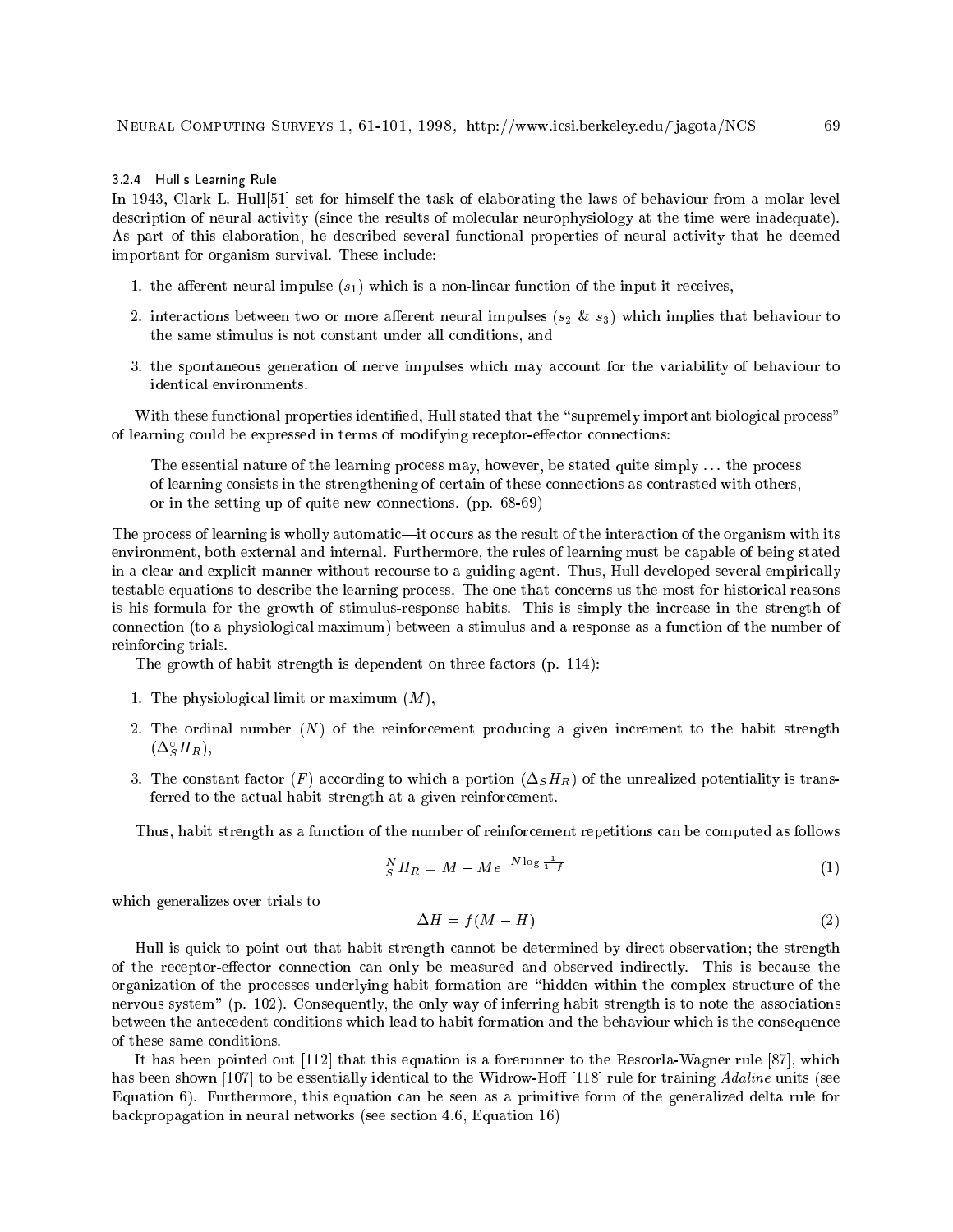### 3.2.4 Hull's Learning Rule

In 1943, Clark L. Hull[51] set for himself the task of elaborating the laws of behaviour from a molar level description of neural activity (since the results of molecular neurophysiology at the time were inadequate). As part of this elaboration, he described several functional properties of neural activity that he deemed important for organism survival. These include:

1. the afferent neural impulse ($s_1$) which is a non-linear function of the input it receives,
2. interactions between two or more afferent neural impulses ($s_2$ & $s_3$) which implies that behaviour to the same stimulus is not constant under all conditions, and
3. the spontaneous generation of nerve impulses which may account for the variability of behaviour to identical environments.

With these functional properties identified, Hull stated that the "supremely important biological process" of learning could be expressed in terms of modifying receptor-effector connections:

> The essential nature of the learning process may, however, be stated quite simply ... the process of learning consists in the strengthening of certain of these connections as contrasted with others, or in the setting up of quite new connections. (pp. 68-69)

The process of learning is wholly automatic—it occurs as the result of the interaction of the organism with its environment, both external and internal. Furthermore, the rules of learning must be capable of being stated in a clear and explicit manner without recourse to a guiding agent. Thus, Hull developed several empirically testable equations to describe the learning process. The one that concerns us the most for historical reasons is his formula for the growth of stimulus-response habits. This is simply the increase in the strength of connection (to a physiological maximum) between a stimulus and a response as a function of the number of reinforcing trials.

The growth of habit strength is dependent on three factors (p. 114):

1. The physiological limit or maximum ($M$),
2. The ordinal number ($N$) of the reinforcement producing a given increment to the habit strength ($\Delta_S^c H_R$),
3. The constant factor ($F$) according to which a portion ($\Delta_S H_R$) of the unrealized potentiality is transferred to the actual habit strength at a given reinforcement.

Thus, habit strength as a function of the number of reinforcement repetitions can be computed as follows

$$ {}_S^N H_R = M - Me^{-N \log \frac{1}{1-f}} \tag{1} $$

which generalizes over trials to

$$ \Delta H = f(M - H) \tag{2} $$

Hull is quick to point out that habit strength cannot be determined by direct observation; the strength of the receptor-effector connection can only be measured and observed indirectly. This is because the organization of the processes underlying habit formation are "hidden within the complex structure of the nervous system" (p. 102). Consequently, the only way of inferring habit strength is to note the associations between the antecedent conditions which lead to habit formation and the behaviour which is the consequence of these same conditions.

It has been pointed out [112] that this equation is a forerunner to the Rescorla-Wagner rule [87], which has been shown [107] to be essentially identical to the Widrow-Hoff [118] rule for training *Adaline* units (see Equation 6). Furthermore, this equation can be seen as a primitive form of the generalized delta rule for backpropagation in neural networks (see section 4.6, Equation 16)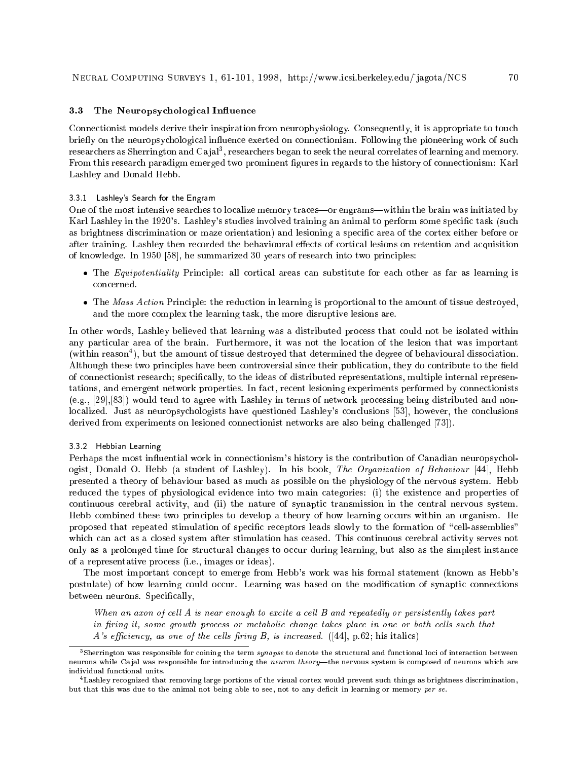### 3.3 The Neuropsychological Influence

Connectionist models derive their inspiration from neurophysiology. Consequently, it is appropriate to touch briefly on the neuropsychological influence exerted on connectionism. Following the pioneering work of such researchers as Sherrington and Cajal[3], researchers began to seek the neural correlates of learning and memory. From this research paradigm emerged two prominent figures in regards to the history of connectionism: Karl Lashley and Donald Hebb.

#### 3.3.1 Lashley's Search for the Engram

One of the most intensive searches to localize memory traces—or engrams—within the brain was initiated by Karl Lashley in the 1920's. Lashley's studies involved training an animal to perform some specific task (such as brightness discrimination or maze orientation) and lesioning a specific area of the cortex either before or after training. Lashley then recorded the behavioural effects of cortical lesions on retention and acquisition of knowledge. In 1950 [58], he summarized 30 years of research into two principles:

- The *Equipotentiality* Principle: all cortical areas can substitute for each other as far as learning is concerned.
- The *Mass Action* Principle: the reduction in learning is proportional to the amount of tissue destroyed, and the more complex the learning task, the more disruptive lesions are.

In other words, Lashley believed that learning was a distributed process that could not be isolated within any particular area of the brain. Furthermore, it was not the location of the lesion that was important (within reason[4]), but the amount of tissue destroyed that determined the degree of behavioural dissociation. Although these two principles have been controversial since their publication, they do contribute to the field of connectionist research; specifically, to the ideas of distributed representations, multiple internal representations, and emergent network properties. In fact, recent lesioning experiments performed by connectionists (e.g., [29],[83]) would tend to agree with Lashley in terms of network processing being distributed and non-localized. Just as neuropsychologists have questioned Lashley's conclusions [53], however, the conclusions derived from experiments on lesioned connectionist networks are also being challenged [73]).

#### 3.3.2 Hebbian Learning

Perhaps the most influential work in connectionism's history is the contribution of Canadian neuropsychologist, Donald O. Hebb (a student of Lashley). In his book, *The Organization of Behaviour* [44], Hebb presented a theory of behaviour based as much as possible on the physiology of the nervous system. Hebb reduced the types of physiological evidence into two main categories: (i) the existence and properties of continuous cerebral activity, and (ii) the nature of synaptic transmission in the central nervous system. Hebb combined these two principles to develop a theory of how learning occurs within an organism. He proposed that repeated stimulation of specific receptors leads slowly to the formation of "cell-assemblies" which can act as a closed system after stimulation has ceased. This continuous cerebral activity serves not only as a prolonged time for structural changes to occur during learning, but also as the simplest instance of a representative process (i.e., images or ideas).

The most important concept to emerge from Hebb's work was his formal statement (known as Hebb's postulate) of how learning could occur. Learning was based on the modification of synaptic connections between neurons. Specifically,

> *When an axon of cell A is near enough to excite a cell B and repeatedly or persistently takes part in firing it, some growth process or metabolic change takes place in one or both cells such that A's efficiency, as one of the cells firing B, is increased.* ([44], p.62; his italics)

---

[3] Sherrington was responsible for coining the term *synapse* to denote the structural and functional loci of interaction between neurons while Cajal was responsible for introducing the *neuron theory*—the nervous system is composed of neurons which are individual functional units.

[4] Lashley recognized that removing large portions of the visual cortex would prevent such things as brightness discrimination, but that this was due to the animal not being able to see, not to any deficit in learning or memory *per se*.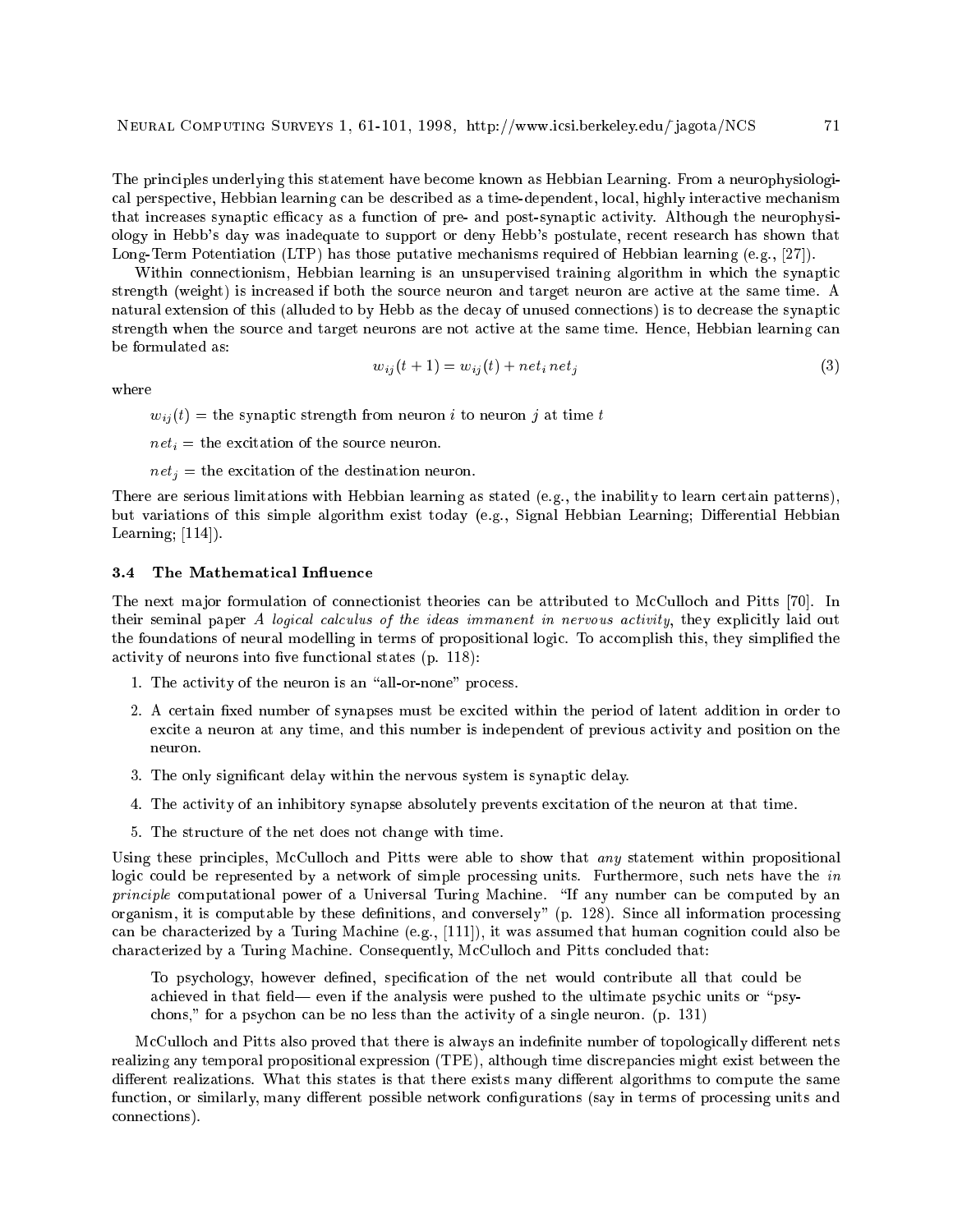The principles underlying this statement have become known as Hebbian Learning. From a neurophysiological perspective, Hebbian learning can be described as a time-dependent, local, highly interactive mechanism that increases synaptic efficacy as a function of pre- and post-synaptic activity. Although the neurophysiology in Hebb's day was inadequate to support or deny Hebb's postulate, recent research has shown that Long-Term Potentiation (LTP) has those putative mechanisms required of Hebbian learning (e.g., [27]).

Within connectionism, Hebbian learning is an unsupervised training algorithm in which the synaptic strength (weight) is increased if both the source neuron and target neuron are active at the same time. A natural extension of this (alluded to by Hebb as the decay of unused connections) is to decrease the synaptic strength when the source and target neurons are not active at the same time. Hence, Hebbian learning can be formulated as:

$$w_{ij}(t+1) = w_{ij}(t) + net_i \, net_j \tag{3}$$

where

$w_{ij}(t)$ = the synaptic strength from neuron $i$ to neuron $j$ at time $t$

$net_i$ = the excitation of the source neuron.

$net_j$ = the excitation of the destination neuron.

There are serious limitations with Hebbian learning as stated (e.g., the inability to learn certain patterns), but variations of this simple algorithm exist today (e.g., Signal Hebbian Learning; Differential Hebbian Learning; [114]).

### 3.4 The Mathematical Influence

The next major formulation of connectionist theories can be attributed to McCulloch and Pitts [70]. In their seminal paper *A logical calculus of the ideas immanent in nervous activity*, they explicitly laid out the foundations of neural modelling in terms of propositional logic. To accomplish this, they simplified the activity of neurons into five functional states (p. 118):

1. The activity of the neuron is an "all-or-none" process.
2. A certain fixed number of synapses must be excited within the period of latent addition in order to excite a neuron at any time, and this number is independent of previous activity and position on the neuron.
3. The only significant delay within the nervous system is synaptic delay.
4. The activity of an inhibitory synapse absolutely prevents excitation of the neuron at that time.
5. The structure of the net does not change with time.

Using these principles, McCulloch and Pitts were able to show that *any* statement within propositional logic could be represented by a network of simple processing units. Furthermore, such nets have the *in principle* computational power of a Universal Turing Machine. "If any number can be computed by an organism, it is computable by these definitions, and conversely" (p. 128). Since all information processing can be characterized by a Turing Machine (e.g., [111]), it was assumed that human cognition could also be characterized by a Turing Machine. Consequently, McCulloch and Pitts concluded that:

> To psychology, however defined, specification of the net would contribute all that could be achieved in that field— even if the analysis were pushed to the ultimate psychic units or "psychons," for a psychon can be no less than the activity of a single neuron. (p. 131)

McCulloch and Pitts also proved that there is always an indefinite number of topologically different nets realizing any temporal propositional expression (TPE), although time discrepancies might exist between the different realizations. What this states is that there exists many different algorithms to compute the same function, or similarly, many different possible network configurations (say in terms of processing units and connections).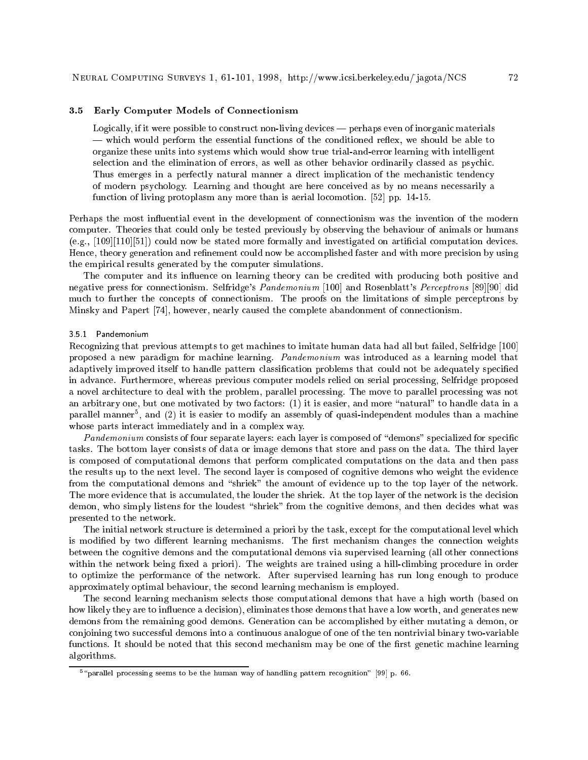### 3.5 Early Computer Models of Connectionism

> Logically, if it were possible to construct non-living devices — perhaps even of inorganic materials — which would perform the essential functions of the conditioned reflex, we should be able to organize these units into systems which would show true trial-and-error learning with intelligent selection and the elimination of errors, as well as other behavior ordinarily classed as psychic. Thus emerges in a perfectly natural manner a direct implication of the mechanistic tendency of modern psychology. Learning and thought are here conceived as by no means necessarily a function of living protoplasm any more than is aerial locomotion. [52] pp. 14-15.

Perhaps the most influential event in the development of connectionism was the invention of the modern computer. Theories that could only be tested previously by observing the behaviour of animals or humans (e.g., [109][110][51]) could now be stated more formally and investigated on artificial computation devices. Hence, theory generation and refinement could now be accomplished faster and with more precision by using the empirical results generated by the computer simulations.

The computer and its influence on learning theory can be credited with producing both positive and negative press for connectionism. Selfridge's *Pandemonium* [100] and Rosenblatt's *Perceptrons* [89][90] did much to further the concepts of connectionism. The proofs on the limitations of simple perceptrons by Minsky and Papert [74], however, nearly caused the complete abandonment of connectionism.

#### 3.5.1 Pandemonium

Recognizing that previous attempts to get machines to imitate human data had all but failed, Selfridge [100] proposed a new paradigm for machine learning. *Pandemonium* was introduced as a learning model that adaptively improved itself to handle pattern classification problems that could not be adequately specified in advance. Furthermore, whereas previous computer models relied on serial processing, Selfridge proposed a novel architecture to deal with the problem, parallel processing. The move to parallel processing was not an arbitrary one, but one motivated by two factors: (1) it is easier, and more "natural" to handle data in a parallel manner[5], and (2) it is easier to modify an assembly of quasi-independent modules than a machine whose parts interact immediately and in a complex way.

*Pandemonium* consists of four separate layers: each layer is composed of "demons" specialized for specific tasks. The bottom layer consists of data or image demons that store and pass on the data. The third layer is composed of computational demons that perform complicated computations on the data and then pass the results up to the next level. The second layer is composed of cognitive demons who weight the evidence from the computational demons and "shriek" the amount of evidence up to the top layer of the network. The more evidence that is accumulated, the louder the shriek. At the top layer of the network is the decision demon, who simply listens for the loudest "shriek" from the cognitive demons, and then decides what was presented to the network.

The initial network structure is determined a priori by the task, except for the computational level which is modified by two different learning mechanisms. The first mechanism changes the connection weights between the cognitive demons and the computational demons via supervised learning (all other connections within the network being fixed a priori). The weights are trained using a hill-climbing procedure in order to optimize the performance of the network. After supervised learning has run long enough to produce approximately optimal behaviour, the second learning mechanism is employed.

The second learning mechanism selects those computational demons that have a high worth (based on how likely they are to influence a decision), eliminates those demons that have a low worth, and generates new demons from the remaining good demons. Generation can be accomplished by either mutating a demon, or conjoining two successful demons into a continuous analogue of one of the ten nontrivial binary two-variable functions. It should be noted that this second mechanism may be one of the first genetic machine learning algorithms.

---

[5] "parallel processing seems to be the human way of handling pattern recognition" [99] p. 66.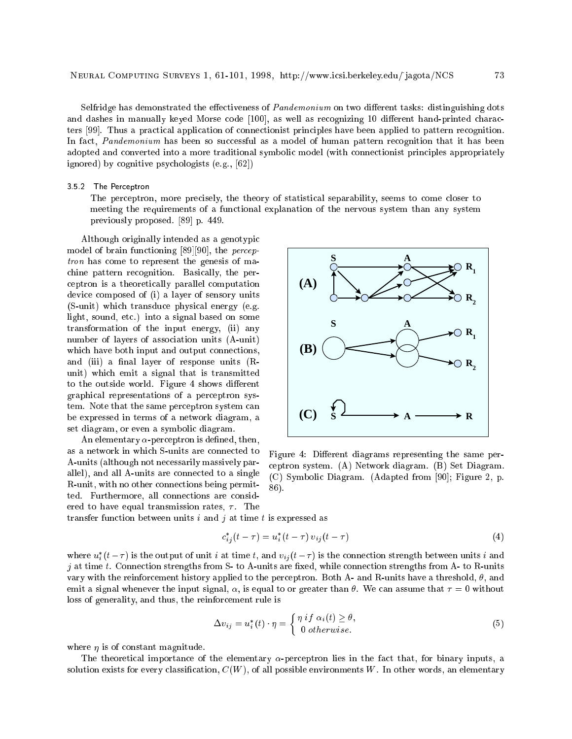Selfridge has demonstrated the effectiveness of *Pandemonium* on two different tasks: distinguishing dots and dashes in manually keyed Morse code [100], as well as recognizing 10 different hand-printed characters [99]. Thus a practical application of connectionist principles have been applied to pattern recognition. In fact, *Pandemonium* has been so successful as a model of human pattern recognition that it has been adopted and converted into a more traditional symbolic model (with connectionist principles appropriately ignored) by cognitive psychologists (e.g., [62])

### 3.5.2 The Perceptron

> The perceptron, more precisely, the theory of statistical separability, seems to come closer to meeting the requirements of a functional explanation of the nervous system than any system previously proposed. [89] p. 449.

Although originally intended as a genotypic model of brain functioning [89][90], the *perceptron* has come to represent the genesis of machine pattern recognition. Basically, the perceptron is a theoretically parallel computation device composed of (i) a layer of sensory units (S-unit) which transduce physical energy (e.g. light, sound, etc.) into a signal based on some transformation of the input energy, (ii) any number of layers of association units (A-unit) which have both input and output connections, and (iii) a final layer of response units (R-unit) which emit a signal that is transmitted to the outside world. Figure 4 shows different graphical representations of a perceptron system. Note that the same perceptron system can be expressed in terms of a network diagram, a set diagram, or even a symbolic diagram.

Figure 4: Different diagrams representing the same perceptron system. (A) Network diagram. (B) Set Diagram. (C) Symbolic Diagram. (Adapted from [90]; Figure 2, p. 86).

An elementary $\alpha$-perceptron is defined, then, as a network in which S-units are connected to A-units (although not necessarily massively parallel), and all A-units are connected to a single R-unit, with no other connections being permitted. Furthermore, all connections are considered to have equal transmission rates, $\tau$. The transfer function between units $i$ and $j$ at time $t$ is expressed as

$$c^*_{ij}(t-\tau) = u^*_i(t-\tau)\, v_{ij}(t-\tau) \tag{4}$$

where $u^*_i(t-\tau)$ is the output of unit $i$ at time $t$, and $v_{ij}(t-\tau)$ is the connection strength between units $i$ and $j$ at time $t$. Connection strengths from S- to A-units are fixed, while connection strengths from A- to R-units vary with the reinforcement history applied to the perceptron. Both A- and R-units have a threshold, $\theta$, and emit a signal whenever the input signal, $\alpha$, is equal to or greater than $\theta$. We can assume that $\tau = 0$ without loss of generality, and thus, the reinforcement rule is

$$\Delta v_{ij} = u^*_i(t) \cdot \eta = \begin{cases} \eta \; if \; \alpha_i(t) \geq \theta, \\ 0 \; otherwise. \end{cases} \tag{5}$$

where $\eta$ is of constant magnitude.

The theoretical importance of the elementary $\alpha$-perceptron lies in the fact that, for binary inputs, a solution exists for every classification, $C(W)$, of all possible environments $W$. In other words, an elementary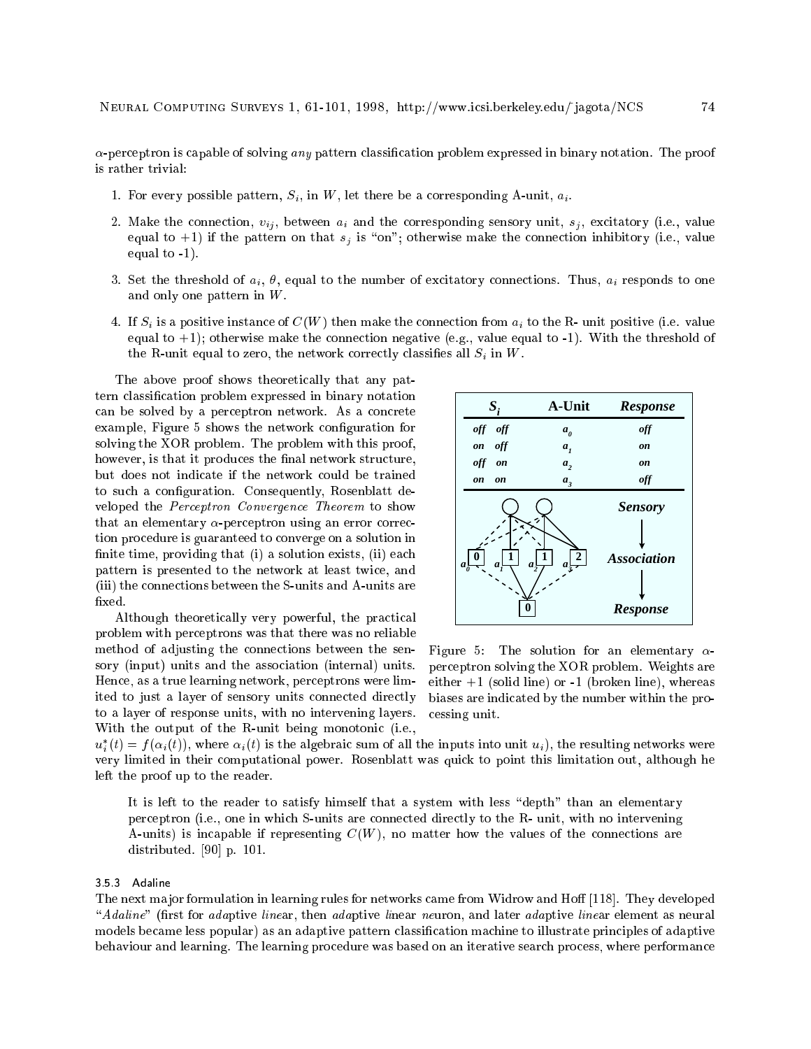$\alpha$-perceptron is capable of solving *any* pattern classification problem expressed in binary notation. The proof is rather trivial:

1. For every possible pattern, $S_i$, in $W$, let there be a corresponding A-unit, $a_i$.
2. Make the connection, $v_{ij}$, between $a_i$ and the corresponding sensory unit, $s_j$, excitatory (i.e., value equal to +1) if the pattern on that $s_j$ is "on"; otherwise make the connection inhibitory (i.e., value equal to -1).
3. Set the threshold of $a_i$, $\theta$, equal to the number of excitatory connections. Thus, $a_i$ responds to one and only one pattern in $W$.
4. If $S_i$ is a positive instance of $C(W)$ then make the connection from $a_i$ to the R- unit positive (i.e. value equal to +1); otherwise make the connection negative (e.g., value equal to -1). With the threshold of the R-unit equal to zero, the network correctly classifies all $S_i$ in $W$.

The above proof shows theoretically that any pattern classification problem expressed in binary notation can be solved by a perceptron network. As a concrete example, Figure 5 shows the network configuration for solving the XOR problem. The problem with this proof, however, is that it produces the final network structure, but does not indicate if the network could be trained to such a configuration. Consequently, Rosenblatt developed the *Perceptron Convergence Theorem* to show that an elementary $\alpha$-perceptron using an error correction procedure is guaranteed to converge on a solution in finite time, providing that (i) a solution exists, (ii) each pattern is presented to the network at least twice, and (iii) the connections between the S-units and A-units are fixed.

| $S_i$ | | A-Unit | Response |
|---|---|---|---|
| off | off | $a_0$ | off |
| on | off | $a_1$ | on |
| off | on | $a_2$ | on |
| on | on | $a_3$ | off |

Figure 5: The solution for an elementary $\alpha$-perceptron solving the XOR problem. Weights are either +1 (solid line) or -1 (broken line), whereas biases are indicated by the number within the processing unit.

Although theoretically very powerful, the practical problem with perceptrons was that there was no reliable method of adjusting the connections between the sensory (input) units and the association (internal) units. Hence, as a true learning network, perceptrons were limited to just a layer of sensory units connected directly to a layer of response units, with no intervening layers. With the output of the R-unit being monotonic (i.e., $u_i^*(t) = f(\alpha_i(t))$, where $\alpha_i(t)$ is the algebraic sum of all the inputs into unit $u_i$), the resulting networks were very limited in their computational power. Rosenblatt was quick to point this limitation out, although he left the proof up to the reader.

> It is left to the reader to satisfy himself that a system with less "depth" than an elementary perceptron (i.e., one in which S-units are connected directly to the R- unit, with no intervening A-units) is incapable if representing $C(W)$, no matter how the values of the connections are distributed. [90] p. 101.

#### 3.5.3 Adaline

The next major formulation in learning rules for networks came from Widrow and Hoff [118]. They developed "*Adaline*" (first for *ada*ptive *line*ar, then *ada*ptive *line*ar neuron, and later *ada*ptive *line*ar element as neural models became less popular) as an adaptive pattern classification machine to illustrate principles of adaptive behaviour and learning. The learning procedure was based on an iterative search process, where performance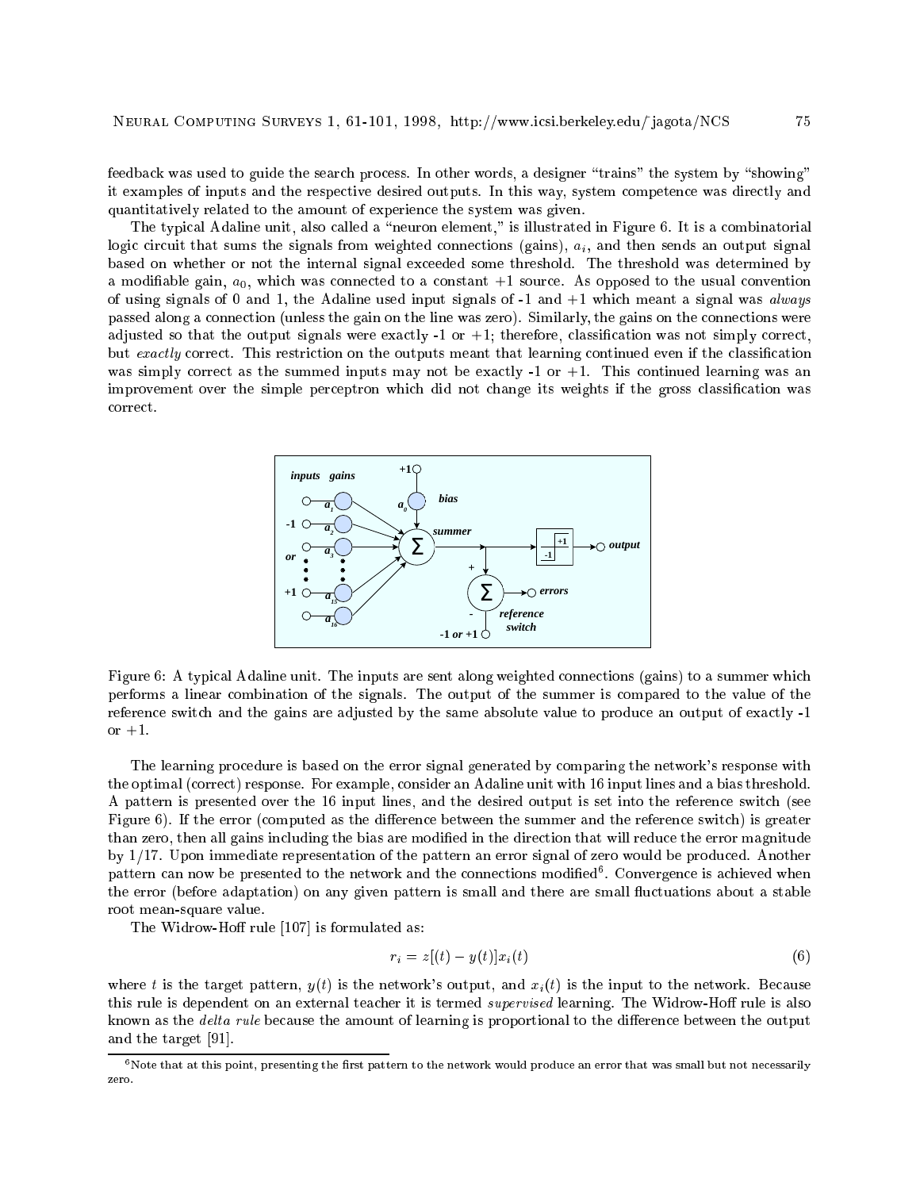feedback was used to guide the search process. In other words, a designer "trains" the system by "showing" it examples of inputs and the respective desired outputs. In this way, system competence was directly and quantitatively related to the amount of experience the system was given.

The typical Adaline unit, also called a "neuron element," is illustrated in Figure 6. It is a combinatorial logic circuit that sums the signals from weighted connections (gains), $a_i$, and then sends an output signal based on whether or not the internal signal exceeded some threshold. The threshold was determined by a modifiable gain, $a_0$, which was connected to a constant +1 source. As opposed to the usual convention of using signals of 0 and 1, the Adaline used input signals of -1 and +1 which meant a signal was *always* passed along a connection (unless the gain on the line was zero). Similarly, the gains on the connections were adjusted so that the output signals were exactly -1 or +1; therefore, classification was not simply correct, but *exactly* correct. This restriction on the outputs meant that learning continued even if the classification was simply correct as the summed inputs may not be exactly -1 or +1. This continued learning was an improvement over the simple perceptron which did not change its weights if the gross classification was correct.

Figure 6: A typical Adaline unit. The inputs are sent along weighted connections (gains) to a summer which performs a linear combination of the signals. The output of the summer is compared to the value of the reference switch and the gains are adjusted by the same absolute value to produce an output of exactly -1 or +1.

The learning procedure is based on the error signal generated by comparing the network's response with the optimal (correct) response. For example, consider an Adaline unit with 16 input lines and a bias threshold. A pattern is presented over the 16 input lines, and the desired output is set into the reference switch (see Figure 6). If the error (computed as the difference between the summer and the reference switch) is greater than zero, then all gains including the bias are modified in the direction that will reduce the error magnitude by 1/17. Upon immediate representation of the pattern an error signal of zero would be produced. Another pattern can now be presented to the network and the connections modified[6]. Convergence is achieved when the error (before adaptation) on any given pattern is small and there are small fluctuations about a stable root mean-square value.

The Widrow-Hoff rule [107] is formulated as:

$$r_i = z[(t) - y(t)]x_i(t) \tag{6}$$

where $t$ is the target pattern, $y(t)$ is the network's output, and $x_i(t)$ is the input to the network. Because this rule is dependent on an external teacher it is termed *supervised* learning. The Widrow-Hoff rule is also known as the *delta rule* because the amount of learning is proportional to the difference between the output and the target [91].

[6] Note that at this point, presenting the first pattern to the network would produce an error that was small but not necessarily zero.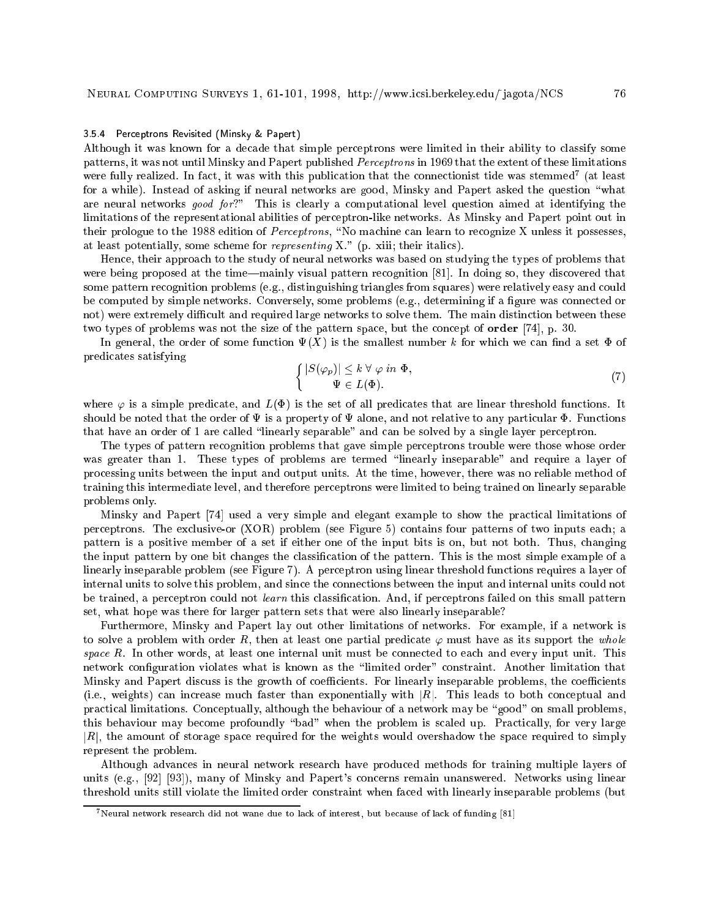#### 3.5.4 Perceptrons Revisited (Minsky & Papert)

Although it was known for a decade that simple perceptrons were limited in their ability to classify some patterns, it was not until Minsky and Papert published *Perceptrons* in 1969 that the extent of these limitations were fully realized. In fact, it was with this publication that the connectionist tide was stemmed[7] (at least for a while). Instead of asking if neural networks are good, Minsky and Papert asked the question "what are neural networks *good for*?" This is clearly a computational level question aimed at identifying the limitations of the representational abilities of perceptron-like networks. As Minsky and Papert point out in their prologue to the 1988 edition of *Perceptrons*, "No machine can learn to recognize X unless it possesses, at least potentially, some scheme for *representing* X." (p. xiii; their italics).

Hence, their approach to the study of neural networks was based on studying the types of problems that were being proposed at the time—mainly visual pattern recognition [81]. In doing so, they discovered that some pattern recognition problems (e.g., distinguishing triangles from squares) were relatively easy and could be computed by simple networks. Conversely, some problems (e.g., determining if a figure was connected or not) were extremely difficult and required large networks to solve them. The main distinction between these two types of problems was not the size of the pattern space, but the concept of **order** [74], p. 30.

In general, the order of some function $\Psi(X)$ is the smallest number $k$ for which we can find a set $\Phi$ of predicates satisfying

$$\begin{cases} |S(\varphi_p)| \leq k \; \forall \; \varphi \; in \; \Phi, \\ \qquad \Psi \in L(\Phi). \end{cases} \tag{7}$$

where $\varphi$ is a simple predicate, and $L(\Phi)$ is the set of all predicates that are linear threshold functions. It should be noted that the order of $\Psi$ is a property of $\Psi$ alone, and not relative to any particular $\Phi$. Functions that have an order of 1 are called "linearly separable" and can be solved by a single layer perceptron.

The types of pattern recognition problems that gave simple perceptrons trouble were those whose order was greater than 1. These types of problems are termed "linearly inseparable" and require a layer of processing units between the input and output units. At the time, however, there was no reliable method of training this intermediate level, and therefore perceptrons were limited to being trained on linearly separable problems only.

Minsky and Papert [74] used a very simple and elegant example to show the practical limitations of perceptrons. The exclusive-or (XOR) problem (see Figure 5) contains four patterns of two inputs each; a pattern is a positive member of a set if either one of the input bits is on, but not both. Thus, changing the input pattern by one bit changes the classification of the pattern. This is the most simple example of a linearly inseparable problem (see Figure 7). A perceptron using linear threshold functions requires a layer of internal units to solve this problem, and since the connections between the input and internal units could not be trained, a perceptron could not *learn* this classification. And, if perceptrons failed on this small pattern set, what hope was there for larger pattern sets that were also linearly inseparable?

Furthermore, Minsky and Papert lay out other limitations of networks. For example, if a network is to solve a problem with order $R$, then at least one partial predicate $\varphi$ must have as its support the *whole space* $R$. In other words, at least one internal unit must be connected to each and every input unit. This network configuration violates what is known as the "limited order" constraint. Another limitation that Minsky and Papert discuss is the growth of coefficients. For linearly inseparable problems, the coefficients (i.e., weights) can increase much faster than exponentially with $|R|$. This leads to both conceptual and practical limitations. Conceptually, although the behaviour of a network may be "good" on small problems, this behaviour may become profoundly "bad" when the problem is scaled up. Practically, for very large $|R|$, the amount of storage space required for the weights would overshadow the space required to simply represent the problem.

Although advances in neural network research have produced methods for training multiple layers of units (e.g., [92] [93]), many of Minsky and Papert's concerns remain unanswered. Networks using linear threshold units still violate the limited order constraint when faced with linearly inseparable problems (but

[7] Neural network research did not wane due to lack of interest, but because of lack of funding [81]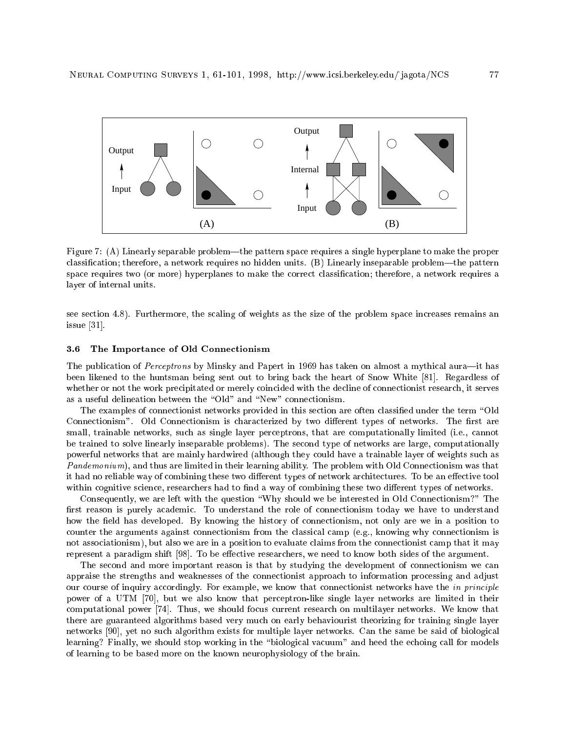Figure 7: (A) Linearly separable problem—the pattern space requires a single hyperplane to make the proper classification; therefore, a network requires no hidden units. (B) Linearly inseparable problem—the pattern space requires two (or more) hyperplanes to make the correct classification; therefore, a network requires a layer of internal units.

see section 4.8). Furthermore, the scaling of weights as the size of the problem space increases remains an issue [31].

### 3.6 The Importance of Old Connectionism

The publication of *Perceptrons* by Minsky and Papert in 1969 has taken on almost a mythical aura—it has been likened to the huntsman being sent out to bring back the heart of Snow White [81]. Regardless of whether or not the work precipitated or merely coincided with the decline of connectionist research, it serves as a useful delineation between the "Old" and "New" connectionism.

The examples of connectionist networks provided in this section are often classified under the term "Old Connectionism". Old Connectionism is characterized by two different types of networks. The first are small, trainable networks, such as single layer perceptrons, that are computationally limited (i.e., cannot be trained to solve linearly inseparable problems). The second type of networks are large, computationally powerful networks that are mainly hardwired (although they could have a trainable layer of weights such as *Pandemonium*), and thus are limited in their learning ability. The problem with Old Connectionism was that it had no reliable way of combining these two different types of network architectures. To be an effective tool within cognitive science, researchers had to find a way of combining these two different types of networks.

Consequently, we are left with the question "Why should we be interested in Old Connectionism?" The first reason is purely academic. To understand the role of connectionism today we have to understand how the field has developed. By knowing the history of connectionism, not only are we in a position to counter the arguments against connectionism from the classical camp (e.g., knowing why connectionism is not associationism), but also we are in a position to evaluate claims from the connectionist camp that it may represent a paradigm shift [98]. To be effective researchers, we need to know both sides of the argument.

The second and more important reason is that by studying the development of connectionism we can appraise the strengths and weaknesses of the connectionist approach to information processing and adjust our course of inquiry accordingly. For example, we know that connectionist networks have the *in principle* power of a UTM [70], but we also know that perceptron-like single layer networks are limited in their computational power [74]. Thus, we should focus current research on multilayer networks. We know that there are guaranteed algorithms based very much on early behaviourist theorizing for training single layer networks [90], yet no such algorithm exists for multiple layer networks. Can the same be said of biological learning? Finally, we should stop working in the "biological vacuum" and heed the echoing call for models of learning to be based more on the known neurophysiology of the brain.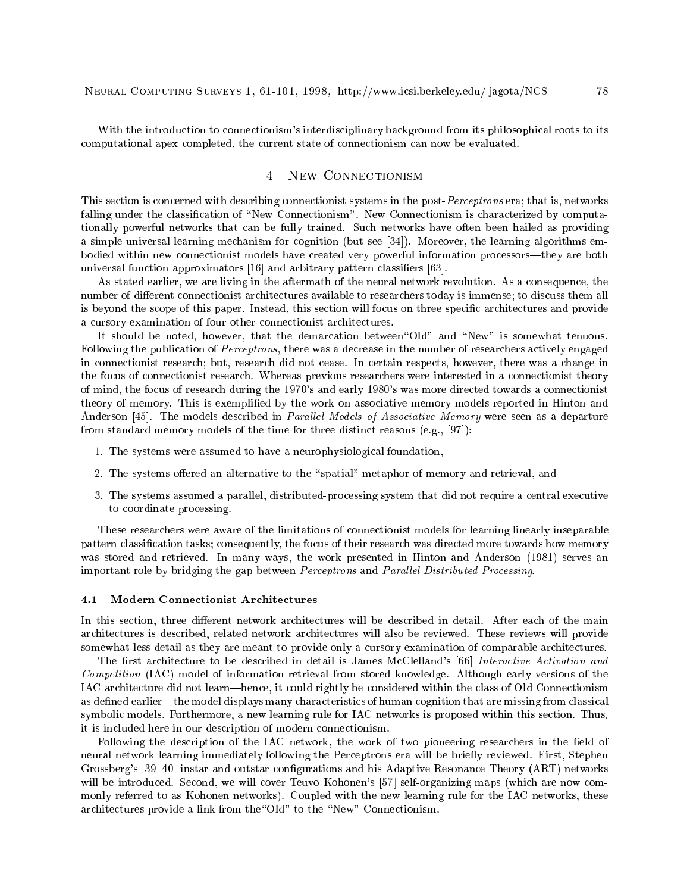With the introduction to connectionism's interdisciplinary background from its philosophical roots to its computational apex completed, the current state of connectionism can now be evaluated.

# 4 New Connectionism

This section is concerned with describing connectionist systems in the post-*Perceptrons* era; that is, networks falling under the classification of "New Connectionism". New Connectionism is characterized by computationally powerful networks that can be fully trained. Such networks have often been hailed as providing a simple universal learning mechanism for cognition (but see [34]). Moreover, the learning algorithms embodied within new connectionist models have created very powerful information processors—they are both universal function approximators [16] and arbitrary pattern classifiers [63].

As stated earlier, we are living in the aftermath of the neural network revolution. As a consequence, the number of different connectionist architectures available to researchers today is immense; to discuss them all is beyond the scope of this paper. Instead, this section will focus on three specific architectures and provide a cursory examination of four other connectionist architectures.

It should be noted, however, that the demarcation between"Old" and "New" is somewhat tenuous. Following the publication of *Perceptrons*, there was a decrease in the number of researchers actively engaged in connectionist research; but, research did not cease. In certain respects, however, there was a change in the focus of connectionist research. Whereas previous researchers were interested in a connectionist theory of mind, the focus of research during the 1970's and early 1980's was more directed towards a connectionist theory of memory. This is exemplified by the work on associative memory models reported in Hinton and Anderson [45]. The models described in *Parallel Models of Associative Memory* were seen as a departure from standard memory models of the time for three distinct reasons (e.g., [97]):

1. The systems were assumed to have a neurophysiological foundation,
2. The systems offered an alternative to the "spatial" metaphor of memory and retrieval, and
3. The systems assumed a parallel, distributed-processing system that did not require a central executive to coordinate processing.

These researchers were aware of the limitations of connectionist models for learning linearly inseparable pattern classification tasks; consequently, the focus of their research was directed more towards how memory was stored and retrieved. In many ways, the work presented in Hinton and Anderson (1981) serves an important role by bridging the gap between *Perceptrons* and *Parallel Distributed Processing*.

## 4.1 Modern Connectionist Architectures

In this section, three different network architectures will be described in detail. After each of the main architectures is described, related network architectures will also be reviewed. These reviews will provide somewhat less detail as they are meant to provide only a cursory examination of comparable architectures.

The first architecture to be described in detail is James McClelland's [66] *Interactive Activation and Competition* (IAC) model of information retrieval from stored knowledge. Although early versions of the IAC architecture did not learn—hence, it could rightly be considered within the class of Old Connectionism as defined earlier—the model displays many characteristics of human cognition that are missing from classical symbolic models. Furthermore, a new learning rule for IAC networks is proposed within this section. Thus, it is included here in our description of modern connectionism.

Following the description of the IAC network, the work of two pioneering researchers in the field of neural network learning immediately following the Perceptrons era will be briefly reviewed. First, Stephen Grossberg's [39][40] instar and outstar configurations and his Adaptive Resonance Theory (ART) networks will be introduced. Second, we will cover Teuvo Kohonen's [57] self-organizing maps (which are now commonly referred to as Kohonen networks). Coupled with the new learning rule for the IAC networks, these architectures provide a link from the"Old" to the "New" Connectionism.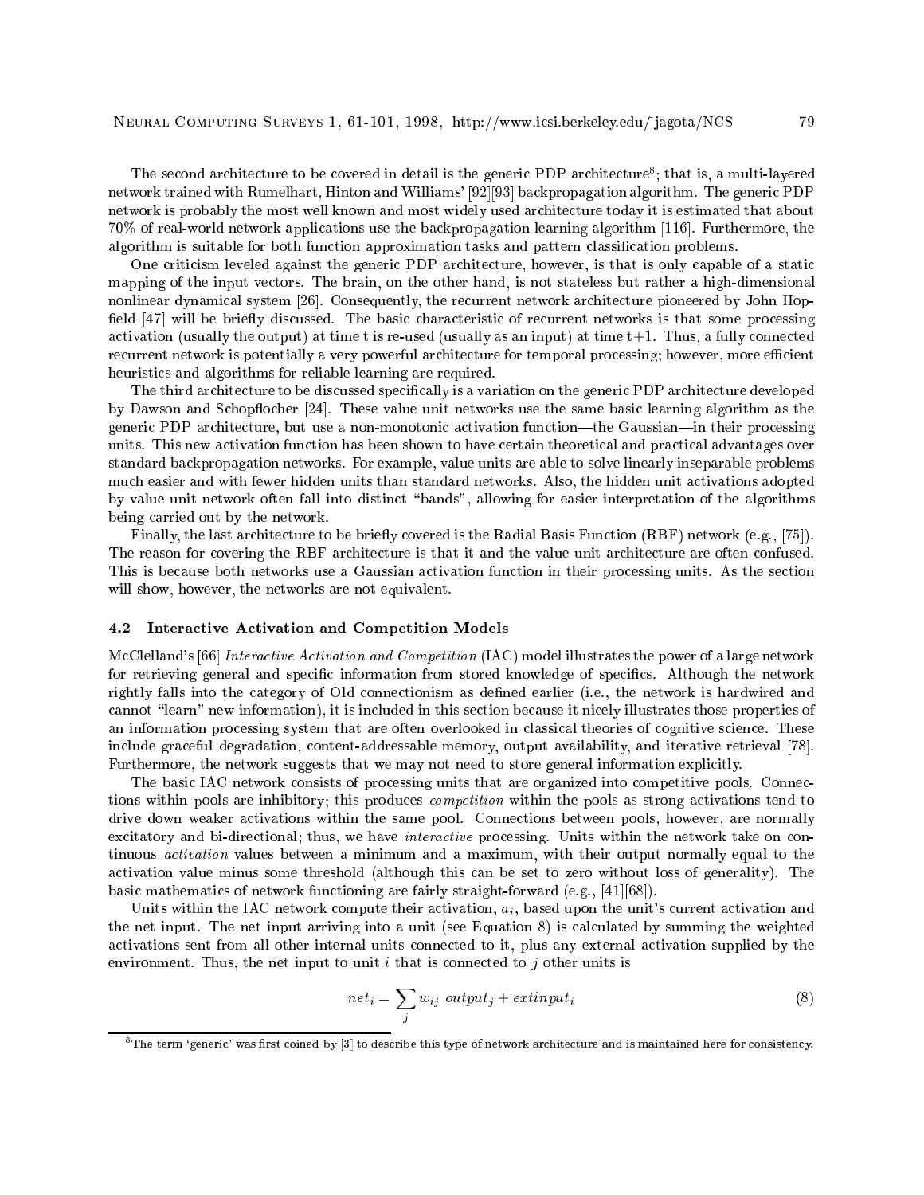The second architecture to be covered in detail is the generic PDP architecture[8]; that is, a multi-layered network trained with Rumelhart, Hinton and Williams' [92][93] backpropagation algorithm. The generic PDP network is probably the most well known and most widely used architecture today it is estimated that about 70% of real-world network applications use the backpropagation learning algorithm [116]. Furthermore, the algorithm is suitable for both function approximation tasks and pattern classification problems.

One criticism leveled against the generic PDP architecture, however, is that is only capable of a static mapping of the input vectors. The brain, on the other hand, is not stateless but rather a high-dimensional nonlinear dynamical system [26]. Consequently, the recurrent network architecture pioneered by John Hopfield [47] will be briefly discussed. The basic characteristic of recurrent networks is that some processing activation (usually the output) at time t is re-used (usually as an input) at time t+1. Thus, a fully connected recurrent network is potentially a very powerful architecture for temporal processing; however, more efficient heuristics and algorithms for reliable learning are required.

The third architecture to be discussed specifically is a variation on the generic PDP architecture developed by Dawson and Schopflocher [24]. These value unit networks use the same basic learning algorithm as the generic PDP architecture, but use a non-monotonic activation function—the Gaussian—in their processing units. This new activation function has been shown to have certain theoretical and practical advantages over standard backpropagation networks. For example, value units are able to solve linearly inseparable problems much easier and with fewer hidden units than standard networks. Also, the hidden unit activations adopted by value unit network often fall into distinct "bands", allowing for easier interpretation of the algorithms being carried out by the network.

Finally, the last architecture to be briefly covered is the Radial Basis Function (RBF) network (e.g., [75]). The reason for covering the RBF architecture is that it and the value unit architecture are often confused. This is because both networks use a Gaussian activation function in their processing units. As the section will show, however, the networks are not equivalent.

### 4.2 Interactive Activation and Competition Models

McClelland's [66] *Interactive Activation and Competition* (IAC) model illustrates the power of a large network for retrieving general and specific information from stored knowledge of specifics. Although the network rightly falls into the category of Old connectionism as defined earlier (i.e., the network is hardwired and cannot "learn" new information), it is included in this section because it nicely illustrates those properties of an information processing system that are often overlooked in classical theories of cognitive science. These include graceful degradation, content-addressable memory, output availability, and iterative retrieval [78]. Furthermore, the network suggests that we may not need to store general information explicitly.

The basic IAC network consists of processing units that are organized into competitive pools. Connections within pools are inhibitory; this produces *competition* within the pools as strong activations tend to drive down weaker activations within the same pool. Connections between pools, however, are normally excitatory and bi-directional; thus, we have *interactive* processing. Units within the network take on continuous *activation* values between a minimum and a maximum, with their output normally equal to the activation value minus some threshold (although this can be set to zero without loss of generality). The basic mathematics of network functioning are fairly straight-forward (e.g., [41][68]).

Units within the IAC network compute their activation, $a_i$, based upon the unit's current activation and the net input. The net input arriving into a unit (see Equation 8) is calculated by summing the weighted activations sent from all other internal units connected to it, plus any external activation supplied by the environment. Thus, the net input to unit $i$ that is connected to $j$ other units is

$$net_i = \sum_j w_{ij} \; output_j + extinput_i \qquad (8)$$

[8] The term 'generic' was first coined by [3] to describe this type of network architecture and is maintained here for consistency.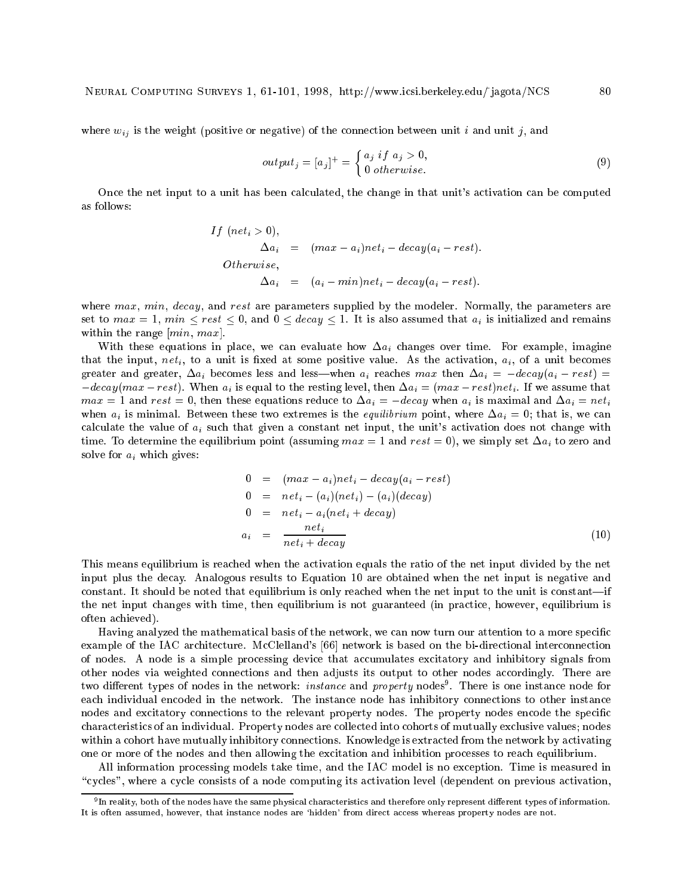where $w_{ij}$ is the weight (positive or negative) of the connection between unit $i$ and unit $j$, and

$$output_j = [a_j]^+ = \begin{cases} a_j \ if \ a_j > 0, \\ 0 \ otherwise. \end{cases} \tag{9}$$

Once the net input to a unit has been calculated, the change in that unit's activation can be computed as follows:

$$\begin{aligned} If \ (net_i > 0), & \\ \Delta a_i &= (max - a_i)net_i - decay(a_i - rest). \\ Otherwise, & \\ \Delta a_i &= (a_i - min)net_i - decay(a_i - rest). \end{aligned}$$

where $max$, $min$, $decay$, and $rest$ are parameters supplied by the modeler. Normally, the parameters are set to $max = 1$, $min \leq rest \leq 0$, and $0 \leq decay \leq 1$. It is also assumed that $a_i$ is initialized and remains within the range $[min, max]$.

With these equations in place, we can evaluate how $\Delta a_i$ changes over time. For example, imagine that the input, $net_i$, to a unit is fixed at some positive value. As the activation, $a_i$, of a unit becomes greater and greater, $\Delta a_i$ becomes less and less—when $a_i$ reaches $max$ then $\Delta a_i = -decay(a_i - rest) = -decay(max - rest)$. When $a_i$ is equal to the resting level, then $\Delta a_i = (max - rest)net_i$. If we assume that $max = 1$ and $rest = 0$, then these equations reduce to $\Delta a_i = -decay$ when $a_i$ is maximal and $\Delta a_i = net_i$ when $a_i$ is minimal. Between these two extremes is the *equilibrium* point, where $\Delta a_i = 0$; that is, we can calculate the value of $a_i$ such that given a constant net input, the unit's activation does not change with time. To determine the equilibrium point (assuming $max = 1$ and $rest = 0$), we simply set $\Delta a_i$ to zero and solve for $a_i$ which gives:

$$\begin{aligned} 0 &= (max - a_i)net_i - decay(a_i - rest) \\ 0 &= net_i - (a_i)(net_i) - (a_i)(decay) \\ 0 &= net_i - a_i(net_i + decay) \\ a_i &= \frac{net_i}{net_i + decay} \end{aligned} \tag{10}$$

This means equilibrium is reached when the activation equals the ratio of the net input divided by the net input plus the decay. Analogous results to Equation 10 are obtained when the net input is negative and constant. It should be noted that equilibrium is only reached when the net input to the unit is constant—if the net input changes with time, then equilibrium is not guaranteed (in practice, however, equilibrium is often achieved).

Having analyzed the mathematical basis of the network, we can now turn our attention to a more specific example of the IAC architecture. McClelland's [66] network is based on the bi-directional interconnection of nodes. A node is a simple processing device that accumulates excitatory and inhibitory signals from other nodes via weighted connections and then adjusts its output to other nodes accordingly. There are two different types of nodes in the network: *instance* and *property* nodes[9]. There is one instance node for each individual encoded in the network. The instance node has inhibitory connections to other instance nodes and excitatory connections to the relevant property nodes. The property nodes encode the specific characteristics of an individual. Property nodes are collected into cohorts of mutually exclusive values; nodes within a cohort have mutually inhibitory connections. Knowledge is extracted from the network by activating one or more of the nodes and then allowing the excitation and inhibition processes to reach equilibrium.

All information processing models take time, and the IAC model is no exception. Time is measured in "cycles", where a cycle consists of a node computing its activation level (dependent on previous activation,

[9] In reality, both of the nodes have the same physical characteristics and therefore only represent different types of information. It is often assumed, however, that instance nodes are 'hidden' from direct access whereas property nodes are not.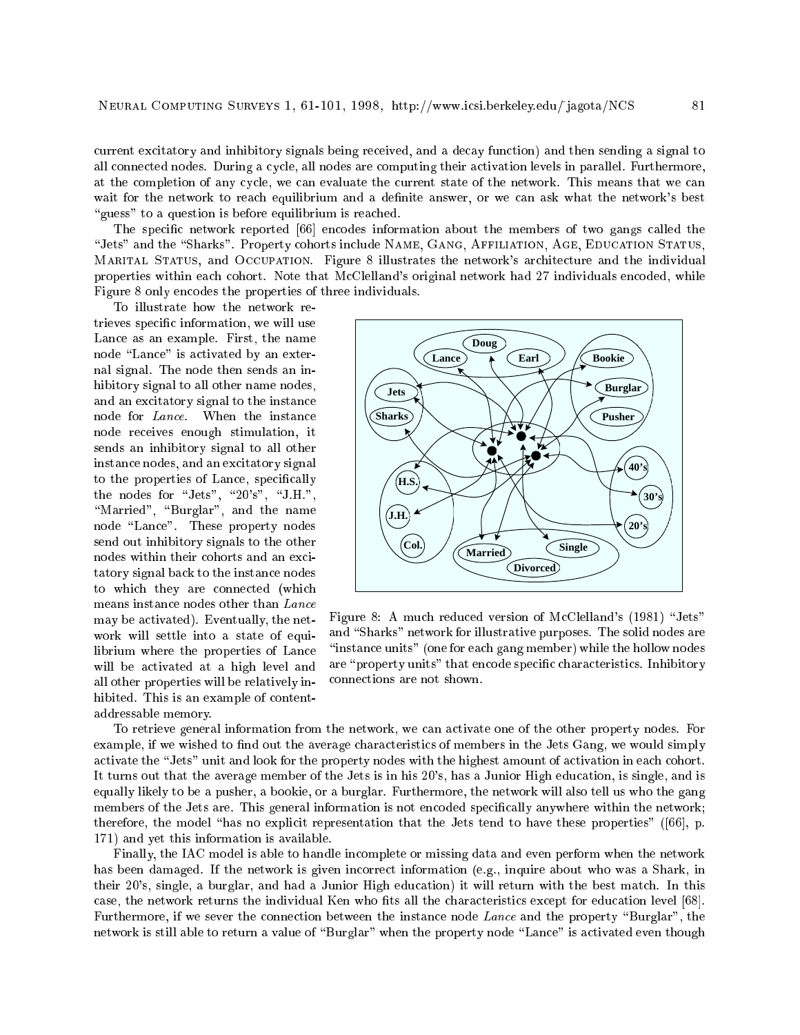current excitatory and inhibitory signals being received, and a decay function) and then sending a signal to all connected nodes. During a cycle, all nodes are computing their activation levels in parallel. Furthermore, at the completion of any cycle, we can evaluate the current state of the network. This means that we can wait for the network to reach equilibrium and a definite answer, or we can ask what the network's best "guess" to a question is before equilibrium is reached.

The specific network reported [66] encodes information about the members of two gangs called the "Jets" and the "Sharks". Property cohorts include NAME, GANG, AFFILIATION, AGE, EDUCATION STATUS, MARITAL STATUS, and OCCUPATION. Figure 8 illustrates the network's architecture and the individual properties within each cohort. Note that McClelland's original network had 27 individuals encoded, while Figure 8 only encodes the properties of three individuals.

To illustrate how the network retrieves specific information, we will use Lance as an example. First, the name node "Lance" is activated by an external signal. The node then sends an inhibitory signal to all other name nodes, and an excitatory signal to the instance node for *Lance*. When the instance node receives enough stimulation, it sends an inhibitory signal to all other instance nodes, and an excitatory signal to the properties of Lance, specifically the nodes for "Jets", "20's", "J.H.", "Married", "Burglar", and the name node "Lance". These property nodes send out inhibitory signals to the other nodes within their cohorts and an excitatory signal back to the instance nodes to which they are connected (which means instance nodes other than *Lance* may be activated). Eventually, the network will settle into a state of equilibrium where the properties of Lance will be activated at a high level and all other properties will be relatively inhibited. This is an example of content-addressable memory.

Figure 8: A much reduced version of McClelland's (1981) "Jets" and "Sharks" network for illustrative purposes. The solid nodes are "instance units" (one for each gang member) while the hollow nodes are "property units" that encode specific characteristics. Inhibitory connections are not shown.

To retrieve general information from the network, we can activate one of the other property nodes. For example, if we wished to find out the average characteristics of members in the Jets Gang, we would simply activate the "Jets" unit and look for the property nodes with the highest amount of activation in each cohort. It turns out that the average member of the Jets is in his 20's, has a Junior High education, is single, and is equally likely to be a pusher, a bookie, or a burglar. Furthermore, the network will also tell us who the gang members of the Jets are. This general information is not encoded specifically anywhere within the network; therefore, the model "has no explicit representation that the Jets tend to have these properties" ([66], p. 171) and yet this information is available.

Finally, the IAC model is able to handle incomplete or missing data and even perform when the network has been damaged. If the network is given incorrect information (e.g., inquire about who was a Shark, in their 20's, single, a burglar, and had a Junior High education) it will return with the best match. In this case, the network returns the individual Ken who fits all the characteristics except for education level [68]. Furthermore, if we sever the connection between the instance node *Lance* and the property "Burglar", the network is still able to return a value of "Burglar" when the property node "Lance" is activated even though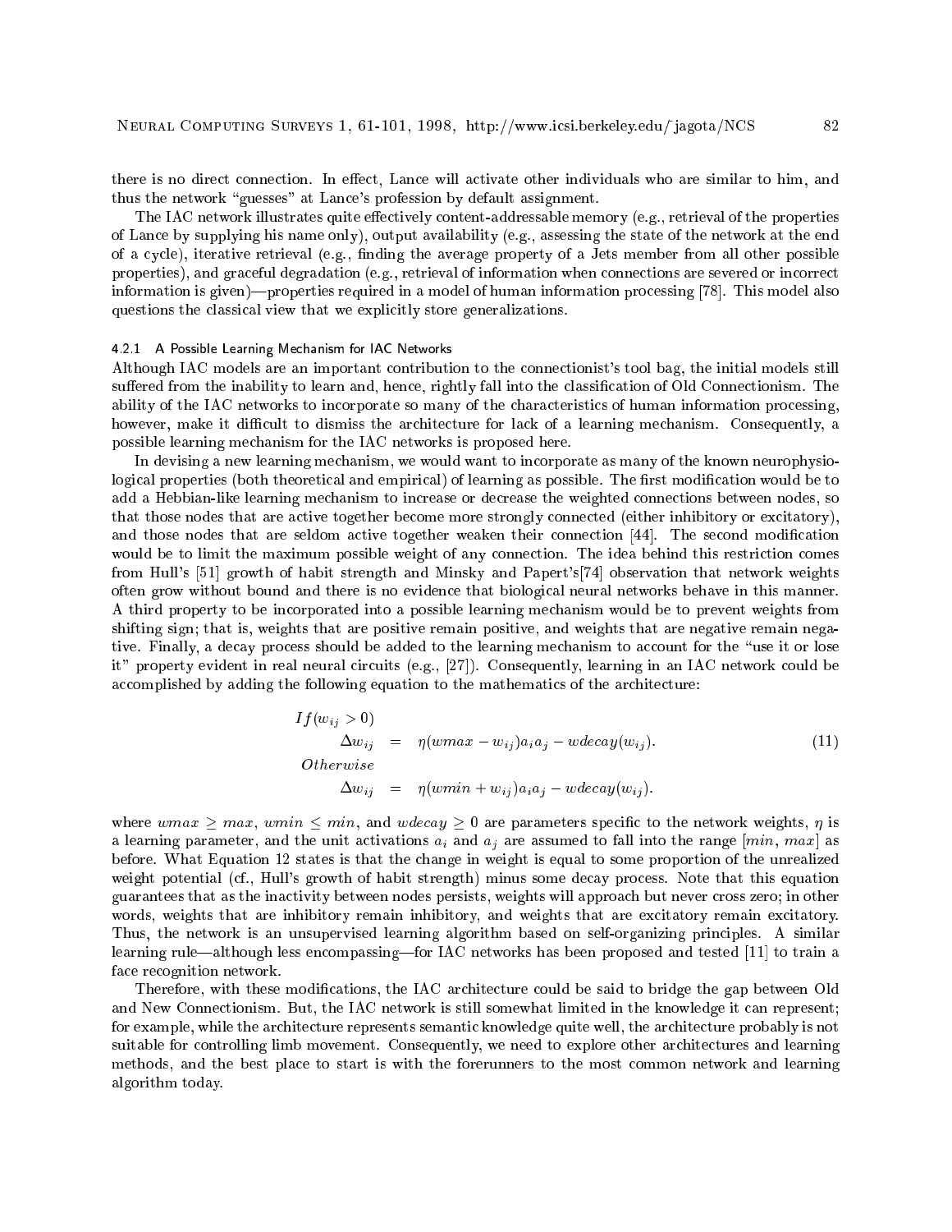there is no direct connection. In effect, Lance will activate other individuals who are similar to him, and thus the network "guesses" at Lance's profession by default assignment.

The IAC network illustrates quite effectively content-addressable memory (e.g., retrieval of the properties of Lance by supplying his name only), output availability (e.g., assessing the state of the network at the end of a cycle), iterative retrieval (e.g., finding the average property of a Jets member from all other possible properties), and graceful degradation (e.g., retrieval of information when connections are severed or incorrect information is given)—properties required in a model of human information processing [78]. This model also questions the classical view that we explicitly store generalizations.

#### 4.2.1 A Possible Learning Mechanism for IAC Networks

Although IAC models are an important contribution to the connectionist's tool bag, the initial models still suffered from the inability to learn and, hence, rightly fall into the classification of Old Connectionism. The ability of the IAC networks to incorporate so many of the characteristics of human information processing, however, make it difficult to dismiss the architecture for lack of a learning mechanism. Consequently, a possible learning mechanism for the IAC networks is proposed here.

In devising a new learning mechanism, we would want to incorporate as many of the known neurophysiological properties (both theoretical and empirical) of learning as possible. The first modification would be to add a Hebbian-like learning mechanism to increase or decrease the weighted connections between nodes, so that those nodes that are active together become more strongly connected (either inhibitory or excitatory), and those nodes that are seldom active together weaken their connection [44]. The second modification would be to limit the maximum possible weight of any connection. The idea behind this restriction comes from Hull's [51] growth of habit strength and Minsky and Papert's[74] observation that network weights often grow without bound and there is no evidence that biological neural networks behave in this manner. A third property to be incorporated into a possible learning mechanism would be to prevent weights from shifting sign; that is, weights that are positive remain positive, and weights that are negative remain negative. Finally, a decay process should be added to the learning mechanism to account for the "use it or lose it" property evident in real neural circuits (e.g., [27]). Consequently, learning in an IAC network could be accomplished by adding the following equation to the mathematics of the architecture:

$$
\begin{aligned}
&If(w_{ij} > 0) \\
&\qquad \Delta w_{ij} = \eta(wmax - w_{ij})a_i a_j - wdecay(w_{ij}). \\
&Otherwise \\
&\qquad \Delta w_{ij} = \eta(wmin + w_{ij})a_i a_j - wdecay(w_{ij}).
\end{aligned}
\tag{11}
$$

where $wmax \geq max$, $wmin \leq min$, and $wdecay \geq 0$ are parameters specific to the network weights, $\eta$ is a learning parameter, and the unit activations $a_i$ and $a_j$ are assumed to fall into the range $[min, max]$ as before. What Equation 12 states is that the change in weight is equal to some proportion of the unrealized weight potential (cf., Hull's growth of habit strength) minus some decay process. Note that this equation guarantees that as the inactivity between nodes persists, weights will approach but never cross zero; in other words, weights that are inhibitory remain inhibitory, and weights that are excitatory remain excitatory. Thus, the network is an unsupervised learning algorithm based on self-organizing principles. A similar learning rule—although less encompassing—for IAC networks has been proposed and tested [11] to train a face recognition network.

Therefore, with these modifications, the IAC architecture could be said to bridge the gap between Old and New Connectionism. But, the IAC network is still somewhat limited in the knowledge it can represent; for example, while the architecture represents semantic knowledge quite well, the architecture probably is not suitable for controlling limb movement. Consequently, we need to explore other architectures and learning methods, and the best place to start is with the forerunners to the most common network and learning algorithm today.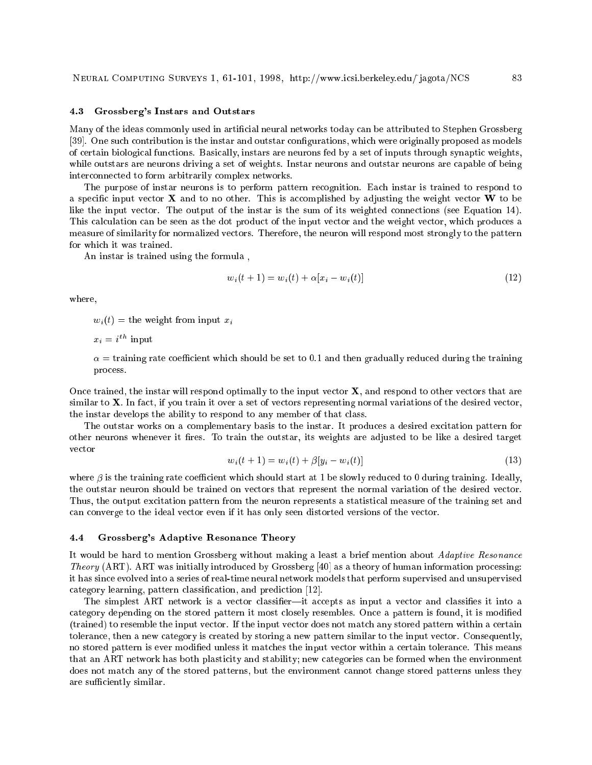### 4.3 Grossberg's Instars and Outstars

Many of the ideas commonly used in artificial neural networks today can be attributed to Stephen Grossberg [39]. One such contribution is the instar and outstar configurations, which were originally proposed as models of certain biological functions. Basically, instars are neurons fed by a set of inputs through synaptic weights, while outstars are neurons driving a set of weights. Instar neurons and outstar neurons are capable of being interconnected to form arbitrarily complex networks.

The purpose of instar neurons is to perform pattern recognition. Each instar is trained to respond to a specific input vector **X** and to no other. This is accomplished by adjusting the weight vector **W** to be like the input vector. The output of the instar is the sum of its weighted connections (see Equation 14). This calculation can be seen as the dot product of the input vector and the weight vector, which produces a measure of similarity for normalized vectors. Therefore, the neuron will respond most strongly to the pattern for which it was trained.

An instar is trained using the formula ,

$$w_i(t+1) = w_i(t) + \alpha[x_i - w_i(t)] \tag{12}$$

where,

$w_i(t)$ = the weight from input $x_i$

$x_i = i^{th}$ input

$\alpha$ = training rate coefficient which should be set to 0.1 and then gradually reduced during the training process.

Once trained, the instar will respond optimally to the input vector **X**, and respond to other vectors that are similar to **X**. In fact, if you train it over a set of vectors representing normal variations of the desired vector, the instar develops the ability to respond to any member of that class.

The outstar works on a complementary basis to the instar. It produces a desired excitation pattern for other neurons whenever it fires. To train the outstar, its weights are adjusted to be like a desired target vector

$$w_i(t+1) = w_i(t) + \beta[y_i - w_i(t)] \tag{13}$$

where $\beta$ is the training rate coefficient which should start at 1 be slowly reduced to 0 during training. Ideally, the outstar neuron should be trained on vectors that represent the normal variation of the desired vector. Thus, the output excitation pattern from the neuron represents a statistical measure of the training set and can converge to the ideal vector even if it has only seen distorted versions of the vector.

### 4.4 Grossberg's Adaptive Resonance Theory

It would be hard to mention Grossberg without making a least a brief mention about *Adaptive Resonance Theory* (ART). ART was initially introduced by Grossberg [40] as a theory of human information processing: it has since evolved into a series of real-time neural network models that perform supervised and unsupervised category learning, pattern classification, and prediction [12].

The simplest ART network is a vector classifier—it accepts as input a vector and classifies it into a category depending on the stored pattern it most closely resembles. Once a pattern is found, it is modified (trained) to resemble the input vector. If the input vector does not match any stored pattern within a certain tolerance, then a new category is created by storing a new pattern similar to the input vector. Consequently, no stored pattern is ever modified unless it matches the input vector within a certain tolerance. This means that an ART network has both plasticity and stability; new categories can be formed when the environment does not match any of the stored patterns, but the environment cannot change stored patterns unless they are sufficiently similar.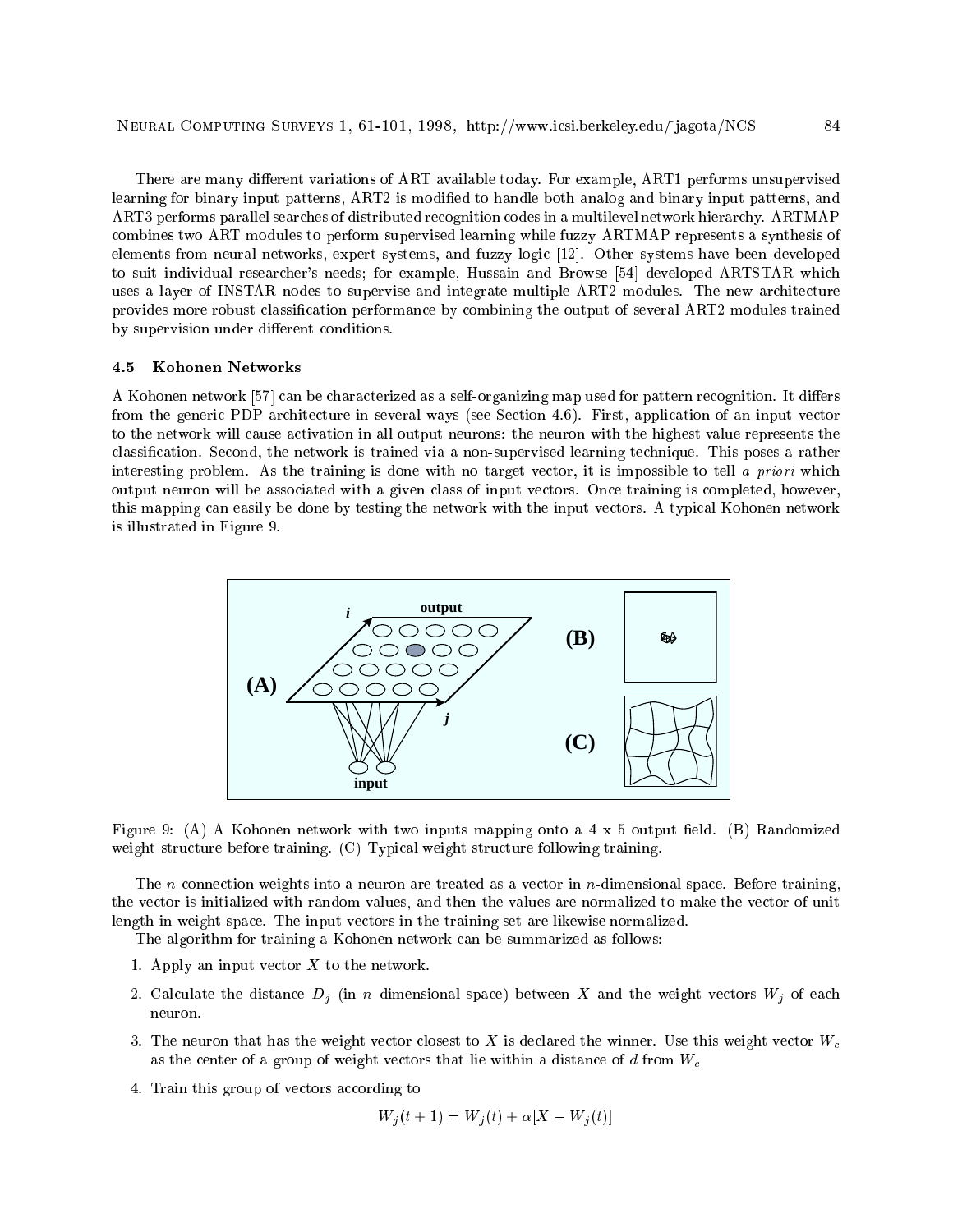There are many different variations of ART available today. For example, ART1 performs unsupervised learning for binary input patterns, ART2 is modified to handle both analog and binary input patterns, and ART3 performs parallel searches of distributed recognition codes in a multilevel network hierarchy. ARTMAP combines two ART modules to perform supervised learning while fuzzy ARTMAP represents a synthesis of elements from neural networks, expert systems, and fuzzy logic [12]. Other systems have been developed to suit individual researcher's needs; for example, Hussain and Browse [54] developed ARTSTAR which uses a layer of INSTAR nodes to supervise and integrate multiple ART2 modules. The new architecture provides more robust classification performance by combining the output of several ART2 modules trained by supervision under different conditions.

### 4.5 Kohonen Networks

A Kohonen network [57] can be characterized as a self-organizing map used for pattern recognition. It differs from the generic PDP architecture in several ways (see Section 4.6). First, application of an input vector to the network will cause activation in all output neurons: the neuron with the highest value represents the classification. Second, the network is trained via a non-supervised learning technique. This poses a rather interesting problem. As the training is done with no target vector, it is impossible to tell *a priori* which output neuron will be associated with a given class of input vectors. Once training is completed, however, this mapping can easily be done by testing the network with the input vectors. A typical Kohonen network is illustrated in Figure 9.

Figure 9: (A) A Kohonen network with two inputs mapping onto a 4 x 5 output field. (B) Randomized weight structure before training. (C) Typical weight structure following training.

The $n$ connection weights into a neuron are treated as a vector in $n$-dimensional space. Before training, the vector is initialized with random values, and then the values are normalized to make the vector of unit length in weight space. The input vectors in the training set are likewise normalized.

The algorithm for training a Kohonen network can be summarized as follows:

1. Apply an input vector $X$ to the network.
2. Calculate the distance $D_j$ (in $n$ dimensional space) between $X$ and the weight vectors $W_j$ of each neuron.
3. The neuron that has the weight vector closest to $X$ is declared the winner. Use this weight vector $W_c$ as the center of a group of weight vectors that lie within a distance of $d$ from $W_c$
4. Train this group of vectors according to

$$W_j(t+1) = W_j(t) + \alpha[X - W_j(t)]$$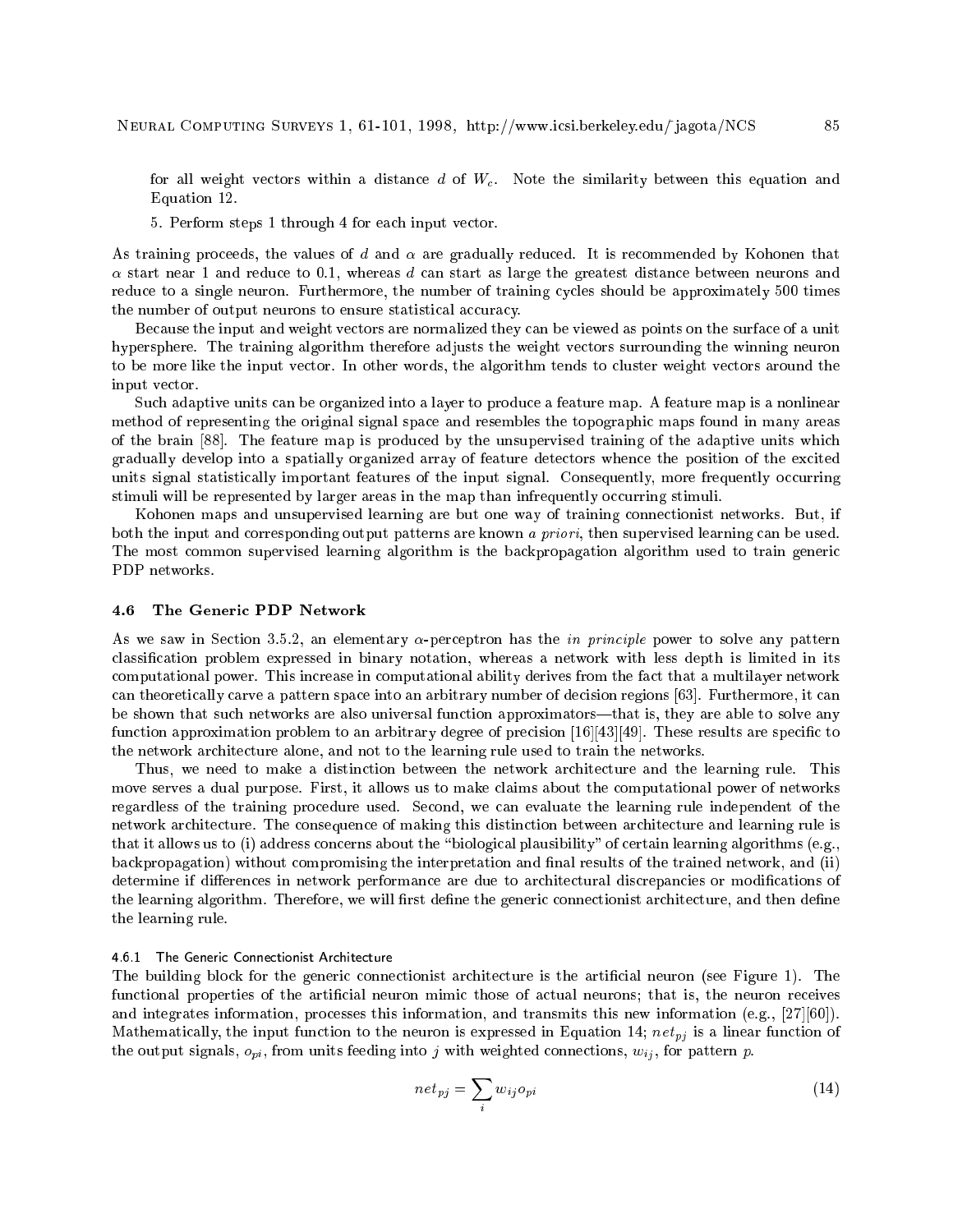for all weight vectors within a distance $d$ of $W_c$. Note the similarity between this equation and Equation 12.

5. Perform steps 1 through 4 for each input vector.

As training proceeds, the values of $d$ and $\alpha$ are gradually reduced. It is recommended by Kohonen that $\alpha$ start near 1 and reduce to 0.1, whereas $d$ can start as large the greatest distance between neurons and reduce to a single neuron. Furthermore, the number of training cycles should be approximately 500 times the number of output neurons to ensure statistical accuracy.

Because the input and weight vectors are normalized they can be viewed as points on the surface of a unit hypersphere. The training algorithm therefore adjusts the weight vectors surrounding the winning neuron to be more like the input vector. In other words, the algorithm tends to cluster weight vectors around the input vector.

Such adaptive units can be organized into a layer to produce a feature map. A feature map is a nonlinear method of representing the original signal space and resembles the topographic maps found in many areas of the brain [88]. The feature map is produced by the unsupervised training of the adaptive units which gradually develop into a spatially organized array of feature detectors whence the position of the excited units signal statistically important features of the input signal. Consequently, more frequently occurring stimuli will be represented by larger areas in the map than infrequently occurring stimuli.

Kohonen maps and unsupervised learning are but one way of training connectionist networks. But, if both the input and corresponding output patterns are known *a priori*, then supervised learning can be used. The most common supervised learning algorithm is the backpropagation algorithm used to train generic PDP networks.

### 4.6 The Generic PDP Network

As we saw in Section 3.5.2, an elementary $\alpha$-perceptron has the *in principle* power to solve any pattern classification problem expressed in binary notation, whereas a network with less depth is limited in its computational power. This increase in computational ability derives from the fact that a multilayer network can theoretically carve a pattern space into an arbitrary number of decision regions [63]. Furthermore, it can be shown that such networks are also universal function approximators—that is, they are able to solve any function approximation problem to an arbitrary degree of precision [16][43][49]. These results are specific to the network architecture alone, and not to the learning rule used to train the networks.

Thus, we need to make a distinction between the network architecture and the learning rule. This move serves a dual purpose. First, it allows us to make claims about the computational power of networks regardless of the training procedure used. Second, we can evaluate the learning rule independent of the network architecture. The consequence of making this distinction between architecture and learning rule is that it allows us to (i) address concerns about the "biological plausibility" of certain learning algorithms (e.g., backpropagation) without compromising the interpretation and final results of the trained network, and (ii) determine if differences in network performance are due to architectural discrepancies or modifications of the learning algorithm. Therefore, we will first define the generic connectionist architecture, and then define the learning rule.

#### 4.6.1 The Generic Connectionist Architecture

The building block for the generic connectionist architecture is the artificial neuron (see Figure 1). The functional properties of the artificial neuron mimic those of actual neurons; that is, the neuron receives and integrates information, processes this information, and transmits this new information (e.g., [27][60]). Mathematically, the input function to the neuron is expressed in Equation 14; $net_{pj}$ is a linear function of the output signals, $o_{pi}$, from units feeding into $j$ with weighted connections, $w_{ij}$, for pattern $p$.

$$net_{pj} = \sum_i w_{ij} o_{pi} \tag{14}$$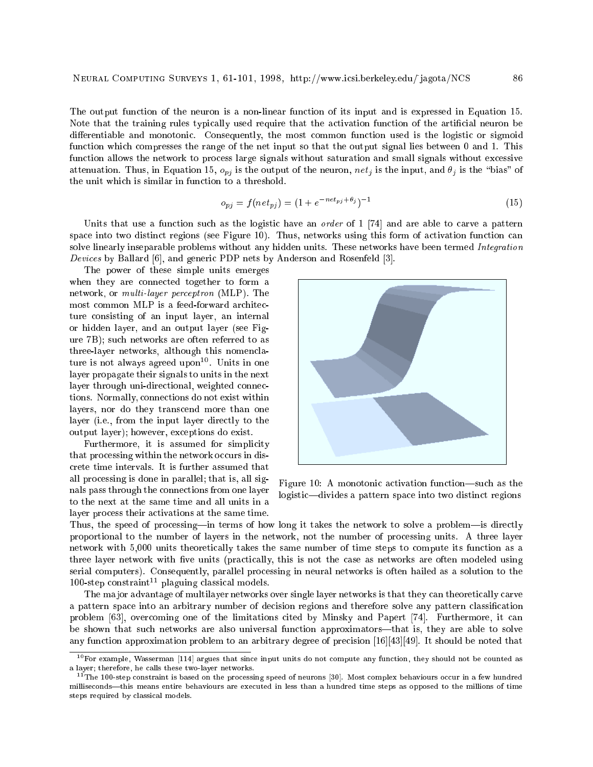The output function of the neuron is a non-linear function of its input and is expressed in Equation 15. Note that the training rules typically used require that the activation function of the artificial neuron be differentiable and monotonic. Consequently, the most common function used is the logistic or sigmoid function which compresses the range of the net input so that the output signal lies between 0 and 1. This function allows the network to process large signals without saturation and small signals without excessive attenuation. Thus, in Equation 15, $o_{pj}$ is the output of the neuron, $net_j$ is the input, and $\theta_j$ is the "bias" of the unit which is similar in function to a threshold.

$$o_{pj} = f(net_{pj}) = (1 + e^{-net_{pj} + \theta_j})^{-1} \tag{15}$$

Units that use a function such as the logistic have an *order* of 1 [74] and are able to carve a pattern space into two distinct regions (see Figure 10). Thus, networks using this form of activation function can solve linearly inseparable problems without any hidden units. These networks have been termed *Integration Devices* by Ballard [6], and generic PDP nets by Anderson and Rosenfeld [3].

The power of these simple units emerges when they are connected together to form a network, or *multi-layer perceptron* (MLP). The most common MLP is a feed-forward architecture consisting of an input layer, an internal or hidden layer, and an output layer (see Figure 7B); such networks are often referred to as three-layer networks, although this nomenclature is not always agreed upon[10]. Units in one layer propagate their signals to units in the next layer through uni-directional, weighted connections. Normally, connections do not exist within layers, nor do they transcend more than one layer (i.e., from the input layer directly to the output layer); however, exceptions do exist.

Figure 10: A monotonic activation function—such as the logistic—divides a pattern space into two distinct regions

Furthermore, it is assumed for simplicity that processing within the network occurs in discrete time intervals. It is further assumed that all processing is done in parallel; that is, all signals pass through the connections from one layer to the next at the same time and all units in a layer process their activations at the same time. Thus, the speed of processing—in terms of how long it takes the network to solve a problem—is directly proportional to the number of layers in the network, not the number of processing units. A three layer network with 5,000 units theoretically takes the same number of time steps to compute its function as a three layer network with five units (practically, this is not the case as networks are often modeled using serial computers). Consequently, parallel processing in neural networks is often hailed as a solution to the 100-step constraint[11] plaguing classical models.

The major advantage of multilayer networks over single layer networks is that they can theoretically carve a pattern space into an arbitrary number of decision regions and therefore solve any pattern classification problem [63], overcoming one of the limitations cited by Minsky and Papert [74]. Furthermore, it can be shown that such networks are also universal function approximators—that is, they are able to solve any function approximation problem to an arbitrary degree of precision [16][43][49]. It should be noted that

[10] For example, Wasserman [114] argues that since input units do not compute any function, they should not be counted as a layer; therefore, he calls these two-layer networks.

[11] The 100-step constraint is based on the processing speed of neurons [30]. Most complex behaviours occur in a few hundred milliseconds—this means entire behaviours are executed in less than a hundred time steps as opposed to the millions of time steps required by classical models.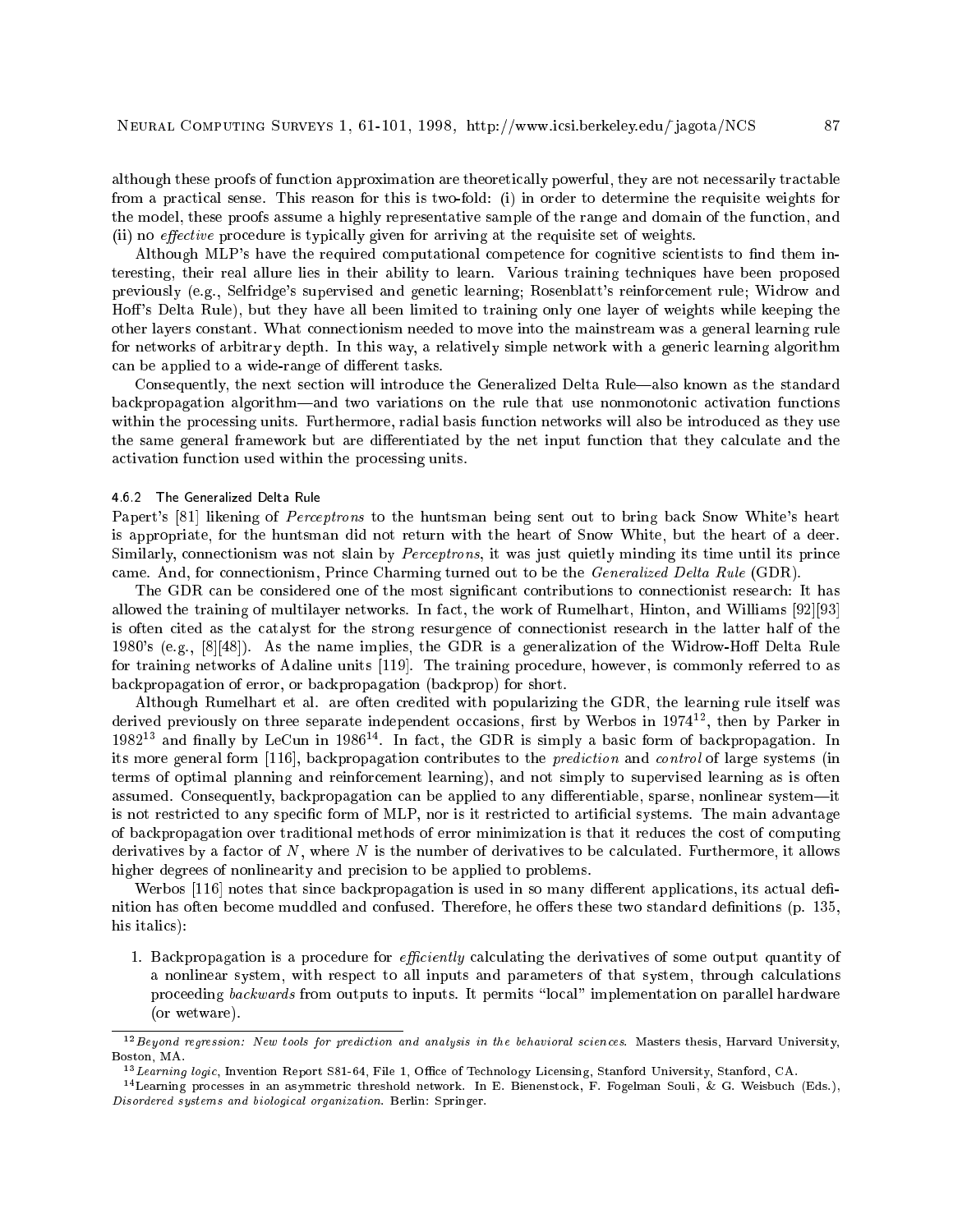although these proofs of function approximation are theoretically powerful, they are not necessarily tractable from a practical sense. This reason for this is two-fold: (i) in order to determine the requisite weights for the model, these proofs assume a highly representative sample of the range and domain of the function, and (ii) no *effective* procedure is typically given for arriving at the requisite set of weights.

Although MLP's have the required computational competence for cognitive scientists to find them interesting, their real allure lies in their ability to learn. Various training techniques have been proposed previously (e.g., Selfridge's supervised and genetic learning; Rosenblatt's reinforcement rule; Widrow and Hoff's Delta Rule), but they have all been limited to training only one layer of weights while keeping the other layers constant. What connectionism needed to move into the mainstream was a general learning rule for networks of arbitrary depth. In this way, a relatively simple network with a generic learning algorithm can be applied to a wide-range of different tasks.

Consequently, the next section will introduce the Generalized Delta Rule—also known as the standard backpropagation algorithm—and two variations on the rule that use nonmonotonic activation functions within the processing units. Furthermore, radial basis function networks will also be introduced as they use the same general framework but are differentiated by the net input function that they calculate and the activation function used within the processing units.

#### 4.6.2 The Generalized Delta Rule

Papert's [81] likening of *Perceptrons* to the huntsman being sent out to bring back Snow White's heart is appropriate, for the huntsman did not return with the heart of Snow White, but the heart of a deer. Similarly, connectionism was not slain by *Perceptrons*, it was just quietly minding its time until its prince came. And, for connectionism, Prince Charming turned out to be the *Generalized Delta Rule* (GDR).

The GDR can be considered one of the most significant contributions to connectionist research: It has allowed the training of multilayer networks. In fact, the work of Rumelhart, Hinton, and Williams [92][93] is often cited as the catalyst for the strong resurgence of connectionist research in the latter half of the 1980's (e.g., [8][48]). As the name implies, the GDR is a generalization of the Widrow-Hoff Delta Rule for training networks of Adaline units [119]. The training procedure, however, is commonly referred to as backpropagation of error, or backpropagation (backprop) for short.

Although Rumelhart et al. are often credited with popularizing the GDR, the learning rule itself was derived previously on three separate independent occasions, first by Werbos in 1974[12], then by Parker in 1982[13] and finally by LeCun in 1986[14]. In fact, the GDR is simply a basic form of backpropagation. In its more general form [116], backpropagation contributes to the *prediction* and *control* of large systems (in terms of optimal planning and reinforcement learning), and not simply to supervised learning as is often assumed. Consequently, backpropagation can be applied to any differentiable, sparse, nonlinear system—it is not restricted to any specific form of MLP, nor is it restricted to artificial systems. The main advantage of backpropagation over traditional methods of error minimization is that it reduces the cost of computing derivatives by a factor of $N$, where $N$ is the number of derivatives to be calculated. Furthermore, it allows higher degrees of nonlinearity and precision to be applied to problems.

Werbos [116] notes that since backpropagation is used in so many different applications, its actual definition has often become muddled and confused. Therefore, he offers these two standard definitions (p. 135, his italics):

1. Backpropagation is a procedure for *efficiently* calculating the derivatives of some output quantity of a nonlinear system, with respect to all inputs and parameters of that system, through calculations proceeding *backwards* from outputs to inputs. It permits "local" implementation on parallel hardware (or wetware).

---

[12] *Beyond regression: New tools for prediction and analysis in the behavioral sciences*. Masters thesis, Harvard University, Boston, MA.

[13] *Learning logic*, Invention Report S81-64, File 1, Office of Technology Licensing, Stanford University, Stanford, CA.

[14] Learning processes in an asymmetric threshold network. In E. Bienenstock, F. Fogelman Souli, & G. Weisbuch (Eds.), *Disordered systems and biological organization*. Berlin: Springer.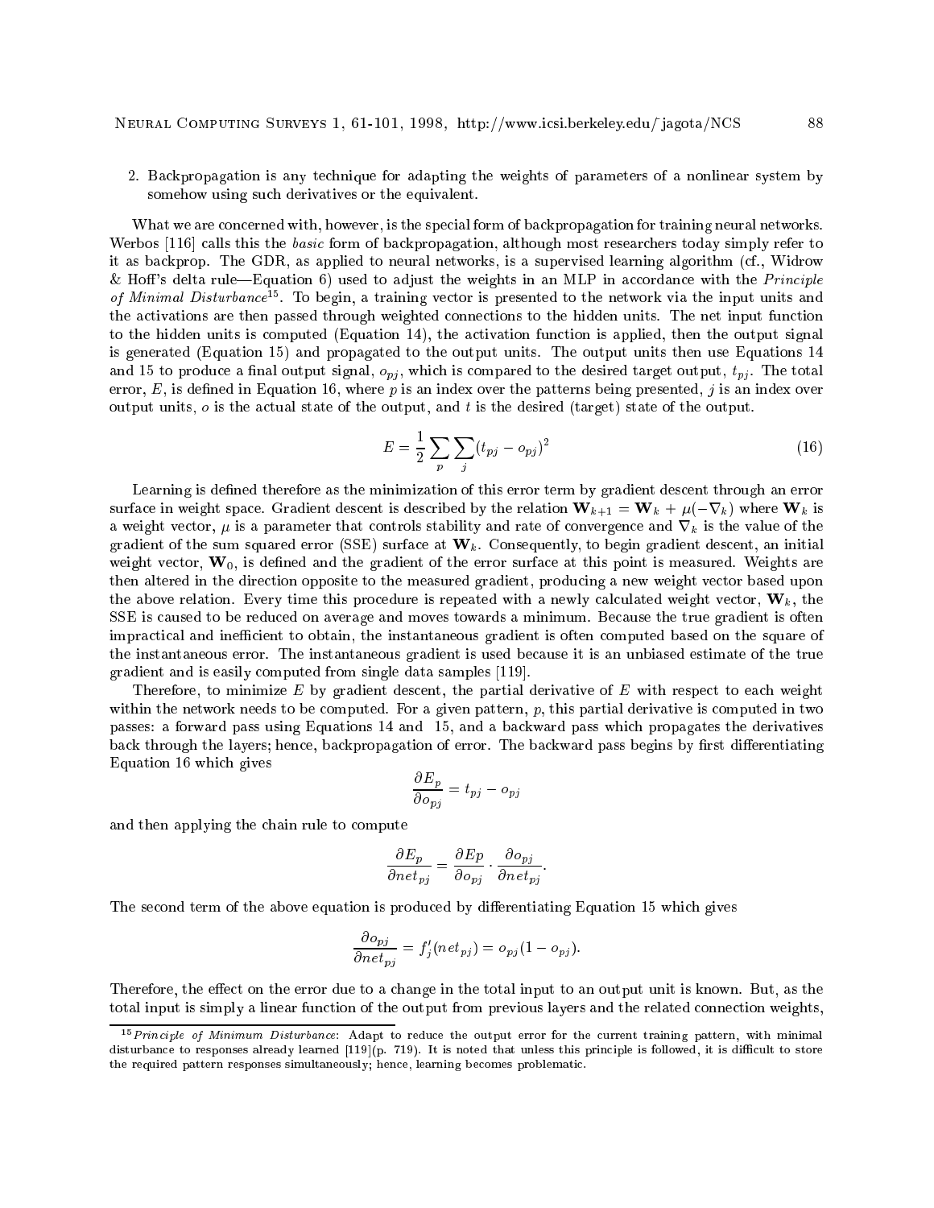2. Backpropagation is any technique for adapting the weights of parameters of a nonlinear system by somehow using such derivatives or the equivalent.

What we are concerned with, however, is the special form of backpropagation for training neural networks. Werbos [116] calls this the *basic* form of backpropagation, although most researchers today simply refer to it as backprop. The GDR, as applied to neural networks, is a supervised learning algorithm (cf., Widrow & Hoff's delta rule—Equation 6) used to adjust the weights in an MLP in accordance with the *Principle of Minimal Disturbance*[15]. To begin, a training vector is presented to the network via the input units and the activations are then passed through weighted connections to the hidden units. The net input function to the hidden units is computed (Equation 14), the activation function is applied, then the output signal is generated (Equation 15) and propagated to the output units. The output units then use Equations 14 and 15 to produce a final output signal, $o_{pj}$, which is compared to the desired target output, $t_{pj}$. The total error, $E$, is defined in Equation 16, where $p$ is an index over the patterns being presented, $j$ is an index over output units, $o$ is the actual state of the output, and $t$ is the desired (target) state of the output.

$$E = \frac{1}{2}\sum_{p}\sum_{j}(t_{pj} - o_{pj})^2 \tag{16}$$

Learning is defined therefore as the minimization of this error term by gradient descent through an error surface in weight space. Gradient descent is described by the relation $\mathbf{W}_{k+1} = \mathbf{W}_k + \mu(-\nabla_k)$ where $\mathbf{W}_k$ is a weight vector, $\mu$ is a parameter that controls stability and rate of convergence and $\nabla_k$ is the value of the gradient of the sum squared error (SSE) surface at $\mathbf{W}_k$. Consequently, to begin gradient descent, an initial weight vector, $\mathbf{W}_0$, is defined and the gradient of the error surface at this point is measured. Weights are then altered in the direction opposite to the measured gradient, producing a new weight vector based upon the above relation. Every time this procedure is repeated with a newly calculated weight vector, $\mathbf{W}_k$, the SSE is caused to be reduced on average and moves towards a minimum. Because the true gradient is often impractical and inefficient to obtain, the instantaneous gradient is often computed based on the square of the instantaneous error. The instantaneous gradient is used because it is an unbiased estimate of the true gradient and is easily computed from single data samples [119].

Therefore, to minimize $E$ by gradient descent, the partial derivative of $E$ with respect to each weight within the network needs to be computed. For a given pattern, $p$, this partial derivative is computed in two passes: a forward pass using Equations 14 and 15, and a backward pass which propagates the derivatives back through the layers; hence, backpropagation of error. The backward pass begins by first differentiating Equation 16 which gives

$$\frac{\partial E_p}{\partial o_{pj}} = t_{pj} - o_{pj}$$

and then applying the chain rule to compute

$$\frac{\partial E_p}{\partial net_{pj}} = \frac{\partial Ep}{\partial o_{pj}} \cdot \frac{\partial o_{pj}}{\partial net_{pj}}.$$

The second term of the above equation is produced by differentiating Equation 15 which gives

$$\frac{\partial o_{pj}}{\partial net_{pj}} = f'_j(net_{pj}) = o_{pj}(1 - o_{pj}).$$

Therefore, the effect on the error due to a change in the total input to an output unit is known. But, as the total input is simply a linear function of the output from previous layers and the related connection weights,

[15] *Principle of Minimum Disturbance*: Adapt to reduce the output error for the current training pattern, with minimal disturbance to responses already learned [119](p. 719). It is noted that unless this principle is followed, it is difficult to store the required pattern responses simultaneously; hence, learning becomes problematic.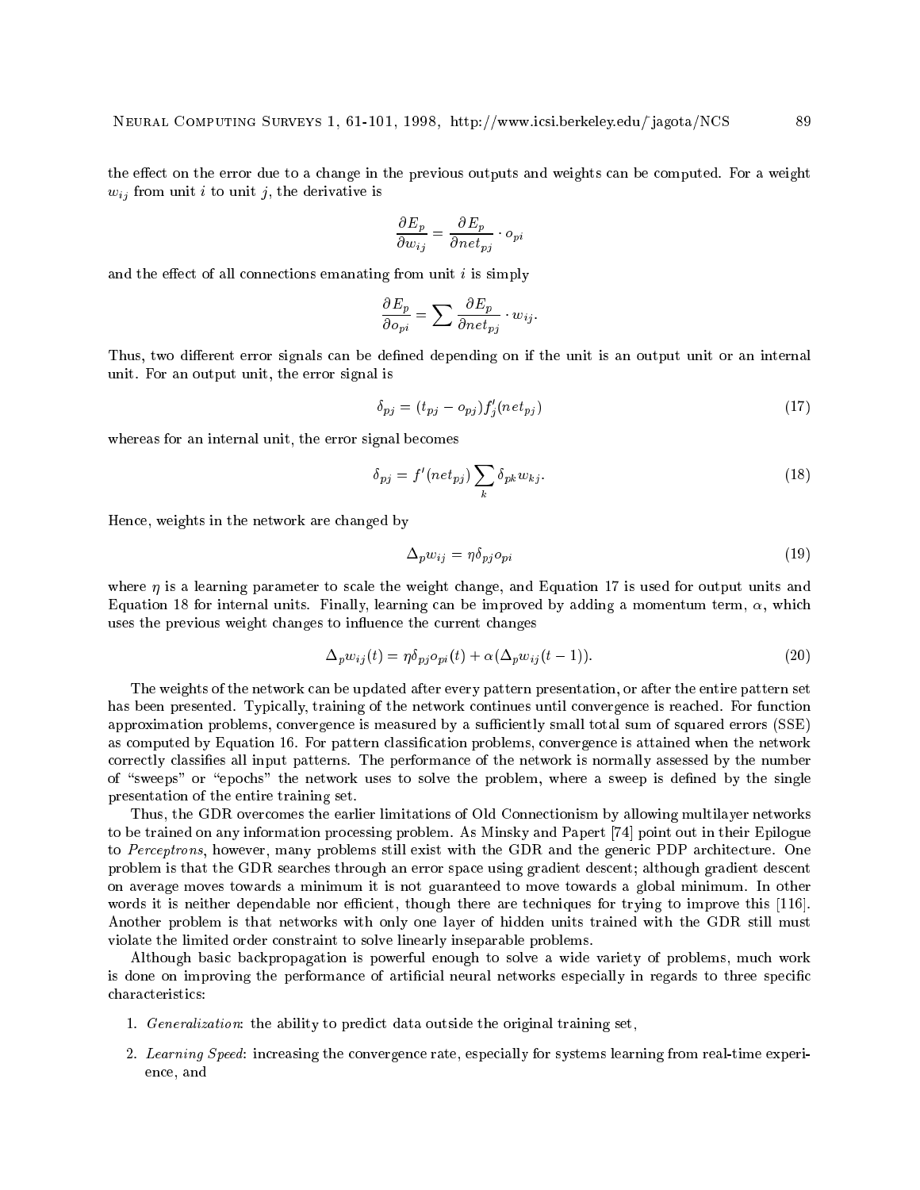the effect on the error due to a change in the previous outputs and weights can be computed. For a weight $w_{ij}$ from unit $i$ to unit $j$, the derivative is

$$\frac{\partial E_p}{\partial w_{ij}} = \frac{\partial E_p}{\partial net_{pj}} \cdot o_{pi}$$

and the effect of all connections emanating from unit $i$ is simply

$$\frac{\partial E_p}{\partial o_{pi}} = \sum \frac{\partial E_p}{\partial net_{pj}} \cdot w_{ij}.$$

Thus, two different error signals can be defined depending on if the unit is an output unit or an internal unit. For an output unit, the error signal is

$$\delta_{pj} = (t_{pj} - o_{pj}) f'_j(net_{pj}) \tag{17}$$

whereas for an internal unit, the error signal becomes

$$\delta_{pj} = f'(net_{pj}) \sum_k \delta_{pk} w_{kj}. \tag{18}$$

Hence, weights in the network are changed by

$$\Delta_p w_{ij} = \eta \delta_{pj} o_{pi} \tag{19}$$

where $\eta$ is a learning parameter to scale the weight change, and Equation 17 is used for output units and Equation 18 for internal units. Finally, learning can be improved by adding a momentum term, $\alpha$, which uses the previous weight changes to influence the current changes

$$\Delta_p w_{ij}(t) = \eta \delta_{pj} o_{pi}(t) + \alpha(\Delta_p w_{ij}(t-1)). \tag{20}$$

The weights of the network can be updated after every pattern presentation, or after the entire pattern set has been presented. Typically, training of the network continues until convergence is reached. For function approximation problems, convergence is measured by a sufficiently small total sum of squared errors (SSE) as computed by Equation 16. For pattern classification problems, convergence is attained when the network correctly classifies all input patterns. The performance of the network is normally assessed by the number of "sweeps" or "epochs" the network uses to solve the problem, where a sweep is defined by the single presentation of the entire training set.

Thus, the GDR overcomes the earlier limitations of Old Connectionism by allowing multilayer networks to be trained on any information processing problem. As Minsky and Papert [74] point out in their Epilogue to *Perceptrons*, however, many problems still exist with the GDR and the generic PDP architecture. One problem is that the GDR searches through an error space using gradient descent; although gradient descent on average moves towards a minimum it is not guaranteed to move towards a global minimum. In other words it is neither dependable nor efficient, though there are techniques for trying to improve this [116]. Another problem is that networks with only one layer of hidden units trained with the GDR still must violate the limited order constraint to solve linearly inseparable problems.

Although basic backpropagation is powerful enough to solve a wide variety of problems, much work is done on improving the performance of artificial neural networks especially in regards to three specific characteristics:

1. *Generalization*: the ability to predict data outside the original training set,
2. *Learning Speed*: increasing the convergence rate, especially for systems learning from real-time experience, and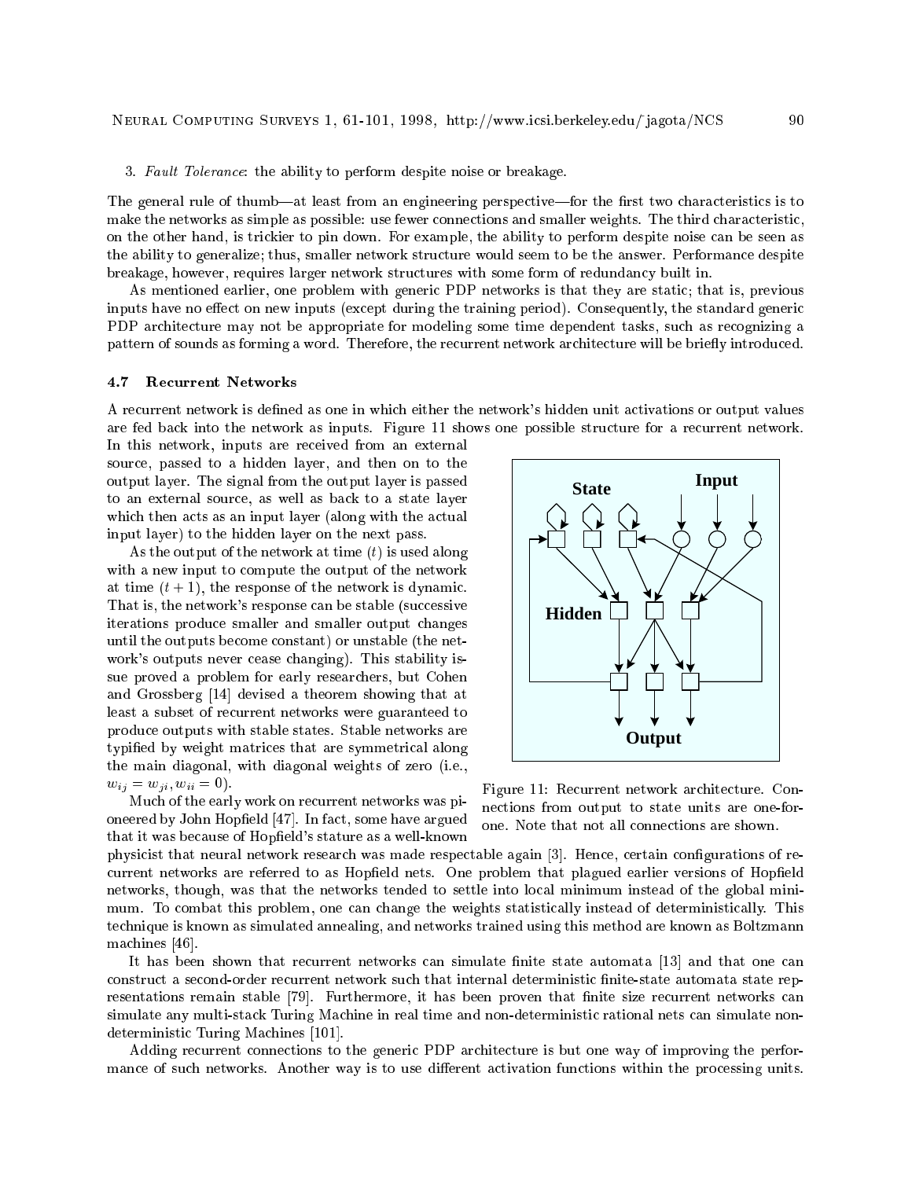3. *Fault Tolerance*: the ability to perform despite noise or breakage.

The general rule of thumb—at least from an engineering perspective—for the first two characteristics is to make the networks as simple as possible: use fewer connections and smaller weights. The third characteristic, on the other hand, is trickier to pin down. For example, the ability to perform despite noise can be seen as the ability to generalize; thus, smaller network structure would seem to be the answer. Performance despite breakage, however, requires larger network structures with some form of redundancy built in.

As mentioned earlier, one problem with generic PDP networks is that they are static; that is, previous inputs have no effect on new inputs (except during the training period). Consequently, the standard generic PDP architecture may not be appropriate for modeling some time dependent tasks, such as recognizing a pattern of sounds as forming a word. Therefore, the recurrent network architecture will be briefly introduced.

### 4.7 Recurrent Networks

A recurrent network is defined as one in which either the network's hidden unit activations or output values are fed back into the network as inputs. Figure 11 shows one possible structure for a recurrent network. In this network, inputs are received from an external source, passed to a hidden layer, and then on to the output layer. The signal from the output layer is passed to an external source, as well as back to a state layer which then acts as an input layer (along with the actual input layer) to the hidden layer on the next pass.

Figure 11: Recurrent network architecture. Connections from output to state units are one-for-one. Note that not all connections are shown.

As the output of the network at time $(t)$ is used along with a new input to compute the output of the network at time $(t+1)$, the response of the network is dynamic. That is, the network's response can be stable (successive iterations produce smaller and smaller output changes until the outputs become constant) or unstable (the network's outputs never cease changing). This stability issue proved a problem for early researchers, but Cohen and Grossberg [14] devised a theorem showing that at least a subset of recurrent networks were guaranteed to produce outputs with stable states. Stable networks are typified by weight matrices that are symmetrical along the main diagonal, with diagonal weights of zero (i.e., $w_{ij} = w_{ji}, w_{ii} = 0$).

Much of the early work on recurrent networks was pioneered by John Hopfield [47]. In fact, some have argued that it was because of Hopfield's stature as a well-known physicist that neural network research was made respectable again [3]. Hence, certain configurations of recurrent networks are referred to as Hopfield nets. One problem that plagued earlier versions of Hopfield networks, though, was that the networks tended to settle into local minimum instead of the global minimum. To combat this problem, one can change the weights statistically instead of deterministically. This technique is known as simulated annealing, and networks trained using this method are known as Boltzmann machines [46].

It has been shown that recurrent networks can simulate finite state automata [13] and that one can construct a second-order recurrent network such that internal deterministic finite-state automata state representations remain stable [79]. Furthermore, it has been proven that finite size recurrent networks can simulate any multi-stack Turing Machine in real time and non-deterministic rational nets can simulate non-deterministic Turing Machines [101].

Adding recurrent connections to the generic PDP architecture is but one way of improving the performance of such networks. Another way is to use different activation functions within the processing units.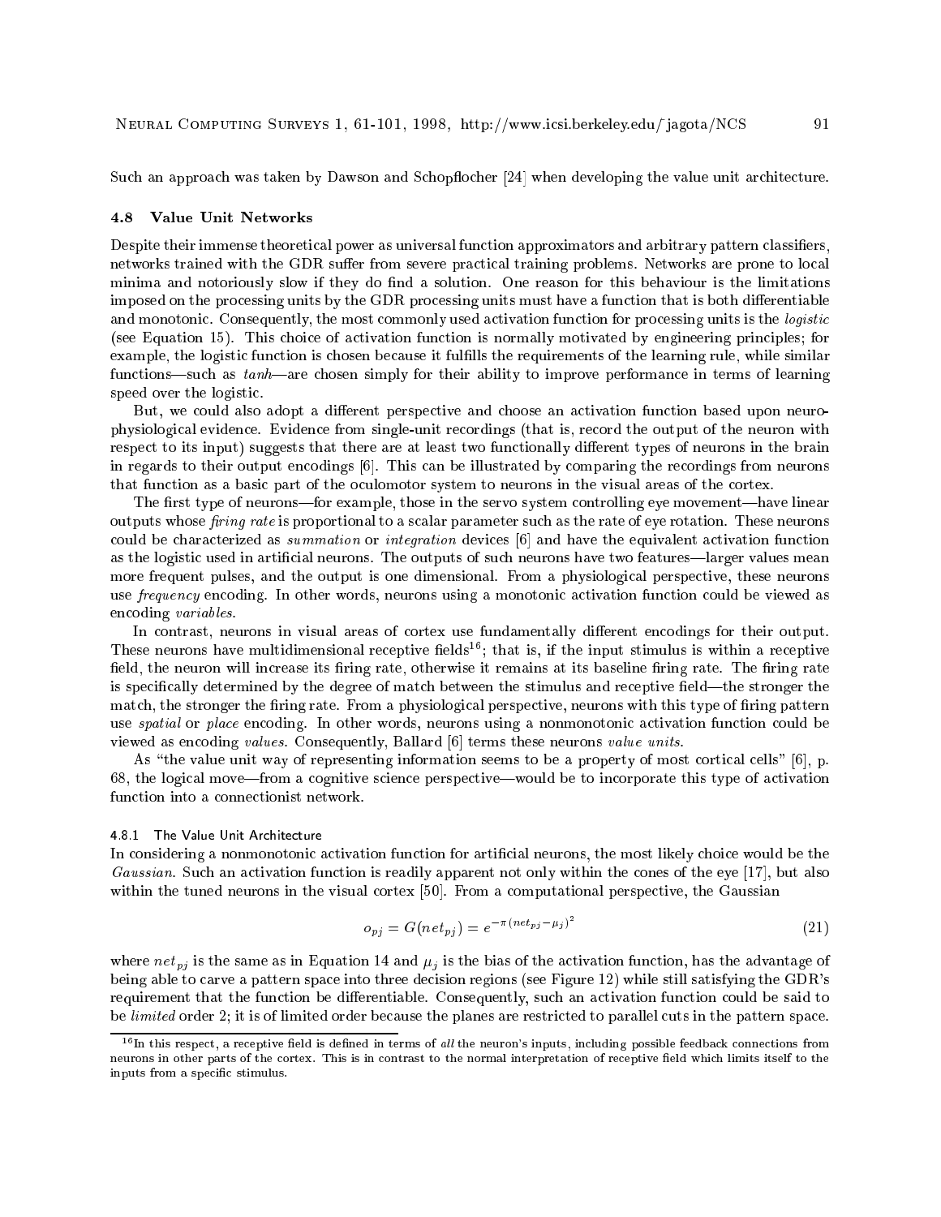Such an approach was taken by Dawson and Schopflocher [24] when developing the value unit architecture.

### 4.8 Value Unit Networks

Despite their immense theoretical power as universal function approximators and arbitrary pattern classifiers, networks trained with the GDR suffer from severe practical training problems. Networks are prone to local minima and notoriously slow if they do find a solution. One reason for this behaviour is the limitations imposed on the processing units by the GDR processing units must have a function that is both differentiable and monotonic. Consequently, the most commonly used activation function for processing units is the *logistic* (see Equation 15). This choice of activation function is normally motivated by engineering principles; for example, the logistic function is chosen because it fulfills the requirements of the learning rule, while similar functions—such as *tanh*—are chosen simply for their ability to improve performance in terms of learning speed over the logistic.

But, we could also adopt a different perspective and choose an activation function based upon neurophysiological evidence. Evidence from single-unit recordings (that is, record the output of the neuron with respect to its input) suggests that there are at least two functionally different types of neurons in the brain in regards to their output encodings [6]. This can be illustrated by comparing the recordings from neurons that function as a basic part of the oculomotor system to neurons in the visual areas of the cortex.

The first type of neurons—for example, those in the servo system controlling eye movement—have linear outputs whose *firing rate* is proportional to a scalar parameter such as the rate of eye rotation. These neurons could be characterized as *summation* or *integration* devices [6] and have the equivalent activation function as the logistic used in artificial neurons. The outputs of such neurons have two features—larger values mean more frequent pulses, and the output is one dimensional. From a physiological perspective, these neurons use *frequency* encoding. In other words, neurons using a monotonic activation function could be viewed as encoding *variables*.

In contrast, neurons in visual areas of cortex use fundamentally different encodings for their output. These neurons have multidimensional receptive fields[16]; that is, if the input stimulus is within a receptive field, the neuron will increase its firing rate, otherwise it remains at its baseline firing rate. The firing rate is specifically determined by the degree of match between the stimulus and receptive field—the stronger the match, the stronger the firing rate. From a physiological perspective, neurons with this type of firing pattern use *spatial* or *place* encoding. In other words, neurons using a nonmonotonic activation function could be viewed as encoding *values*. Consequently, Ballard [6] terms these neurons *value units*.

As "the value unit way of representing information seems to be a property of most cortical cells" [6], p. 68, the logical move—from a cognitive science perspective—would be to incorporate this type of activation function into a connectionist network.

#### 4.8.1 The Value Unit Architecture

In considering a nonmonotonic activation function for artificial neurons, the most likely choice would be the *Gaussian*. Such an activation function is readily apparent not only within the cones of the eye [17], but also within the tuned neurons in the visual cortex [50]. From a computational perspective, the Gaussian

$$o_{pj} = G(net_{pj}) = e^{-\pi(net_{pj} - \mu_j)^2} \tag{21}$$

where $net_{pj}$ is the same as in Equation 14 and $\mu_j$ is the bias of the activation function, has the advantage of being able to carve a pattern space into three decision regions (see Figure 12) while still satisfying the GDR's requirement that the function be differentiable. Consequently, such an activation function could be said to be *limited* order 2; it is of limited order because the planes are restricted to parallel cuts in the pattern space.

[16] In this respect, a receptive field is defined in terms of *all* the neuron's inputs, including possible feedback connections from neurons in other parts of the cortex. This is in contrast to the normal interpretation of receptive field which limits itself to the inputs from a specific stimulus.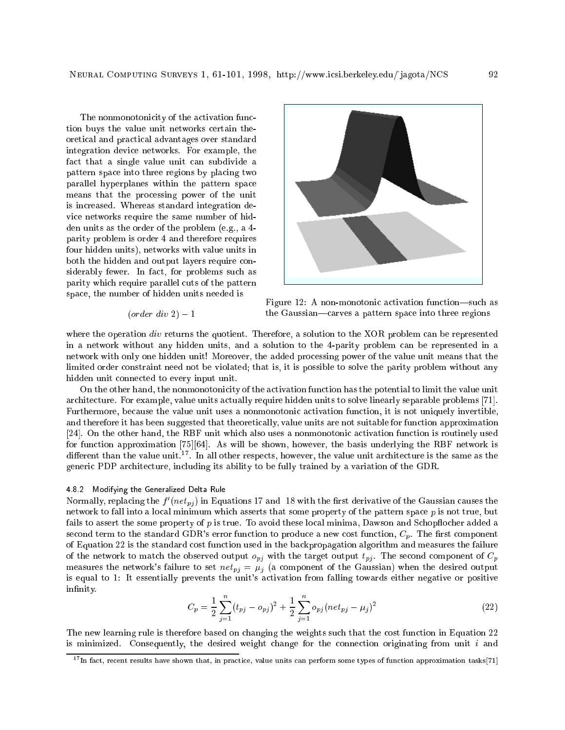The nonmonotonicity of the activation function buys the value unit networks certain theoretical and practical advantages over standard integration device networks. For example, the fact that a single value unit can subdivide a pattern space into three regions by placing two parallel hyperplanes within the pattern space means that the processing power of the unit is increased. Whereas standard integration device networks require the same number of hidden units as the order of the problem (e.g., a 4-parity problem is order 4 and therefore requires four hidden units), networks with value units in both the hidden and output layers require considerably fewer. In fact, for problems such as parity which require parallel cuts of the pattern space, the number of hidden units needed is

$$(order\ div\ 2) - 1$$

Figure 12: A non-monotonic activation function—such as the Gaussian—carves a pattern space into three regions

where the operation *div* returns the quotient. Therefore, a solution to the XOR problem can be represented in a network without any hidden units, and a solution to the 4-parity problem can be represented in a network with only one hidden unit! Moreover, the added processing power of the value unit means that the limited order constraint need not be violated; that is, it is possible to solve the parity problem without any hidden unit connected to every input unit.

On the other hand, the nonmonotonicity of the activation function has the potential to limit the value unit architecture. For example, value units actually require hidden units to solve linearly separable problems [71]. Furthermore, because the value unit uses a nonmonotonic activation function, it is not uniquely invertible, and therefore it has been suggested that theoretically, value units are not suitable for function approximation [24]. On the other hand, the RBF unit which also uses a nonmonotonic activation function is routinely used for function approximation [75][64]. As will be shown, however, the basis underlying the RBF network is different than the value unit.[17]. In all other respects, however, the value unit architecture is the same as the generic PDP architecture, including its ability to be fully trained by a variation of the GDR.

#### 4.8.2 Modifying the Generalized Delta Rule

Normally, replacing the $f'(net_{pj})$ in Equations 17 and 18 with the first derivative of the Gaussian causes the network to fall into a local minimum which asserts that some property of the pattern space $p$ is not true, but fails to assert the some property of $p$ is true. To avoid these local minima, Dawson and Schopflocher added a second term to the standard GDR's error function to produce a new cost function, $C_p$. The first component of Equation 22 is the standard cost function used in the backpropagation algorithm and measures the failure of the network to match the observed output $o_{pj}$ with the target output $t_{pj}$. The second component of $C_p$ measures the network's failure to set $net_{pj} = \mu_j$ (a component of the Gaussian) when the desired output is equal to 1: It essentially prevents the unit's activation from falling towards either negative or positive infinity.

$$C_p = \frac{1}{2}\sum_{j=1}^{n}(t_{pj} - o_{pj})^2 + \frac{1}{2}\sum_{j=1}^{n}o_{pj}(net_{pj} - \mu_j)^2 \tag{22}$$

The new learning rule is therefore based on changing the weights such that the cost function in Equation 22 is minimized. Consequently, the desired weight change for the connection originating from unit $i$ and

[17] In fact, recent results have shown that, in practice, value units can perform some types of function approximation tasks[71]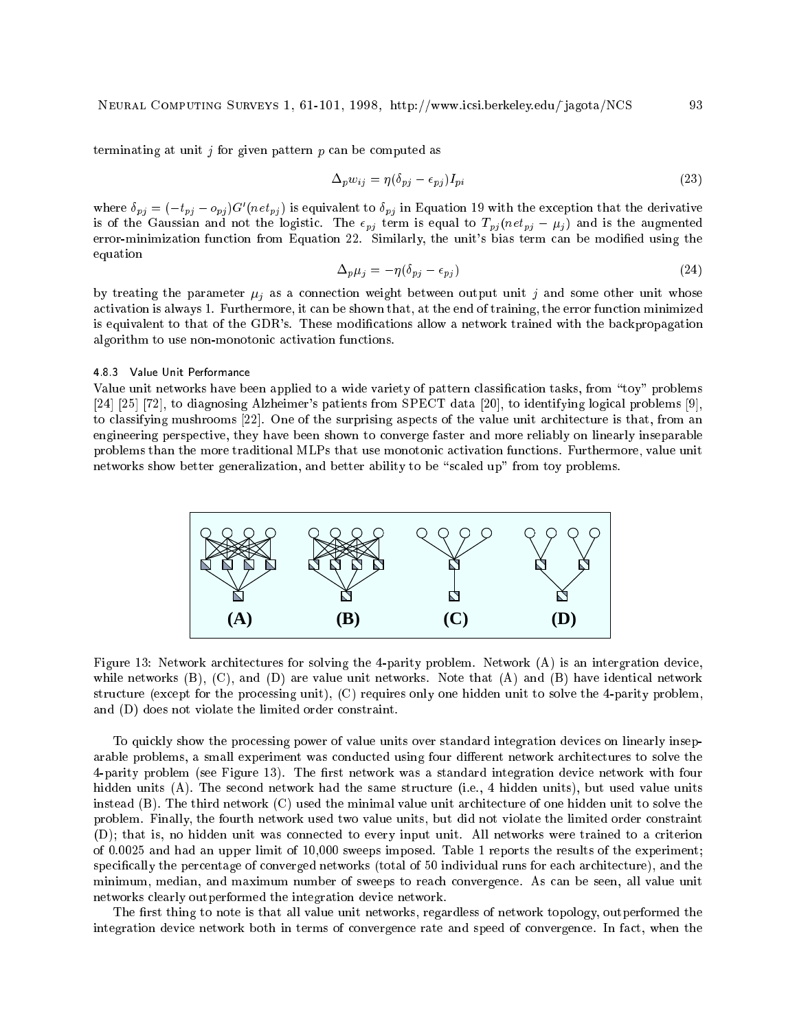terminating at unit $j$ for given pattern $p$ can be computed as

$$\Delta_p w_{ij} = \eta(\delta_{pj} - \epsilon_{pj}) I_{pi} \tag{23}$$

where $\delta_{pj} = (-t_{pj} - o_{pj})G'(net_{pj})$ is equivalent to $\delta_{pj}$ in Equation 19 with the exception that the derivative is of the Gaussian and not the logistic. The $\epsilon_{pj}$ term is equal to $T_{pj}(net_{pj} - \mu_j)$ and is the augmented error-minimization function from Equation 22. Similarly, the unit's bias term can be modified using the equation

$$\Delta_p \mu_j = -\eta(\delta_{pj} - \epsilon_{pj}) \tag{24}$$

by treating the parameter $\mu_j$ as a connection weight between output unit $j$ and some other unit whose activation is always 1. Furthermore, it can be shown that, at the end of training, the error function minimized is equivalent to that of the GDR's. These modifications allow a network trained with the backpropagation algorithm to use non-monotonic activation functions.

#### 4.8.3 Value Unit Performance

Value unit networks have been applied to a wide variety of pattern classification tasks, from "toy" problems [24] [25] [72], to diagnosing Alzheimer's patients from SPECT data [20], to identifying logical problems [9], to classifying mushrooms [22]. One of the surprising aspects of the value unit architecture is that, from an engineering perspective, they have been shown to converge faster and more reliably on linearly inseparable problems than the more traditional MLPs that use monotonic activation functions. Furthermore, value unit networks show better generalization, and better ability to be "scaled up" from toy problems.

Figure 13: Network architectures for solving the 4-parity problem. Network (A) is an intergration device, while networks (B), (C), and (D) are value unit networks. Note that (A) and (B) have identical network structure (except for the processing unit), (C) requires only one hidden unit to solve the 4-parity problem, and (D) does not violate the limited order constraint.

To quickly show the processing power of value units over standard integration devices on linearly inseparable problems, a small experiment was conducted using four different network architectures to solve the 4-parity problem (see Figure 13). The first network was a standard integration device network with four hidden units (A). The second network had the same structure (i.e., 4 hidden units), but used value units instead (B). The third network (C) used the minimal value unit architecture of one hidden unit to solve the problem. Finally, the fourth network used two value units, but did not violate the limited order constraint (D); that is, no hidden unit was connected to every input unit. All networks were trained to a criterion of 0.0025 and had an upper limit of 10,000 sweeps imposed. Table 1 reports the results of the experiment; specifically the percentage of converged networks (total of 50 individual runs for each architecture), and the minimum, median, and maximum number of sweeps to reach convergence. As can be seen, all value unit networks clearly outperformed the integration device network.

The first thing to note is that all value unit networks, regardless of network topology, outperformed the integration device network both in terms of convergence rate and speed of convergence. In fact, when the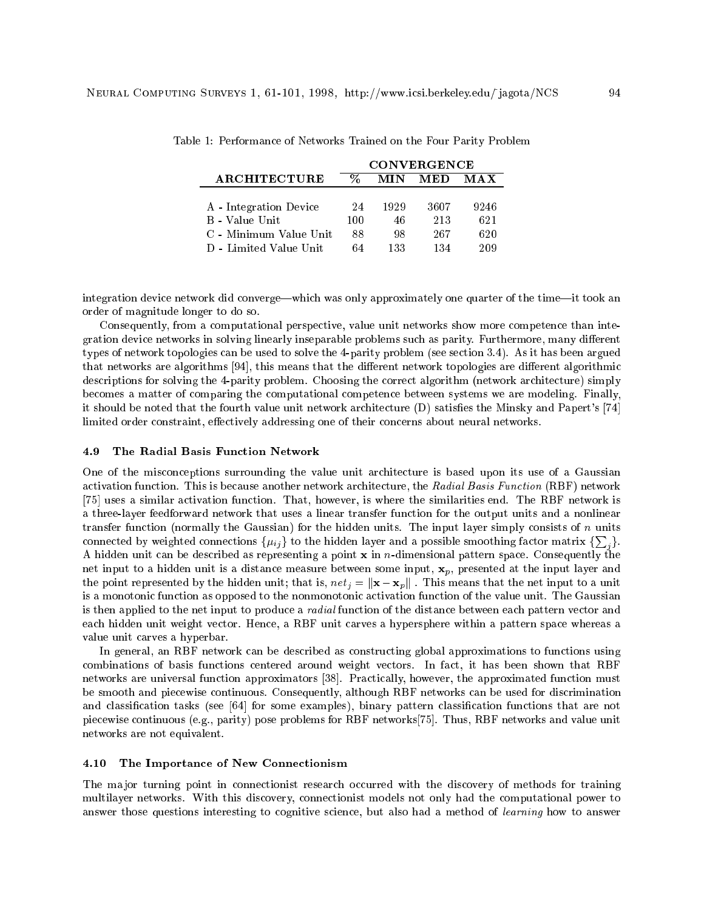Table 1: Performance of Networks Trained on the Four Parity Problem

| ARCHITECTURE | CONVERGENCE | | | |
|---|---|---|---|---|
| | % | MIN | MED | MAX |
| A - Integration Device | 24 | 1929 | 3607 | 9246 |
| B - Value Unit | 100 | 46 | 213 | 621 |
| C - Minimum Value Unit | 88 | 98 | 267 | 620 |
| D - Limited Value Unit | 64 | 133 | 134 | 209 |

integration device network did converge—which was only approximately one quarter of the time—it took an order of magnitude longer to do so.

Consequently, from a computational perspective, value unit networks show more competence than integration device networks in solving linearly inseparable problems such as parity. Furthermore, many different types of network topologies can be used to solve the 4-parity problem (see section 3.4). As it has been argued that networks are algorithms [94], this means that the different network topologies are different algorithmic descriptions for solving the 4-parity problem. Choosing the correct algorithm (network architecture) simply becomes a matter of comparing the computational competence between systems we are modeling. Finally, it should be noted that the fourth value unit network architecture (D) satisfies the Minsky and Papert's [74] limited order constraint, effectively addressing one of their concerns about neural networks.

### 4.9 The Radial Basis Function Network

One of the misconceptions surrounding the value unit architecture is based upon its use of a Gaussian activation function. This is because another network architecture, the *Radial Basis Function* (RBF) network [75] uses a similar activation function. That, however, is where the similarities end. The RBF network is a three-layer feedforward network that uses a linear transfer function for the output units and a nonlinear transfer function (normally the Gaussian) for the hidden units. The input layer simply consists of $n$ units connected by weighted connections $\{\mu_{ij}\}$ to the hidden layer and a possible smoothing factor matrix $\{\sum_j\}$. A hidden unit can be described as representing a point $\mathbf{x}$ in $n$-dimensional pattern space. Consequently the net input to a hidden unit is a distance measure between some input, $\mathbf{x}_p$, presented at the input layer and the point represented by the hidden unit; that is, $net_j = \|\mathbf{x} - \mathbf{x}_p\|$ . This means that the net input to a unit is a monotonic function as opposed to the nonmonotonic activation function of the value unit. The Gaussian is then applied to the net input to produce a *radial* function of the distance between each pattern vector and each hidden unit weight vector. Hence, a RBF unit carves a hypersphere within a pattern space whereas a value unit carves a hyperbar.

In general, an RBF network can be described as constructing global approximations to functions using combinations of basis functions centered around weight vectors. In fact, it has been shown that RBF networks are universal function approximators [38]. Practically, however, the approximated function must be smooth and piecewise continuous. Consequently, although RBF networks can be used for discrimination and classification tasks (see [64] for some examples), binary pattern classification functions that are not piecewise continuous (e.g., parity) pose problems for RBF networks[75]. Thus, RBF networks and value unit networks are not equivalent.

### 4.10 The Importance of New Connectionism

The major turning point in connectionist research occurred with the discovery of methods for training multilayer networks. With this discovery, connectionist models not only had the computational power to answer those questions interesting to cognitive science, but also had a method of *learning* how to answer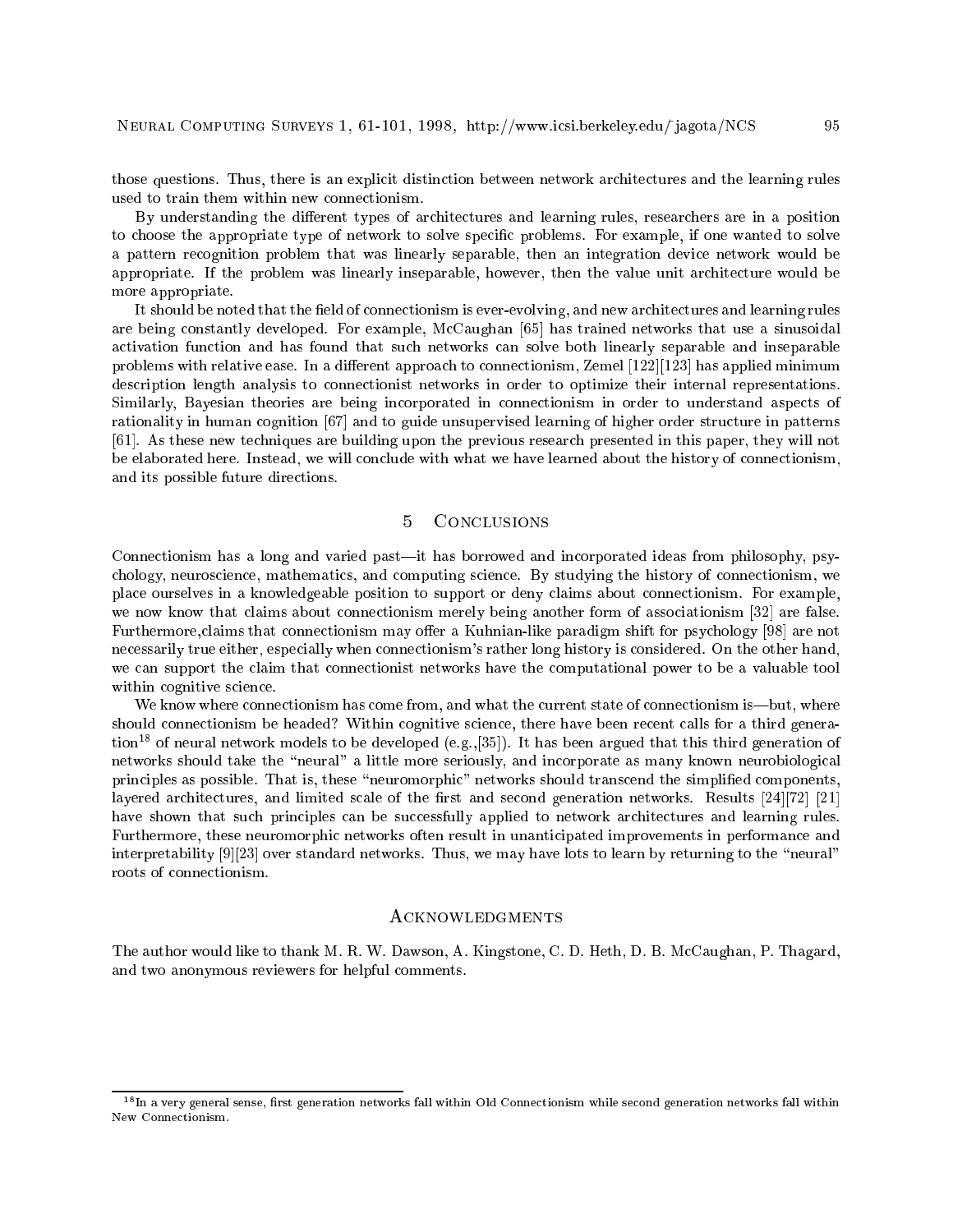those questions. Thus, there is an explicit distinction between network architectures and the learning rules used to train them within new connectionism.

By understanding the different types of architectures and learning rules, researchers are in a position to choose the appropriate type of network to solve specific problems. For example, if one wanted to solve a pattern recognition problem that was linearly separable, then an integration device network would be appropriate. If the problem was linearly inseparable, however, then the value unit architecture would be more appropriate.

It should be noted that the field of connectionism is ever-evolving, and new architectures and learning rules are being constantly developed. For example, McCaughan [65] has trained networks that use a sinusoidal activation function and has found that such networks can solve both linearly separable and inseparable problems with relative ease. In a different approach to connectionism, Zemel [122][123] has applied minimum description length analysis to connectionist networks in order to optimize their internal representations. Similarly, Bayesian theories are being incorporated in connectionism in order to understand aspects of rationality in human cognition [67] and to guide unsupervised learning of higher order structure in patterns [61]. As these new techniques are building upon the previous research presented in this paper, they will not be elaborated here. Instead, we will conclude with what we have learned about the history of connectionism, and its possible future directions.

## 5 Conclusions

Connectionism has a long and varied past—it has borrowed and incorporated ideas from philosophy, psychology, neuroscience, mathematics, and computing science. By studying the history of connectionism, we place ourselves in a knowledgeable position to support or deny claims about connectionism. For example, we now know that claims about connectionism merely being another form of associationism [32] are false. Furthermore,claims that connectionism may offer a Kuhnian-like paradigm shift for psychology [98] are not necessarily true either, especially when connectionism's rather long history is considered. On the other hand, we can support the claim that connectionist networks have the computational power to be a valuable tool within cognitive science.

We know where connectionism has come from, and what the current state of connectionism is—but, where should connectionism be headed? Within cognitive science, there have been recent calls for a third generation[18] of neural network models to be developed (e.g.,[35]). It has been argued that this third generation of networks should take the "neural" a little more seriously, and incorporate as many known neurobiological principles as possible. That is, these "neuromorphic" networks should transcend the simplified components, layered architectures, and limited scale of the first and second generation networks. Results [24][72] [21] have shown that such principles can be successfully applied to network architectures and learning rules. Furthermore, these neuromorphic networks often result in unanticipated improvements in performance and interpretability [9][23] over standard networks. Thus, we may have lots to learn by returning to the "neural" roots of connectionism.

## Acknowledgments

The author would like to thank M. R. W. Dawson, A. Kingstone, C. D. Heth, D. B. McCaughan, P. Thagard, and two anonymous reviewers for helpful comments.

[18] In a very general sense, first generation networks fall within Old Connectionism while second generation networks fall within New Connectionism.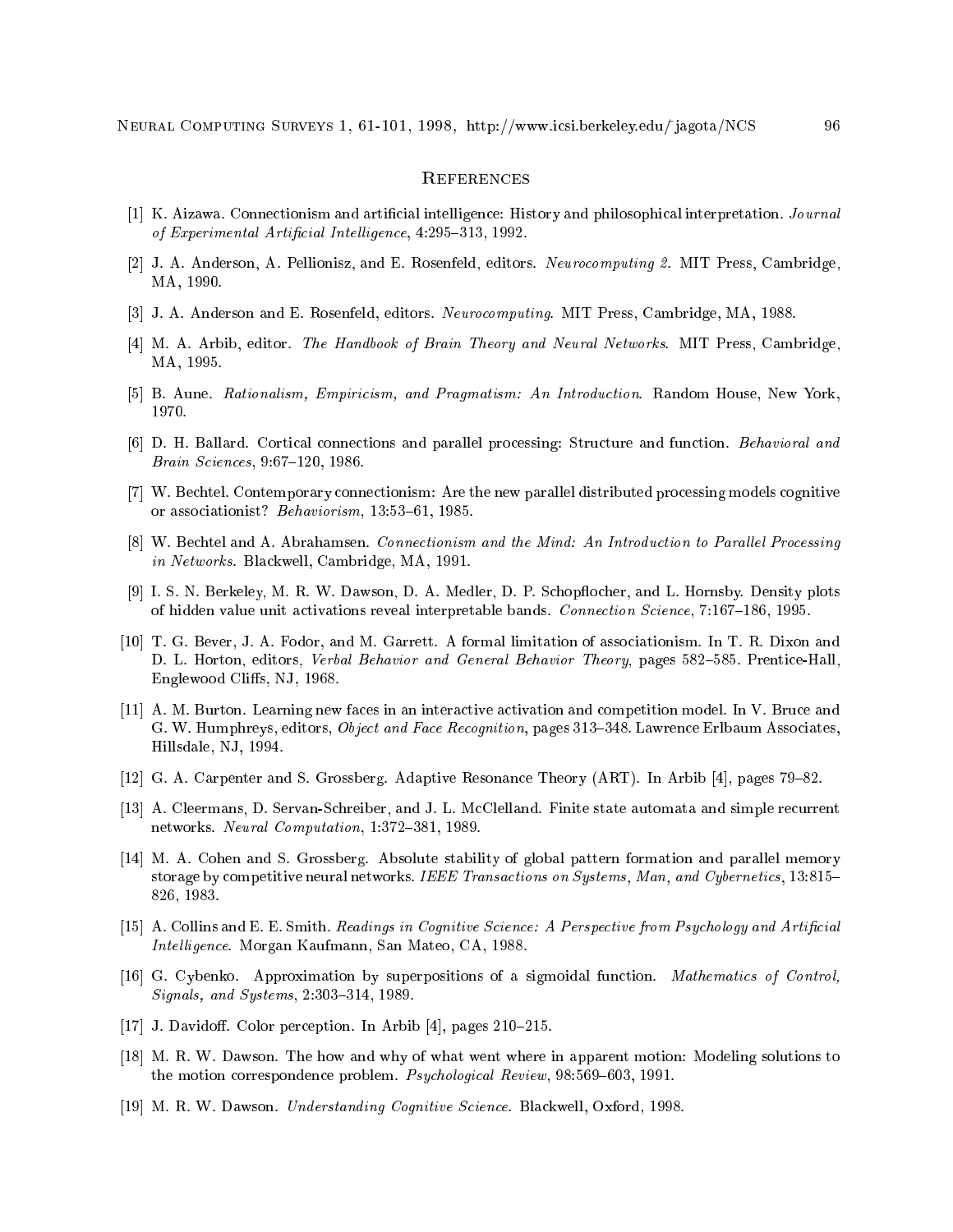## References

[1] K. Aizawa. Connectionism and artificial intelligence: History and philosophical interpretation. *Journal of Experimental Artificial Intelligence*, 4:295–313, 1992.

[2] J. A. Anderson, A. Pellionisz, and E. Rosenfeld, editors. *Neurocomputing 2*. MIT Press, Cambridge, MA, 1990.

[3] J. A. Anderson and E. Rosenfeld, editors. *Neurocomputing*. MIT Press, Cambridge, MA, 1988.

[4] M. A. Arbib, editor. *The Handbook of Brain Theory and Neural Networks*. MIT Press, Cambridge, MA, 1995.

[5] B. Aune. *Rationalism, Empiricism, and Pragmatism: An Introduction*. Random House, New York, 1970.

[6] D. H. Ballard. Cortical connections and parallel processing: Structure and function. *Behavioral and Brain Sciences*, 9:67–120, 1986.

[7] W. Bechtel. Contemporary connectionism: Are the new parallel distributed processing models cognitive or associationist? *Behaviorism*, 13:53–61, 1985.

[8] W. Bechtel and A. Abrahamsen. *Connectionism and the Mind: An Introduction to Parallel Processing in Networks*. Blackwell, Cambridge, MA, 1991.

[9] I. S. N. Berkeley, M. R. W. Dawson, D. A. Medler, D. P. Schopflocher, and L. Hornsby. Density plots of hidden value unit activations reveal interpretable bands. *Connection Science*, 7:167–186, 1995.

[10] T. G. Bever, J. A. Fodor, and M. Garrett. A formal limitation of associationism. In T. R. Dixon and D. L. Horton, editors, *Verbal Behavior and General Behavior Theory*, pages 582–585. Prentice-Hall, Englewood Cliffs, NJ, 1968.

[11] A. M. Burton. Learning new faces in an interactive activation and competition model. In V. Bruce and G. W. Humphreys, editors, *Object and Face Recognition*, pages 313–348. Lawrence Erlbaum Associates, Hillsdale, NJ, 1994.

[12] G. A. Carpenter and S. Grossberg. Adaptive Resonance Theory (ART). In Arbib [4], pages 79–82.

[13] A. Cleermans, D. Servan-Schreiber, and J. L. McClelland. Finite state automata and simple recurrent networks. *Neural Computation*, 1:372–381, 1989.

[14] M. A. Cohen and S. Grossberg. Absolute stability of global pattern formation and parallel memory storage by competitive neural networks. *IEEE Transactions on Systems, Man, and Cybernetics*, 13:815–826, 1983.

[15] A. Collins and E. E. Smith. *Readings in Cognitive Science: A Perspective from Psychology and Artificial Intelligence*. Morgan Kaufmann, San Mateo, CA, 1988.

[16] G. Cybenko. Approximation by superpositions of a sigmoidal function. *Mathematics of Control, Signals, and Systems*, 2:303–314, 1989.

[17] J. Davidoff. Color perception. In Arbib [4], pages 210–215.

[18] M. R. W. Dawson. The how and why of what went where in apparent motion: Modeling solutions to the motion correspondence problem. *Psychological Review*, 98:569–603, 1991.

[19] M. R. W. Dawson. *Understanding Cognitive Science*. Blackwell, Oxford, 1998.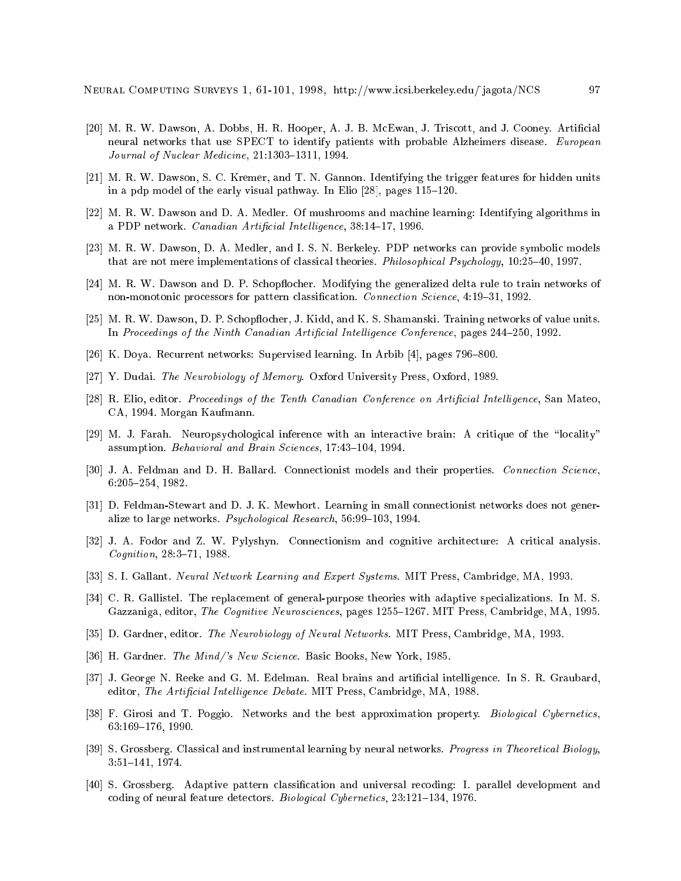[20] M. R. W. Dawson, A. Dobbs, H. R. Hooper, A. J. B. McEwan, J. Triscott, and J. Cooney. Artificial neural networks that use SPECT to identify patients with probable Alzheimers disease. *European Journal of Nuclear Medicine*, 21:1303–1311, 1994.

[21] M. R. W. Dawson, S. C. Kremer, and T. N. Gannon. Identifying the trigger features for hidden units in a pdp model of the early visual pathway. In Elio [28], pages 115–120.

[22] M. R. W. Dawson and D. A. Medler. Of mushrooms and machine learning: Identifying algorithms in a PDP network. *Canadian Artificial Intelligence*, 38:14–17, 1996.

[23] M. R. W. Dawson, D. A. Medler, and I. S. N. Berkeley. PDP networks can provide symbolic models that are not mere implementations of classical theories. *Philosophical Psychology*, 10:25–40, 1997.

[24] M. R. W. Dawson and D. P. Schopflocher. Modifying the generalized delta rule to train networks of non-monotonic processors for pattern classification. *Connection Science*, 4:19–31, 1992.

[25] M. R. W. Dawson, D. P. Schopflocher, J. Kidd, and K. S. Shamanski. Training networks of value units. In *Proceedings of the Ninth Canadian Artificial Intelligence Conference*, pages 244–250, 1992.

[26] K. Doya. Recurrent networks: Supervised learning. In Arbib [4], pages 796–800.

[27] Y. Dudai. *The Neurobiology of Memory*. Oxford University Press, Oxford, 1989.

[28] R. Elio, editor. *Proceedings of the Tenth Canadian Conference on Artificial Intelligence*, San Mateo, CA, 1994. Morgan Kaufmann.

[29] M. J. Farah. Neuropsychological inference with an interactive brain: A critique of the "locality" assumption. *Behavioral and Brain Sciences*, 17:43–104, 1994.

[30] J. A. Feldman and D. H. Ballard. Connectionist models and their properties. *Connection Science*, 6:205–254, 1982.

[31] D. Feldman-Stewart and D. J. K. Mewhort. Learning in small connectionist networks does not generalize to large networks. *Psychological Research*, 56:99–103, 1994.

[32] J. A. Fodor and Z. W. Pylyshyn. Connectionism and cognitive architecture: A critical analysis. *Cognition*, 28:3–71, 1988.

[33] S. I. Gallant. *Neural Network Learning and Expert Systems*. MIT Press, Cambridge, MA, 1993.

[34] C. R. Gallistel. The replacement of general-purpose theories with adaptive specializations. In M. S. Gazzaniga, editor, *The Cognitive Neurosciences*, pages 1255–1267. MIT Press, Cambridge, MA, 1995.

[35] D. Gardner, editor. *The Neurobiology of Neural Networks*. MIT Press, Cambridge, MA, 1993.

[36] H. Gardner. *The Mind/'s New Science*. Basic Books, New York, 1985.

[37] J. George N. Reeke and G. M. Edelman. Real brains and artificial intelligence. In S. R. Graubard, editor, *The Artificial Intelligence Debate*. MIT Press, Cambridge, MA, 1988.

[38] F. Girosi and T. Poggio. Networks and the best approximation property. *Biological Cybernetics*, 63:169–176, 1990.

[39] S. Grossberg. Classical and instrumental learning by neural networks. *Progress in Theoretical Biology*, 3:51–141, 1974.

[40] S. Grossberg. Adaptive pattern classification and universal recoding: I. parallel development and coding of neural feature detectors. *Biological Cybernetics*, 23:121–134, 1976.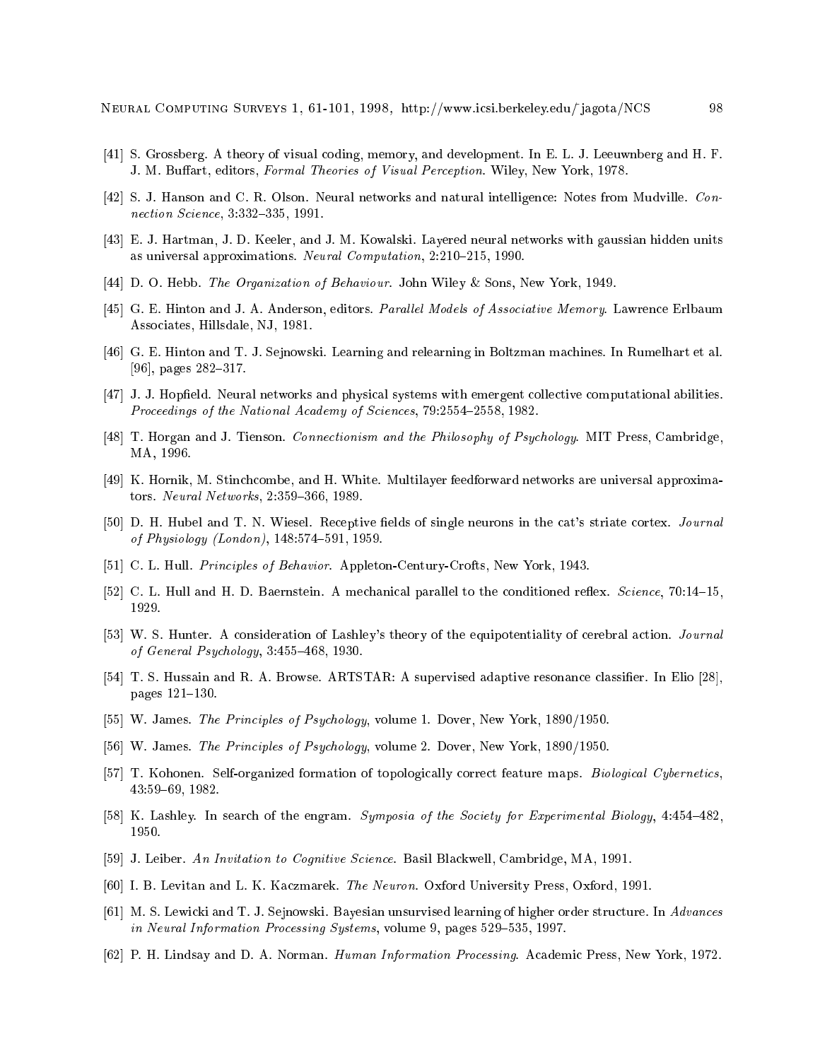[41] S. Grossberg. A theory of visual coding, memory, and development. In E. L. J. Leeuwnberg and H. F. J. M. Buffart, editors, *Formal Theories of Visual Perception*. Wiley, New York, 1978.

[42] S. J. Hanson and C. R. Olson. Neural networks and natural intelligence: Notes from Mudville. *Connection Science*, 3:332–335, 1991.

[43] E. J. Hartman, J. D. Keeler, and J. M. Kowalski. Layered neural networks with gaussian hidden units as universal approximations. *Neural Computation*, 2:210–215, 1990.

[44] D. O. Hebb. *The Organization of Behaviour*. John Wiley & Sons, New York, 1949.

[45] G. E. Hinton and J. A. Anderson, editors. *Parallel Models of Associative Memory*. Lawrence Erlbaum Associates, Hillsdale, NJ, 1981.

[46] G. E. Hinton and T. J. Sejnowski. Learning and relearning in Boltzman machines. In Rumelhart et al. [96], pages 282–317.

[47] J. J. Hopfield. Neural networks and physical systems with emergent collective computational abilities. *Proceedings of the National Academy of Sciences*, 79:2554–2558, 1982.

[48] T. Horgan and J. Tienson. *Connectionism and the Philosophy of Psychology*. MIT Press, Cambridge, MA, 1996.

[49] K. Hornik, M. Stinchcombe, and H. White. Multilayer feedforward networks are universal approximators. *Neural Networks*, 2:359–366, 1989.

[50] D. H. Hubel and T. N. Wiesel. Receptive fields of single neurons in the cat's striate cortex. *Journal of Physiology (London)*, 148:574–591, 1959.

[51] C. L. Hull. *Principles of Behavior*. Appleton-Century-Crofts, New York, 1943.

[52] C. L. Hull and H. D. Baernstein. A mechanical parallel to the conditioned reflex. *Science*, 70:14–15, 1929.

[53] W. S. Hunter. A consideration of Lashley's theory of the equipotentiality of cerebral action. *Journal of General Psychology*, 3:455–468, 1930.

[54] T. S. Hussain and R. A. Browse. ARTSTAR: A supervised adaptive resonance classifier. In Elio [28], pages 121–130.

[55] W. James. *The Principles of Psychology*, volume 1. Dover, New York, 1890/1950.

[56] W. James. *The Principles of Psychology*, volume 2. Dover, New York, 1890/1950.

[57] T. Kohonen. Self-organized formation of topologically correct feature maps. *Biological Cybernetics*, 43:59–69, 1982.

[58] K. Lashley. In search of the engram. *Symposia of the Society for Experimental Biology*, 4:454–482, 1950.

[59] J. Leiber. *An Invitation to Cognitive Science*. Basil Blackwell, Cambridge, MA, 1991.

[60] I. B. Levitan and L. K. Kaczmarek. *The Neuron*. Oxford University Press, Oxford, 1991.

[61] M. S. Lewicki and T. J. Sejnowski. Bayesian unsurvised learning of higher order structure. In *Advances in Neural Information Processing Systems*, volume 9, pages 529–535, 1997.

[62] P. H. Lindsay and D. A. Norman. *Human Information Processing*. Academic Press, New York, 1972.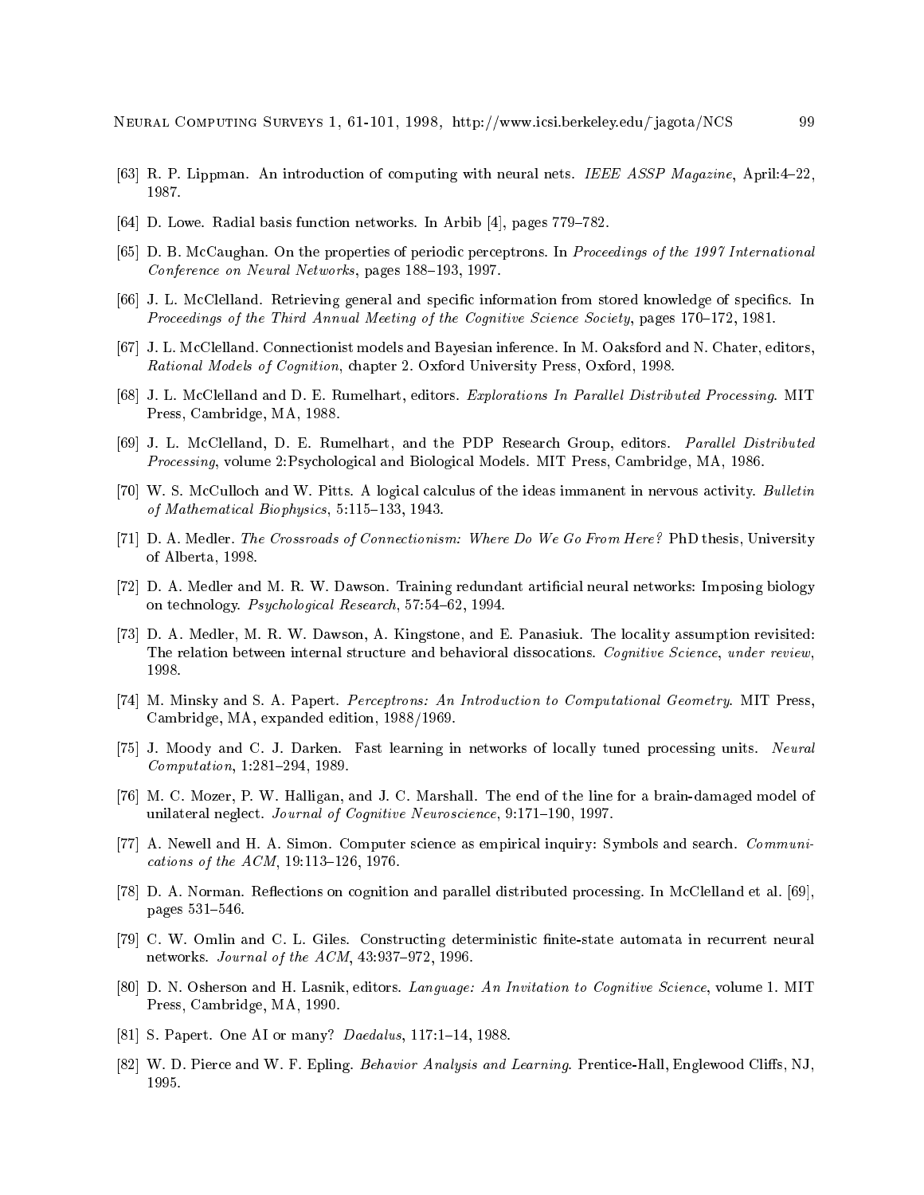[63] R. P. Lippman. An introduction of computing with neural nets. *IEEE ASSP Magazine*, April:4–22, 1987.

[64] D. Lowe. Radial basis function networks. In Arbib [4], pages 779–782.

[65] D. B. McCaughan. On the properties of periodic perceptrons. In *Proceedings of the 1997 International Conference on Neural Networks*, pages 188–193, 1997.

[66] J. L. McClelland. Retrieving general and specific information from stored knowledge of specifics. In *Proceedings of the Third Annual Meeting of the Cognitive Science Society*, pages 170–172, 1981.

[67] J. L. McClelland. Connectionist models and Bayesian inference. In M. Oaksford and N. Chater, editors, *Rational Models of Cognition*, chapter 2. Oxford University Press, Oxford, 1998.

[68] J. L. McClelland and D. E. Rumelhart, editors. *Explorations In Parallel Distributed Processing*. MIT Press, Cambridge, MA, 1988.

[69] J. L. McClelland, D. E. Rumelhart, and the PDP Research Group, editors. *Parallel Distributed Processing*, volume 2:Psychological and Biological Models. MIT Press, Cambridge, MA, 1986.

[70] W. S. McCulloch and W. Pitts. A logical calculus of the ideas immanent in nervous activity. *Bulletin of Mathematical Biophysics*, 5:115–133, 1943.

[71] D. A. Medler. *The Crossroads of Connectionism: Where Do We Go From Here?* PhD thesis, University of Alberta, 1998.

[72] D. A. Medler and M. R. W. Dawson. Training redundant artificial neural networks: Imposing biology on technology. *Psychological Research*, 57:54–62, 1994.

[73] D. A. Medler, M. R. W. Dawson, A. Kingstone, and E. Panasiuk. The locality assumption revisited: The relation between internal structure and behavioral dissocations. *Cognitive Science, under review*, 1998.

[74] M. Minsky and S. A. Papert. *Perceptrons: An Introduction to Computational Geometry*. MIT Press, Cambridge, MA, expanded edition, 1988/1969.

[75] J. Moody and C. J. Darken. Fast learning in networks of locally tuned processing units. *Neural Computation*, 1:281–294, 1989.

[76] M. C. Mozer, P. W. Halligan, and J. C. Marshall. The end of the line for a brain-damaged model of unilateral neglect. *Journal of Cognitive Neuroscience*, 9:171–190, 1997.

[77] A. Newell and H. A. Simon. Computer science as empirical inquiry: Symbols and search. *Communications of the ACM*, 19:113–126, 1976.

[78] D. A. Norman. Reflections on cognition and parallel distributed processing. In McClelland et al. [69], pages 531–546.

[79] C. W. Omlin and C. L. Giles. Constructing deterministic finite-state automata in recurrent neural networks. *Journal of the ACM*, 43:937–972, 1996.

[80] D. N. Osherson and H. Lasnik, editors. *Language: An Invitation to Cognitive Science*, volume 1. MIT Press, Cambridge, MA, 1990.

[81] S. Papert. One AI or many? *Daedalus*, 117:1–14, 1988.

[82] W. D. Pierce and W. F. Epling. *Behavior Analysis and Learning*. Prentice-Hall, Englewood Cliffs, NJ, 1995.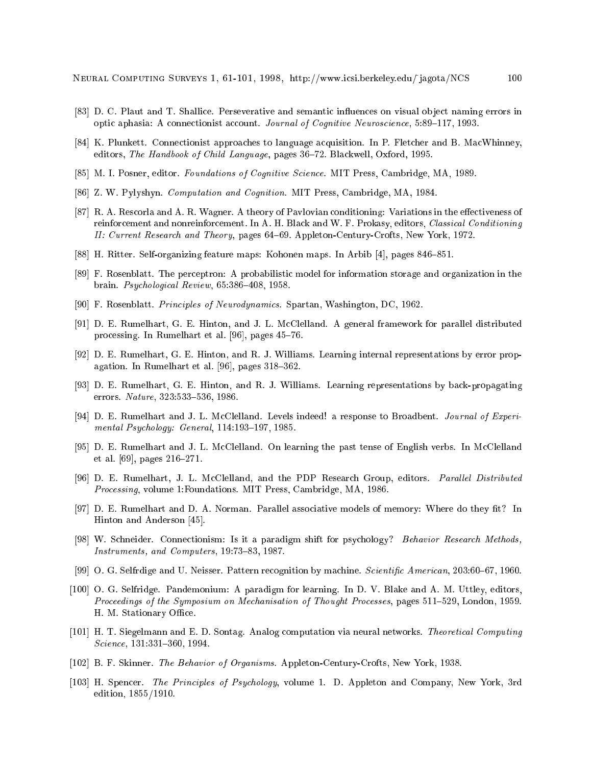[83] D. C. Plaut and T. Shallice. Perseverative and semantic influences on visual object naming errors in optic aphasia: A connectionist account. *Journal of Cognitive Neuroscience*, 5:89–117, 1993.

[84] K. Plunkett. Connectionist approaches to language acquisition. In P. Fletcher and B. MacWhinney, editors, *The Handbook of Child Language*, pages 36–72. Blackwell, Oxford, 1995.

[85] M. I. Posner, editor. *Foundations of Cognitive Science*. MIT Press, Cambridge, MA, 1989.

[86] Z. W. Pylyshyn. *Computation and Cognition*. MIT Press, Cambridge, MA, 1984.

[87] R. A. Rescorla and A. R. Wagner. A theory of Pavlovian conditioning: Variations in the effectiveness of reinforcement and nonreinforcement. In A. H. Black and W. F. Prokasy, editors, *Classical Conditioning II: Current Research and Theory*, pages 64–69. Appleton-Century-Crofts, New York, 1972.

[88] H. Ritter. Self-organizing feature maps: Kohonen maps. In Arbib [4], pages 846–851.

[89] F. Rosenblatt. The perceptron: A probabilistic model for information storage and organization in the brain. *Psychological Review*, 65:386–408, 1958.

[90] F. Rosenblatt. *Principles of Neurodynamics*. Spartan, Washington, DC, 1962.

[91] D. E. Rumelhart, G. E. Hinton, and J. L. McClelland. A general framework for parallel distributed processing. In Rumelhart et al. [96], pages 45–76.

[92] D. E. Rumelhart, G. E. Hinton, and R. J. Williams. Learning internal representations by error propagation. In Rumelhart et al. [96], pages 318–362.

[93] D. E. Rumelhart, G. E. Hinton, and R. J. Williams. Learning representations by back-propagating errors. *Nature*, 323:533–536, 1986.

[94] D. E. Rumelhart and J. L. McClelland. Levels indeed! a response to Broadbent. *Journal of Experimental Psychology: General*, 114:193–197, 1985.

[95] D. E. Rumelhart and J. L. McClelland. On learning the past tense of English verbs. In McClelland et al. [69], pages 216–271.

[96] D. E. Rumelhart, J. L. McClelland, and the PDP Research Group, editors. *Parallel Distributed Processing*, volume 1:Foundations. MIT Press, Cambridge, MA, 1986.

[97] D. E. Rumelhart and D. A. Norman. Parallel associative models of memory: Where do they fit? In Hinton and Anderson [45].

[98] W. Schneider. Connectionism: Is it a paradigm shift for psychology? *Behavior Research Methods, Instruments, and Computers*, 19:73–83, 1987.

[99] O. G. Selfrdige and U. Neisser. Pattern recognition by machine. *Scientific American*, 203:60–67, 1960.

[100] O. G. Selfridge. Pandemonium: A paradigm for learning. In D. V. Blake and A. M. Uttley, editors, *Proceedings of the Symposium on Mechanisation of Thought Processes*, pages 511–529, London, 1959. H. M. Stationary Office.

[101] H. T. Siegelmann and E. D. Sontag. Analog computation via neural networks. *Theoretical Computing Science*, 131:331–360, 1994.

[102] B. F. Skinner. *The Behavior of Organisms*. Appleton-Century-Crofts, New York, 1938.

[103] H. Spencer. *The Principles of Psychology*, volume 1. D. Appleton and Company, New York, 3rd edition, 1855/1910.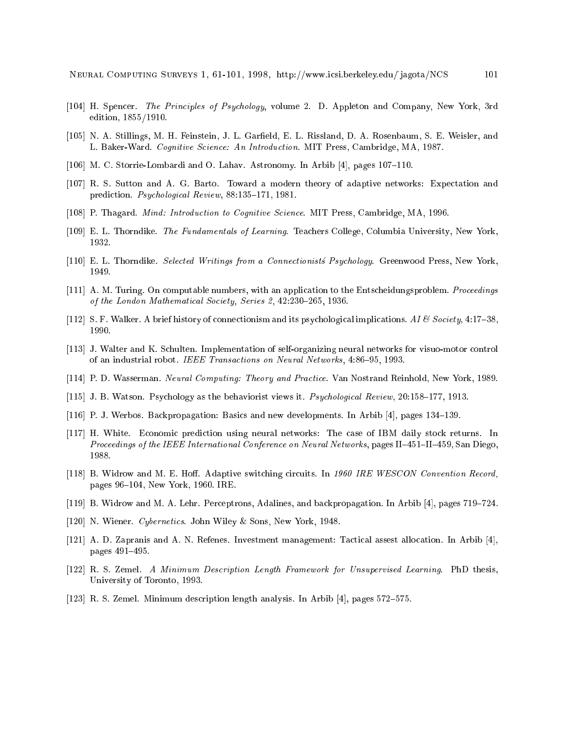[104] H. Spencer. *The Principles of Psychology*, volume 2. D. Appleton and Company, New York, 3rd edition, 1855/1910.

[105] N. A. Stillings, M. H. Feinstein, J. L. Garfield, E. L. Rissland, D. A. Rosenbaum, S. E. Weisler, and L. Baker-Ward. *Cognitive Science: An Introduction*. MIT Press, Cambridge, MA, 1987.

[106] M. C. Storrie-Lombardi and O. Lahav. Astronomy. In Arbib [4], pages 107–110.

[107] R. S. Sutton and A. G. Barto. Toward a modern theory of adaptive networks: Expectation and prediction. *Psychological Review*, 88:135–171, 1981.

[108] P. Thagard. *Mind: Introduction to Cognitive Science*. MIT Press, Cambridge, MA, 1996.

[109] E. L. Thorndike. *The Fundamentals of Learning*. Teachers College, Columbia University, New York, 1932.

[110] E. L. Thorndike. *Selected Writings from a Connectionists' Psychology*. Greenwood Press, New York, 1949.

[111] A. M. Turing. On computable numbers, with an application to the Entscheidungsproblem. *Proceedings of the London Mathematical Society, Series 2*, 42:230–265, 1936.

[112] S. F. Walker. A brief history of connectionism and its psychological implications. *AI & Society*, 4:17–38, 1990.

[113] J. Walter and K. Schulten. Implementation of self-organizing neural networks for visuo-motor control of an industrial robot. *IEEE Transactions on Neural Networks*, 4:86–95, 1993.

[114] P. D. Wasserman. *Neural Computing: Theory and Practice*. Van Nostrand Reinhold, New York, 1989.

[115] J. B. Watson. Psychology as the behaviorist views it. *Psychological Review*, 20:158–177, 1913.

[116] P. J. Werbos. Backpropagation: Basics and new developments. In Arbib [4], pages 134–139.

[117] H. White. Economic prediction using neural networks: The case of IBM daily stock returns. In *Proceedings of the IEEE International Conference on Neural Networks*, pages II–451–II–459, San Diego, 1988.

[118] B. Widrow and M. E. Hoff. Adaptive switching circuits. In *1960 IRE WESCON Convention Record*, pages 96–104, New York, 1960. IRE.

[119] B. Widrow and M. A. Lehr. Perceptrons, Adalines, and backpropagation. In Arbib [4], pages 719–724.

[120] N. Wiener. *Cybernetics*. John Wiley & Sons, New York, 1948.

[121] A. D. Zapranis and A. N. Refenes. Investment management: Tactical assest allocation. In Arbib [4], pages 491–495.

[122] R. S. Zemel. *A Minimum Description Length Framework for Unsupervised Learning*. PhD thesis, University of Toronto, 1993.

[123] R. S. Zemel. Minimum description length analysis. In Arbib [4], pages 572–575.